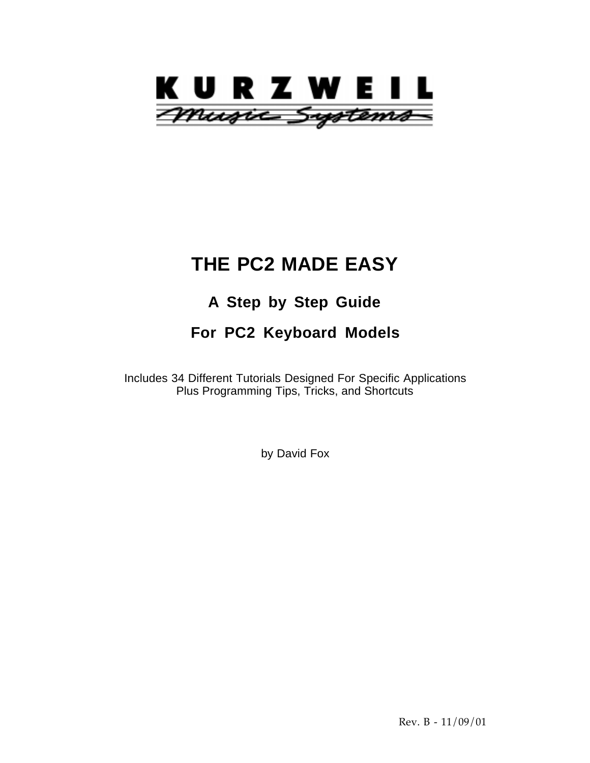KURZWEIL

Music Systems

# THE PC2 MADE EASY

## A Step by Step Guide

## For PC2 Keyboard Models

Includes 34 Different Tutorials Designed For Specific Applications
Plus Programming Tips, Tricks, and Shortcuts

by David Fox

Rev. B - 11/09/01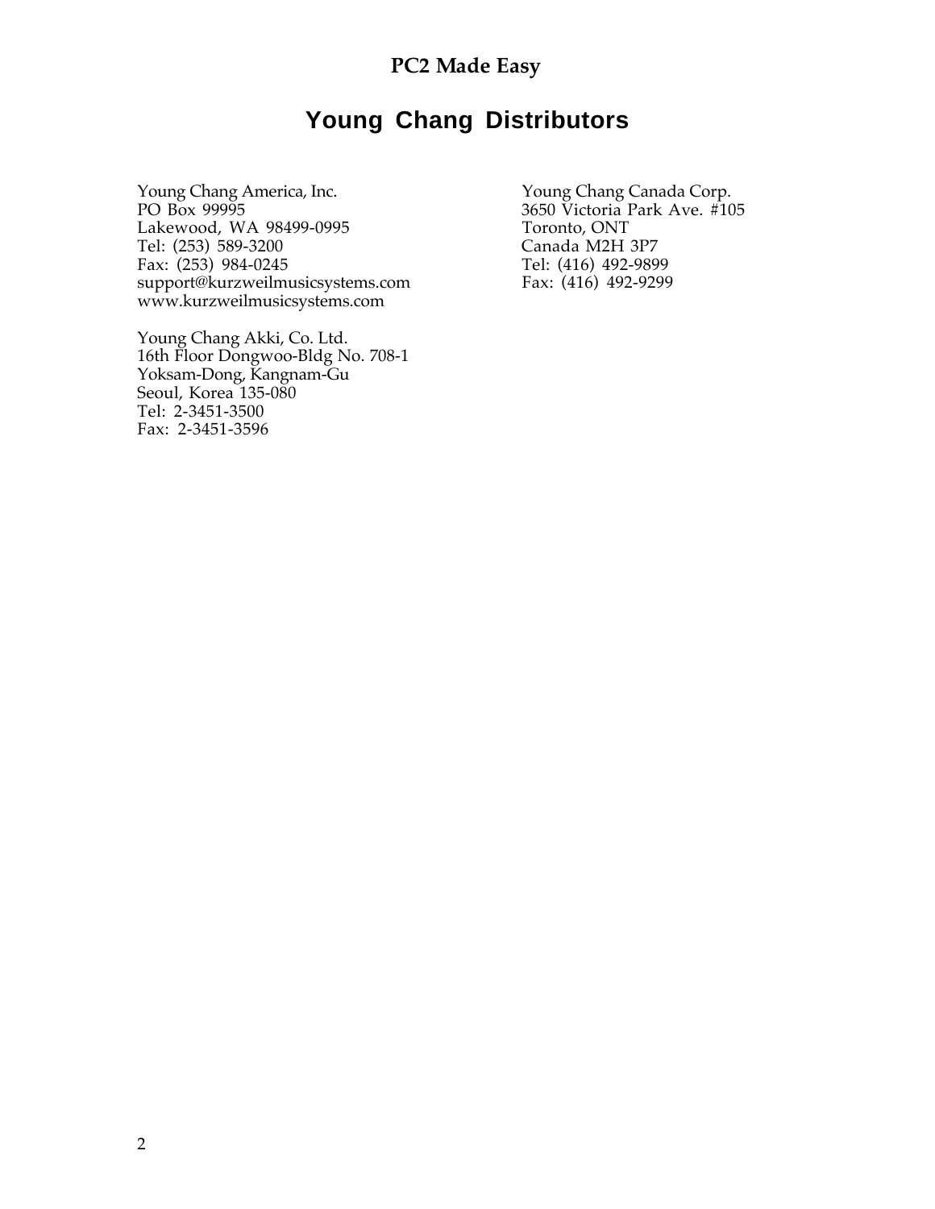# Young Chang Distributors

Young Chang America, Inc.
PO Box 99995
Lakewood, WA 98499-0995
Tel: (253) 589-3200
Fax: (253) 984-0245
support@kurzweilmusicsystems.com
www.kurzweilmusicsystems.com

Young Chang Akki, Co. Ltd.
16th Floor Dongwoo-Bldg No. 708-1
Yoksam-Dong, Kangnam-Gu
Seoul, Korea 135-080
Tel: 2-3451-3500
Fax: 2-3451-3596

Young Chang Canada Corp.
3650 Victoria Park Ave. #105
Toronto, ONT
Canada M2H 3P7
Tel: (416) 492-9899
Fax: (416) 492-9299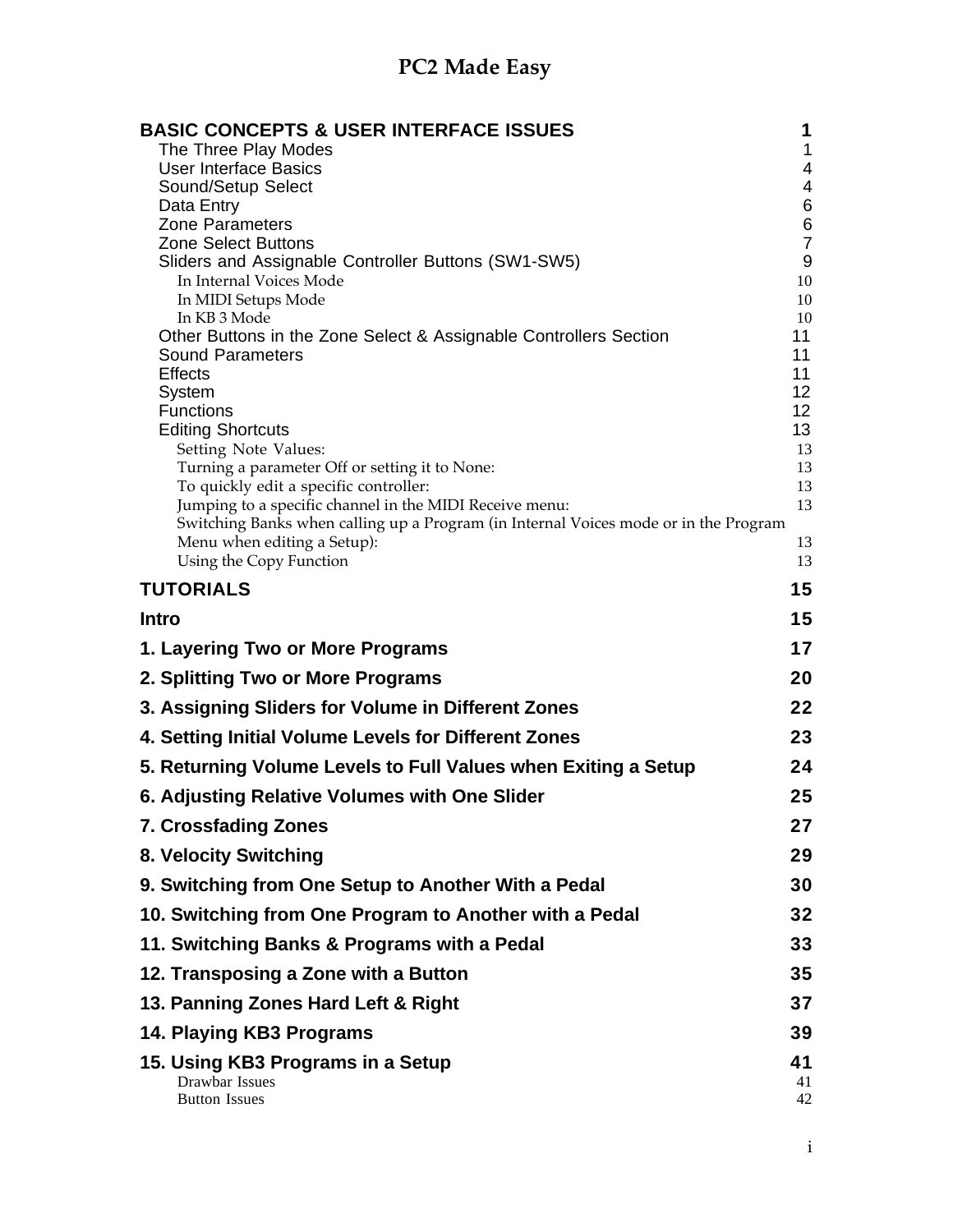# PC2 Made Easy

| | |
|---|---|
| **BASIC CONCEPTS & USER INTERFACE ISSUES** | **1** |
| The Three Play Modes | 1 |
| User Interface Basics | 4 |
| Sound/Setup Select | 4 |
| Data Entry | 6 |
| Zone Parameters | 6 |
| Zone Select Buttons | 7 |
| Sliders and Assignable Controller Buttons (SW1-SW5) | 9 |
| In Internal Voices Mode | 10 |
| In MIDI Setups Mode | 10 |
| In KB 3 Mode | 10 |
| Other Buttons in the Zone Select & Assignable Controllers Section | 11 |
| Sound Parameters | 11 |
| Effects | 11 |
| System | 12 |
| Functions | 12 |
| Editing Shortcuts | 13 |
| Setting Note Values: | 13 |
| Turning a parameter Off or setting it to None: | 13 |
| To quickly edit a specific controller: | 13 |
| Jumping to a specific channel in the MIDI Receive menu: | 13 |
| Switching Banks when calling up a Program (in Internal Voices mode or in the Program Menu when editing a Setup): | 13 |
| Using the Copy Function | 13 |
| **TUTORIALS** | **15** |
| **Intro** | **15** |
| **1. Layering Two or More Programs** | **17** |
| **2. Splitting Two or More Programs** | **20** |
| **3. Assigning Sliders for Volume in Different Zones** | **22** |
| **4. Setting Initial Volume Levels for Different Zones** | **23** |
| **5. Returning Volume Levels to Full Values when Exiting a Setup** | **24** |
| **6. Adjusting Relative Volumes with One Slider** | **25** |
| **7. Crossfading Zones** | **27** |
| **8. Velocity Switching** | **29** |
| **9. Switching from One Setup to Another With a Pedal** | **30** |
| **10. Switching from One Program to Another with a Pedal** | **32** |
| **11. Switching Banks & Programs with a Pedal** | **33** |
| **12. Transposing a Zone with a Button** | **35** |
| **13. Panning Zones Hard Left & Right** | **37** |
| **14. Playing KB3 Programs** | **39** |
| **15. Using KB3 Programs in a Setup** | **41** |
| Drawbar Issues | 41 |
| Button Issues | 42 |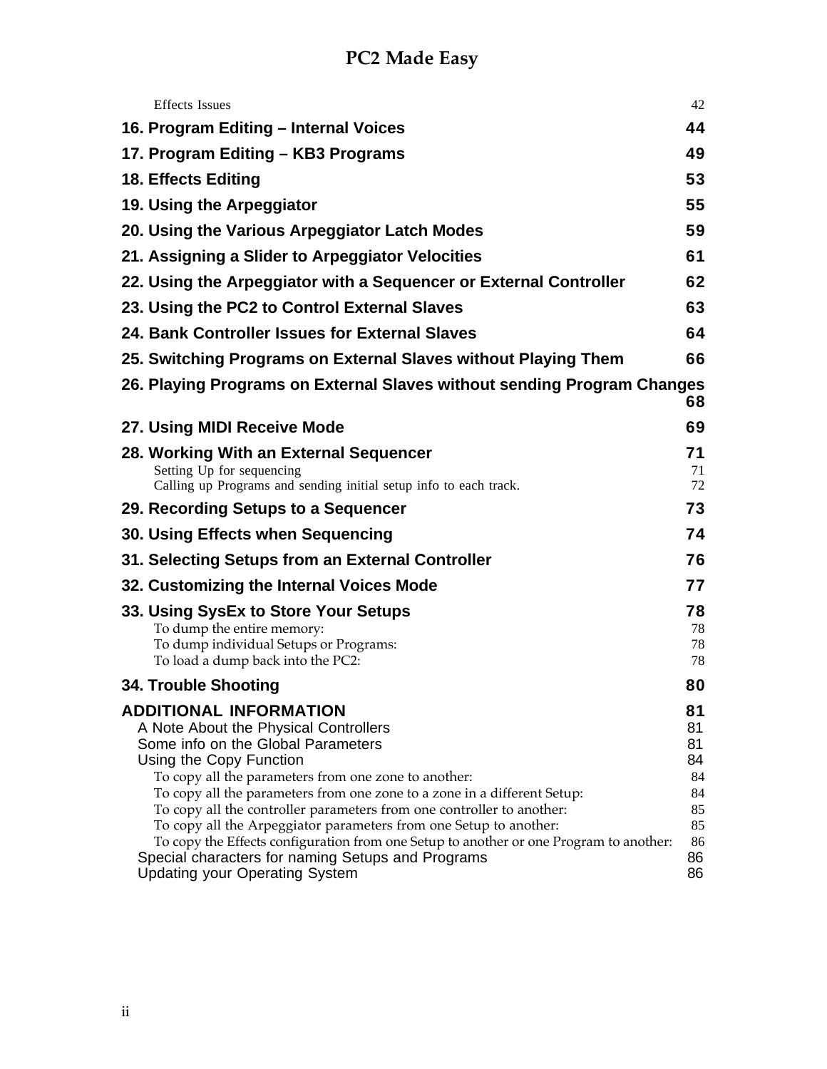Effects Issues 42

**16. Program Editing – Internal Voices** 44

**17. Program Editing – KB3 Programs** 49

**18. Effects Editing** 53

**19. Using the Arpeggiator** 55

**20. Using the Various Arpeggiator Latch Modes** 59

**21. Assigning a Slider to Arpeggiator Velocities** 61

**22. Using the Arpeggiator with a Sequencer or External Controller** 62

**23. Using the PC2 to Control External Slaves** 63

**24. Bank Controller Issues for External Slaves** 64

**25. Switching Programs on External Slaves without Playing Them** 66

**26. Playing Programs on External Slaves without sending Program Changes** 68

**27. Using MIDI Receive Mode** 69

**28. Working With an External Sequencer** 71

- Setting Up for sequencing 71
- Calling up Programs and sending initial setup info to each track. 72

**29. Recording Setups to a Sequencer** 73

**30. Using Effects when Sequencing** 74

**31. Selecting Setups from an External Controller** 76

**32. Customizing the Internal Voices Mode** 77

**33. Using SysEx to Store Your Setups** 78

- To dump the entire memory: 78
- To dump individual Setups or Programs: 78
- To load a dump back into the PC2: 78

**34. Trouble Shooting** 80

**ADDITIONAL INFORMATION** 81

- A Note About the Physical Controllers 81
- Some info on the Global Parameters 81
- Using the Copy Function 84
  - To copy all the parameters from one zone to another: 84
  - To copy all the parameters from one zone to a zone in a different Setup: 84
  - To copy all the controller parameters from one controller to another: 85
  - To copy all the Arpeggiator parameters from one Setup to another: 85
  - To copy the Effects configuration from one Setup to another or one Program to another: 86
- Special characters for naming Setups and Programs 86
- Updating your Operating System 86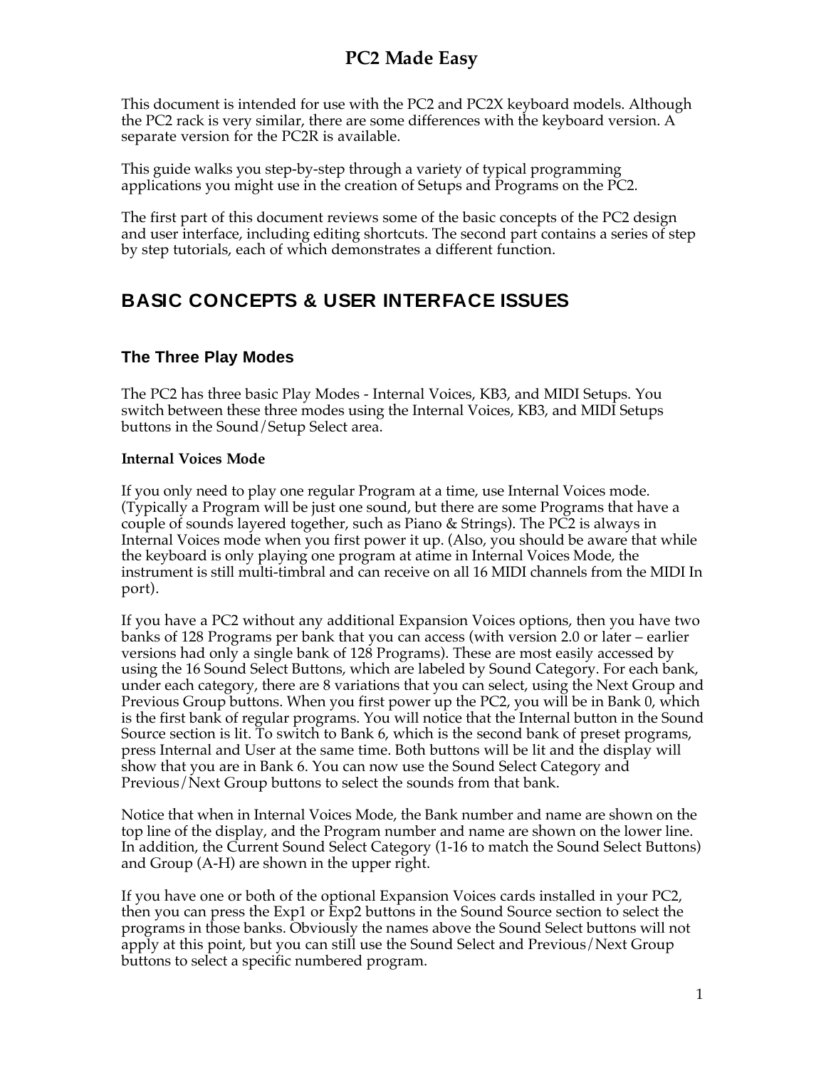# PC2 Made Easy

This document is intended for use with the PC2 and PC2X keyboard models. Although the PC2 rack is very similar, there are some differences with the keyboard version. A separate version for the PC2R is available.

This guide walks you step-by-step through a variety of typical programming applications you might use in the creation of Setups and Programs on the PC2.

The first part of this document reviews some of the basic concepts of the PC2 design and user interface, including editing shortcuts. The second part contains a series of step by step tutorials, each of which demonstrates a different function.

## BASIC CONCEPTS & USER INTERFACE ISSUES

### The Three Play Modes

The PC2 has three basic Play Modes - Internal Voices, KB3, and MIDI Setups. You switch between these three modes using the Internal Voices, KB3, and MIDI Setups buttons in the Sound/Setup Select area.

**Internal Voices Mode**

If you only need to play one regular Program at a time, use Internal Voices mode. (Typically a Program will be just one sound, but there are some Programs that have a couple of sounds layered together, such as Piano & Strings). The PC2 is always in Internal Voices mode when you first power it up. (Also, you should be aware that while the keyboard is only playing one program at atime in Internal Voices Mode, the instrument is still multi-timbral and can receive on all 16 MIDI channels from the MIDI In port).

If you have a PC2 without any additional Expansion Voices options, then you have two banks of 128 Programs per bank that you can access (with version 2.0 or later – earlier versions had only a single bank of 128 Programs). These are most easily accessed by using the 16 Sound Select Buttons, which are labeled by Sound Category. For each bank, under each category, there are 8 variations that you can select, using the Next Group and Previous Group buttons. When you first power up the PC2, you will be in Bank 0, which is the first bank of regular programs. You will notice that the Internal button in the Sound Source section is lit. To switch to Bank 6, which is the second bank of preset programs, press Internal and User at the same time. Both buttons will be lit and the display will show that you are in Bank 6. You can now use the Sound Select Category and Previous/Next Group buttons to select the sounds from that bank.

Notice that when in Internal Voices Mode, the Bank number and name are shown on the top line of the display, and the Program number and name are shown on the lower line. In addition, the Current Sound Select Category (1-16 to match the Sound Select Buttons) and Group (A-H) are shown in the upper right.

If you have one or both of the optional Expansion Voices cards installed in your PC2, then you can press the Exp1 or Exp2 buttons in the Sound Source section to select the programs in those banks. Obviously the names above the Sound Select buttons will not apply at this point, but you can still use the Sound Select and Previous/Next Group buttons to select a specific numbered program.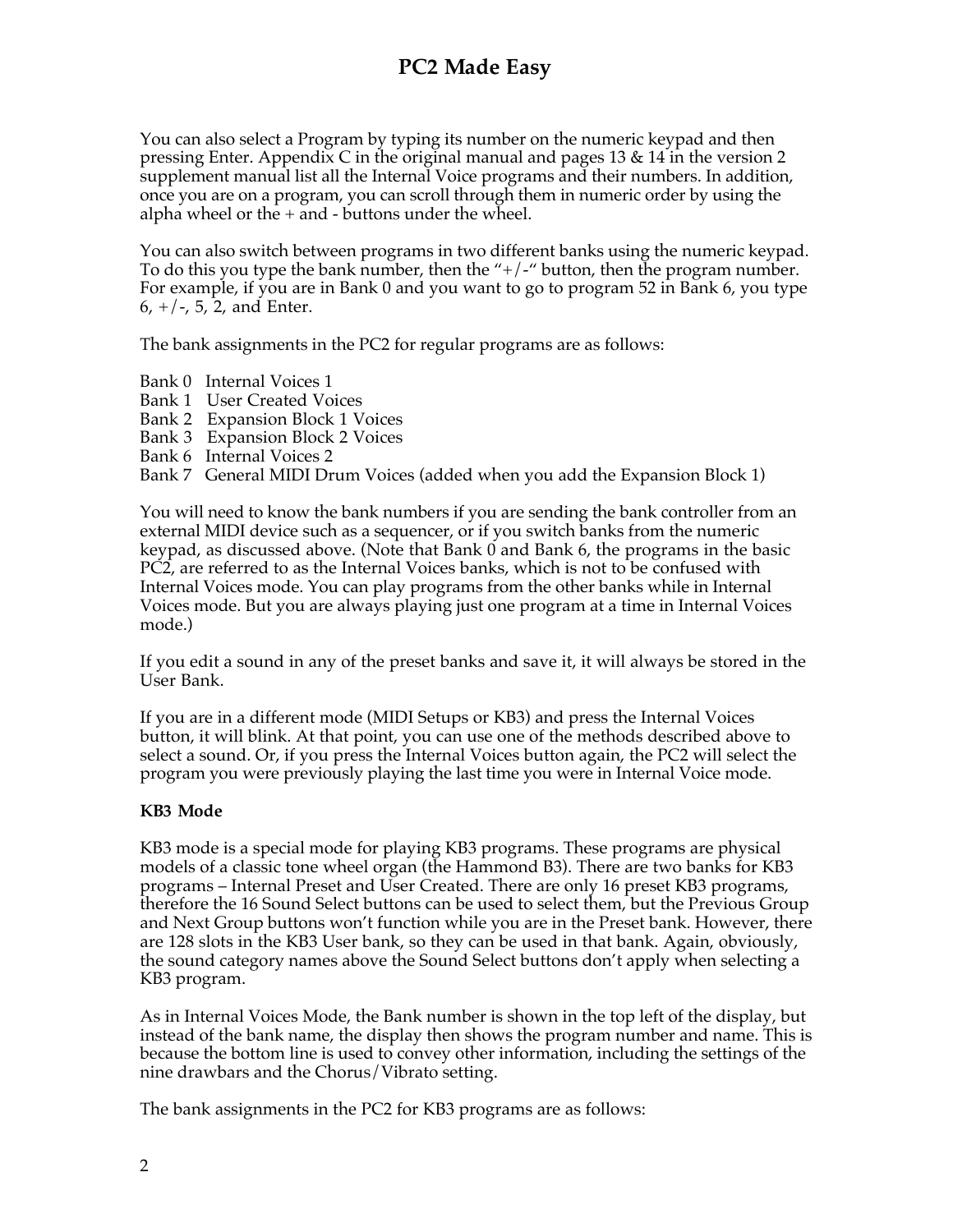You can also select a Program by typing its number on the numeric keypad and then pressing Enter. Appendix C in the original manual and pages 13 & 14 in the version 2 supplement manual list all the Internal Voice programs and their numbers. In addition, once you are on a program, you can scroll through them in numeric order by using the alpha wheel or the + and - buttons under the wheel.

You can also switch between programs in two different banks using the numeric keypad. To do this you type the bank number, then the "+/-" button, then the program number. For example, if you are in Bank 0 and you want to go to program 52 in Bank 6, you type 6, +/-, 5, 2, and Enter.

The bank assignments in the PC2 for regular programs are as follows:

Bank 0   Internal Voices 1
Bank 1   User Created Voices
Bank 2   Expansion Block 1 Voices
Bank 3   Expansion Block 2 Voices
Bank 6   Internal Voices 2
Bank 7   General MIDI Drum Voices (added when you add the Expansion Block 1)

You will need to know the bank numbers if you are sending the bank controller from an external MIDI device such as a sequencer, or if you switch banks from the numeric keypad, as discussed above. (Note that Bank 0 and Bank 6, the programs in the basic PC2, are referred to as the Internal Voices banks, which is not to be confused with Internal Voices mode. You can play programs from the other banks while in Internal Voices mode. But you are always playing just one program at a time in Internal Voices mode.)

If you edit a sound in any of the preset banks and save it, it will always be stored in the User Bank.

If you are in a different mode (MIDI Setups or KB3) and press the Internal Voices button, it will blink. At that point, you can use one of the methods described above to select a sound. Or, if you press the Internal Voices button again, the PC2 will select the program you were previously playing the last time you were in Internal Voice mode.

**KB3 Mode**

KB3 mode is a special mode for playing KB3 programs. These programs are physical models of a classic tone wheel organ (the Hammond B3). There are two banks for KB3 programs – Internal Preset and User Created. There are only 16 preset KB3 programs, therefore the 16 Sound Select buttons can be used to select them, but the Previous Group and Next Group buttons won't function while you are in the Preset bank. However, there are 128 slots in the KB3 User bank, so they can be used in that bank. Again, obviously, the sound category names above the Sound Select buttons don't apply when selecting a KB3 program.

As in Internal Voices Mode, the Bank number is shown in the top left of the display, but instead of the bank name, the display then shows the program number and name. This is because the bottom line is used to convey other information, including the settings of the nine drawbars and the Chorus/Vibrato setting.

The bank assignments in the PC2 for KB3 programs are as follows: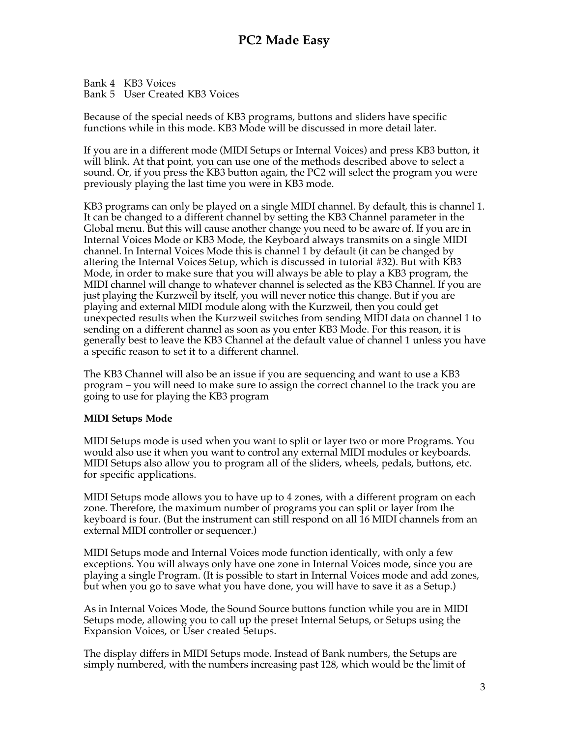Bank 4   KB3 Voices
Bank 5   User Created KB3 Voices

Because of the special needs of KB3 programs, buttons and sliders have specific functions while in this mode. KB3 Mode will be discussed in more detail later.

If you are in a different mode (MIDI Setups or Internal Voices) and press KB3 button, it will blink. At that point, you can use one of the methods described above to select a sound. Or, if you press the KB3 button again, the PC2 will select the program you were previously playing the last time you were in KB3 mode.

KB3 programs can only be played on a single MIDI channel. By default, this is channel 1. It can be changed to a different channel by setting the KB3 Channel parameter in the Global menu. But this will cause another change you need to be aware of. If you are in Internal Voices Mode or KB3 Mode, the Keyboard always transmits on a single MIDI channel. In Internal Voices Mode this is channel 1 by default (it can be changed by altering the Internal Voices Setup, which is discussed in tutorial #32). But with KB3 Mode, in order to make sure that you will always be able to play a KB3 program, the MIDI channel will change to whatever channel is selected as the KB3 Channel. If you are just playing the Kurzweil by itself, you will never notice this change. But if you are playing and external MIDI module along with the Kurzweil, then you could get unexpected results when the Kurzweil switches from sending MIDI data on channel 1 to sending on a different channel as soon as you enter KB3 Mode. For this reason, it is generally best to leave the KB3 Channel at the default value of channel 1 unless you have a specific reason to set it to a different channel.

The KB3 Channel will also be an issue if you are sequencing and want to use a KB3 program – you will need to make sure to assign the correct channel to the track you are going to use for playing the KB3 program

**MIDI Setups Mode**

MIDI Setups mode is used when you want to split or layer two or more Programs. You would also use it when you want to control any external MIDI modules or keyboards. MIDI Setups also allow you to program all of the sliders, wheels, pedals, buttons, etc. for specific applications.

MIDI Setups mode allows you to have up to 4 zones, with a different program on each zone. Therefore, the maximum number of programs you can split or layer from the keyboard is four. (But the instrument can still respond on all 16 MIDI channels from an external MIDI controller or sequencer.)

MIDI Setups mode and Internal Voices mode function identically, with only a few exceptions. You will always only have one zone in Internal Voices mode, since you are playing a single Program. (It is possible to start in Internal Voices mode and add zones, but when you go to save what you have done, you will have to save it as a Setup.)

As in Internal Voices Mode, the Sound Source buttons function while you are in MIDI Setups mode, allowing you to call up the preset Internal Setups, or Setups using the Expansion Voices, or User created Setups.

The display differs in MIDI Setups mode. Instead of Bank numbers, the Setups are simply numbered, with the numbers increasing past 128, which would be the limit of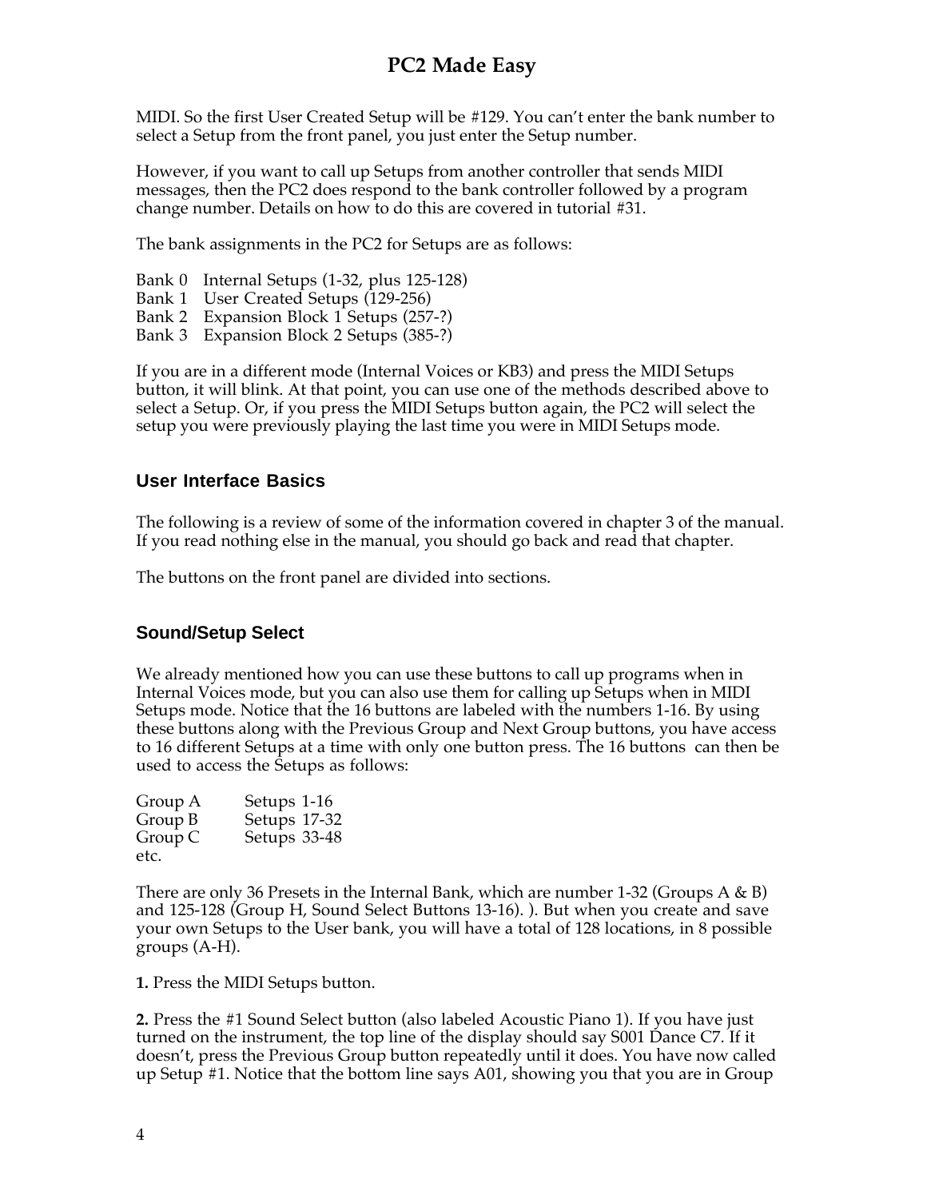MIDI. So the first User Created Setup will be #129. You can't enter the bank number to select a Setup from the front panel, you just enter the Setup number.

However, if you want to call up Setups from another controller that sends MIDI messages, then the PC2 does respond to the bank controller followed by a program change number. Details on how to do this are covered in tutorial #31.

The bank assignments in the PC2 for Setups are as follows:

Bank 0 Internal Setups (1-32, plus 125-128)
Bank 1 User Created Setups (129-256)
Bank 2 Expansion Block 1 Setups (257-?)
Bank 3 Expansion Block 2 Setups (385-?)

If you are in a different mode (Internal Voices or KB3) and press the MIDI Setups button, it will blink. At that point, you can use one of the methods described above to select a Setup. Or, if you press the MIDI Setups button again, the PC2 will select the setup you were previously playing the last time you were in MIDI Setups mode.

## User Interface Basics

The following is a review of some of the information covered in chapter 3 of the manual. If you read nothing else in the manual, you should go back and read that chapter.

The buttons on the front panel are divided into sections.

## Sound/Setup Select

We already mentioned how you can use these buttons to call up programs when in Internal Voices mode, but you can also use them for calling up Setups when in MIDI Setups mode. Notice that the 16 buttons are labeled with the numbers 1-16. By using these buttons along with the Previous Group and Next Group buttons, you have access to 16 different Setups at a time with only one button press. The 16 buttons can then be used to access the Setups as follows:

Group A Setups 1-16
Group B Setups 17-32
Group C Setups 33-48
etc.

There are only 36 Presets in the Internal Bank, which are number 1-32 (Groups A & B) and 125-128 (Group H, Sound Select Buttons 13-16). ). But when you create and save your own Setups to the User bank, you will have a total of 128 locations, in 8 possible groups (A-H).

**1.** Press the MIDI Setups button.

**2.** Press the #1 Sound Select button (also labeled Acoustic Piano 1). If you have just turned on the instrument, the top line of the display should say S001 Dance C7. If it doesn't, press the Previous Group button repeatedly until it does. You have now called up Setup #1. Notice that the bottom line says A01, showing you that you are in Group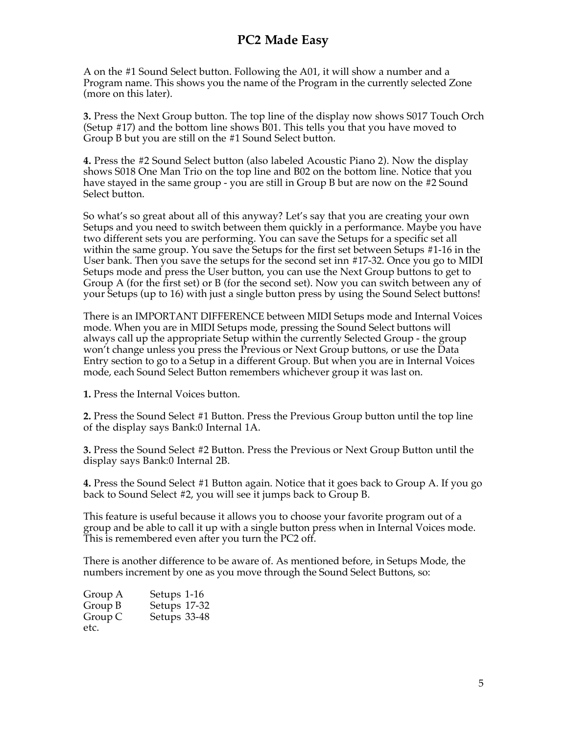A on the #1 Sound Select button. Following the A01, it will show a number and a Program name. This shows you the name of the Program in the currently selected Zone (more on this later).

**3.** Press the Next Group button. The top line of the display now shows S017 Touch Orch (Setup #17) and the bottom line shows B01. This tells you that you have moved to Group B but you are still on the #1 Sound Select button.

**4.** Press the #2 Sound Select button (also labeled Acoustic Piano 2). Now the display shows S018 One Man Trio on the top line and B02 on the bottom line. Notice that you have stayed in the same group - you are still in Group B but are now on the #2 Sound Select button.

So what's so great about all of this anyway? Let's say that you are creating your own Setups and you need to switch between them quickly in a performance. Maybe you have two different sets you are performing. You can save the Setups for a specific set all within the same group. You save the Setups for the first set between Setups #1-16 in the User bank. Then you save the setups for the second set inn #17-32. Once you go to MIDI Setups mode and press the User button, you can use the Next Group buttons to get to Group A (for the first set) or B (for the second set). Now you can switch between any of your Setups (up to 16) with just a single button press by using the Sound Select buttons!

There is an IMPORTANT DIFFERENCE between MIDI Setups mode and Internal Voices mode. When you are in MIDI Setups mode, pressing the Sound Select buttons will always call up the appropriate Setup within the currently Selected Group - the group won't change unless you press the Previous or Next Group buttons, or use the Data Entry section to go to a Setup in a different Group. But when you are in Internal Voices mode, each Sound Select Button remembers whichever group it was last on.

**1.** Press the Internal Voices button.

**2.** Press the Sound Select #1 Button. Press the Previous Group button until the top line of the display says Bank:0 Internal 1A.

**3.** Press the Sound Select #2 Button. Press the Previous or Next Group Button until the display says Bank:0 Internal 2B.

**4.** Press the Sound Select #1 Button again. Notice that it goes back to Group A. If you go back to Sound Select #2, you will see it jumps back to Group B.

This feature is useful because it allows you to choose your favorite program out of a group and be able to call it up with a single button press when in Internal Voices mode. This is remembered even after you turn the PC2 off.

There is another difference to be aware of. As mentioned before, in Setups Mode, the numbers increment by one as you move through the Sound Select Buttons, so:

| | |
|---|---|
| Group A | Setups 1-16 |
| Group B | Setups 17-32 |
| Group C | Setups 33-48 |
| etc. | |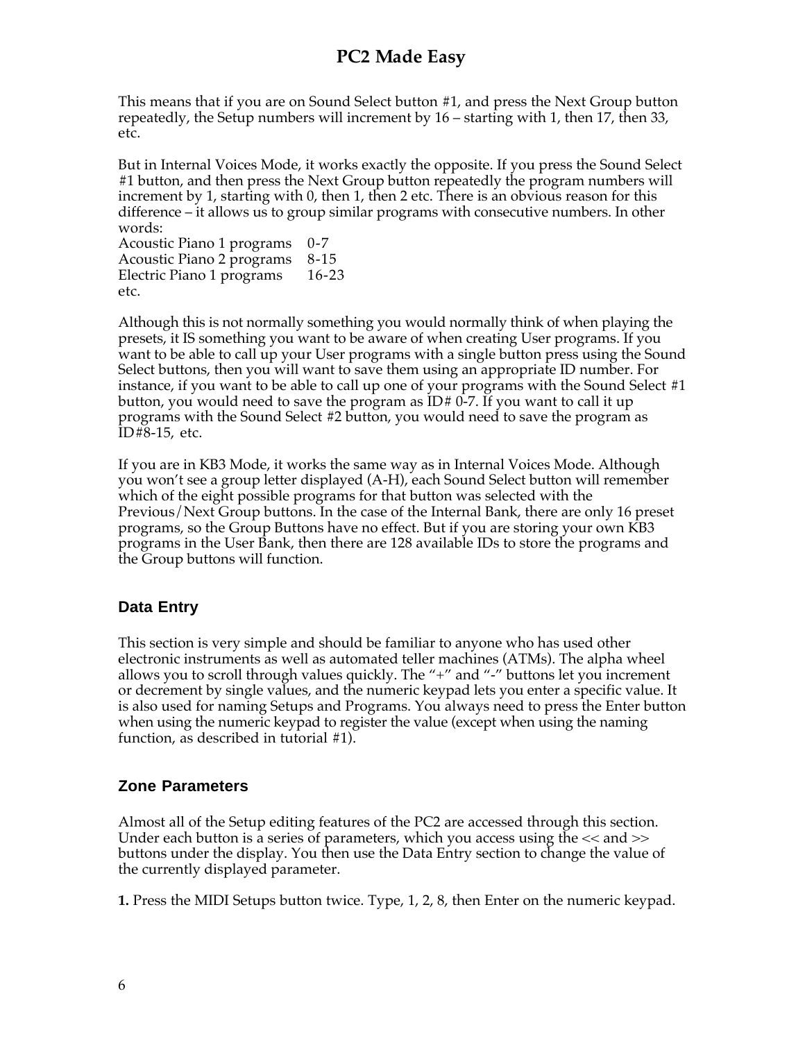This means that if you are on Sound Select button #1, and press the Next Group button repeatedly, the Setup numbers will increment by 16 – starting with 1, then 17, then 33, etc.

But in Internal Voices Mode, it works exactly the opposite. If you press the Sound Select #1 button, and then press the Next Group button repeatedly the program numbers will increment by 1, starting with 0, then 1, then 2 etc. There is an obvious reason for this difference – it allows us to group similar programs with consecutive numbers. In other words:

Acoustic Piano 1 programs 0-7
Acoustic Piano 2 programs 8-15
Electric Piano 1 programs 16-23
etc.

Although this is not normally something you would normally think of when playing the presets, it IS something you want to be aware of when creating User programs. If you want to be able to call up your User programs with a single button press using the Sound Select buttons, then you will want to save them using an appropriate ID number. For instance, if you want to be able to call up one of your programs with the Sound Select #1 button, you would need to save the program as ID# 0-7. If you want to call it up programs with the Sound Select #2 button, you would need to save the program as ID#8-15, etc.

If you are in KB3 Mode, it works the same way as in Internal Voices Mode. Although you won't see a group letter displayed (A-H), each Sound Select button will remember which of the eight possible programs for that button was selected with the Previous/Next Group buttons. In the case of the Internal Bank, there are only 16 preset programs, so the Group Buttons have no effect. But if you are storing your own KB3 programs in the User Bank, then there are 128 available IDs to store the programs and the Group buttons will function.

### Data Entry

This section is very simple and should be familiar to anyone who has used other electronic instruments as well as automated teller machines (ATMs). The alpha wheel allows you to scroll through values quickly. The "+" and "-" buttons let you increment or decrement by single values, and the numeric keypad lets you enter a specific value. It is also used for naming Setups and Programs. You always need to press the Enter button when using the numeric keypad to register the value (except when using the naming function, as described in tutorial #1).

### Zone Parameters

Almost all of the Setup editing features of the PC2 are accessed through this section. Under each button is a series of parameters, which you access using the << and >> buttons under the display. You then use the Data Entry section to change the value of the currently displayed parameter.

**1.** Press the MIDI Setups button twice. Type, 1, 2, 8, then Enter on the numeric keypad.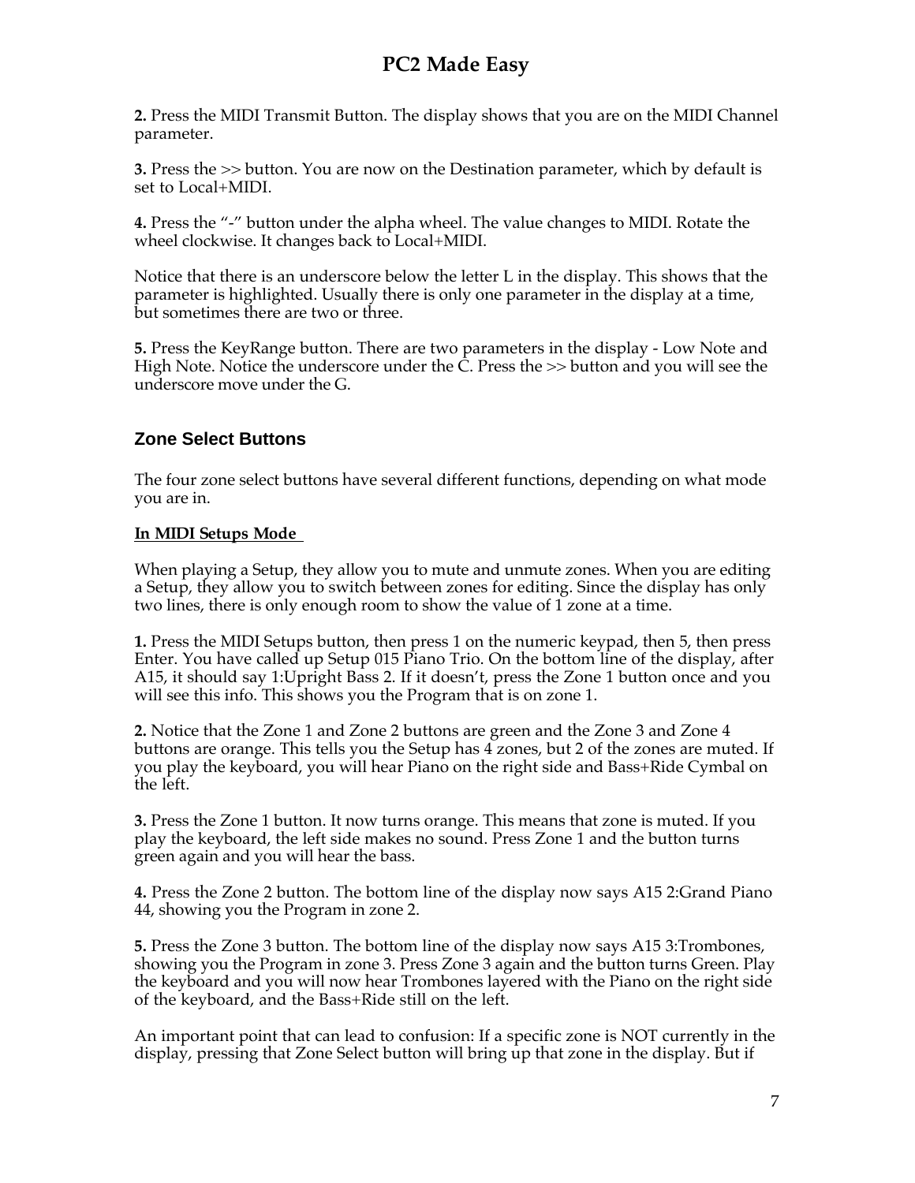**2.** Press the MIDI Transmit Button. The display shows that you are on the MIDI Channel parameter.

**3.** Press the >> button. You are now on the Destination parameter, which by default is set to Local+MIDI.

**4.** Press the "-" button under the alpha wheel. The value changes to MIDI. Rotate the wheel clockwise. It changes back to Local+MIDI.

Notice that there is an underscore below the letter L in the display. This shows that the parameter is highlighted. Usually there is only one parameter in the display at a time, but sometimes there are two or three.

**5.** Press the KeyRange button. There are two parameters in the display - Low Note and High Note. Notice the underscore under the C. Press the >> button and you will see the underscore move under the G.

## Zone Select Buttons

The four zone select buttons have several different functions, depending on what mode you are in.

**In MIDI Setups Mode**

When playing a Setup, they allow you to mute and unmute zones. When you are editing a Setup, they allow you to switch between zones for editing. Since the display has only two lines, there is only enough room to show the value of 1 zone at a time.

**1.** Press the MIDI Setups button, then press 1 on the numeric keypad, then 5, then press Enter. You have called up Setup 015 Piano Trio. On the bottom line of the display, after A15, it should say 1:Upright Bass 2. If it doesn't, press the Zone 1 button once and you will see this info. This shows you the Program that is on zone 1.

**2.** Notice that the Zone 1 and Zone 2 buttons are green and the Zone 3 and Zone 4 buttons are orange. This tells you the Setup has 4 zones, but 2 of the zones are muted. If you play the keyboard, you will hear Piano on the right side and Bass+Ride Cymbal on the left.

**3.** Press the Zone 1 button. It now turns orange. This means that zone is muted. If you play the keyboard, the left side makes no sound. Press Zone 1 and the button turns green again and you will hear the bass.

**4.** Press the Zone 2 button. The bottom line of the display now says A15 2:Grand Piano 44, showing you the Program in zone 2.

**5.** Press the Zone 3 button. The bottom line of the display now says A15 3:Trombones, showing you the Program in zone 3. Press Zone 3 again and the button turns Green. Play the keyboard and you will now hear Trombones layered with the Piano on the right side of the keyboard, and the Bass+Ride still on the left.

An important point that can lead to confusion: If a specific zone is NOT currently in the display, pressing that Zone Select button will bring up that zone in the display. But if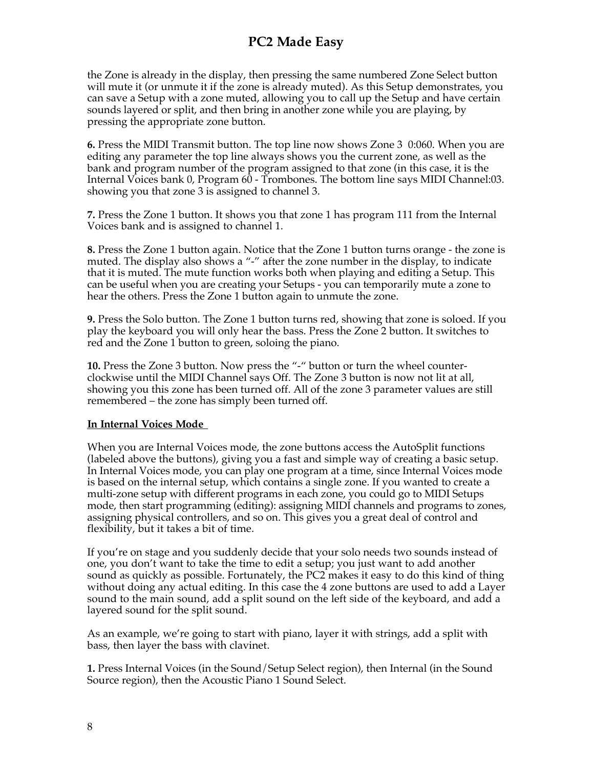the Zone is already in the display, then pressing the same numbered Zone Select button will mute it (or unmute it if the zone is already muted). As this Setup demonstrates, you can save a Setup with a zone muted, allowing you to call up the Setup and have certain sounds layered or split, and then bring in another zone while you are playing, by pressing the appropriate zone button.

**6.** Press the MIDI Transmit button. The top line now shows Zone 3  0:060. When you are editing any parameter the top line always shows you the current zone, as well as the bank and program number of the program assigned to that zone (in this case, it is the Internal Voices bank 0, Program 60 - Trombones. The bottom line says MIDI Channel:03. showing you that zone 3 is assigned to channel 3.

**7.** Press the Zone 1 button. It shows you that zone 1 has program 111 from the Internal Voices bank and is assigned to channel 1.

**8.** Press the Zone 1 button again. Notice that the Zone 1 button turns orange - the zone is muted. The display also shows a "-" after the zone number in the display, to indicate that it is muted. The mute function works both when playing and editing a Setup. This can be useful when you are creating your Setups - you can temporarily mute a zone to hear the others. Press the Zone 1 button again to unmute the zone.

**9.** Press the Solo button. The Zone 1 button turns red, showing that zone is soloed. If you play the keyboard you will only hear the bass. Press the Zone 2 button. It switches to red and the Zone 1 button to green, soloing the piano.

**10.** Press the Zone 3 button. Now press the "-" button or turn the wheel counter-clockwise until the MIDI Channel says Off. The Zone 3 button is now not lit at all, showing you this zone has been turned off. All of the zone 3 parameter values are still remembered – the zone has simply been turned off.

**In Internal Voices Mode**

When you are Internal Voices mode, the zone buttons access the AutoSplit functions (labeled above the buttons), giving you a fast and simple way of creating a basic setup. In Internal Voices mode, you can play one program at a time, since Internal Voices mode is based on the internal setup, which contains a single zone. If you wanted to create a multi-zone setup with different programs in each zone, you could go to MIDI Setups mode, then start programming (editing): assigning MIDI channels and programs to zones, assigning physical controllers, and so on. This gives you a great deal of control and flexibility, but it takes a bit of time.

If you're on stage and you suddenly decide that your solo needs two sounds instead of one, you don't want to take the time to edit a setup; you just want to add another sound as quickly as possible. Fortunately, the PC2 makes it easy to do this kind of thing without doing any actual editing. In this case the 4 zone buttons are used to add a Layer sound to the main sound, add a split sound on the left side of the keyboard, and add a layered sound for the split sound.

As an example, we're going to start with piano, layer it with strings, add a split with bass, then layer the bass with clavinet.

**1.** Press Internal Voices (in the Sound/Setup Select region), then Internal (in the Sound Source region), then the Acoustic Piano 1 Sound Select.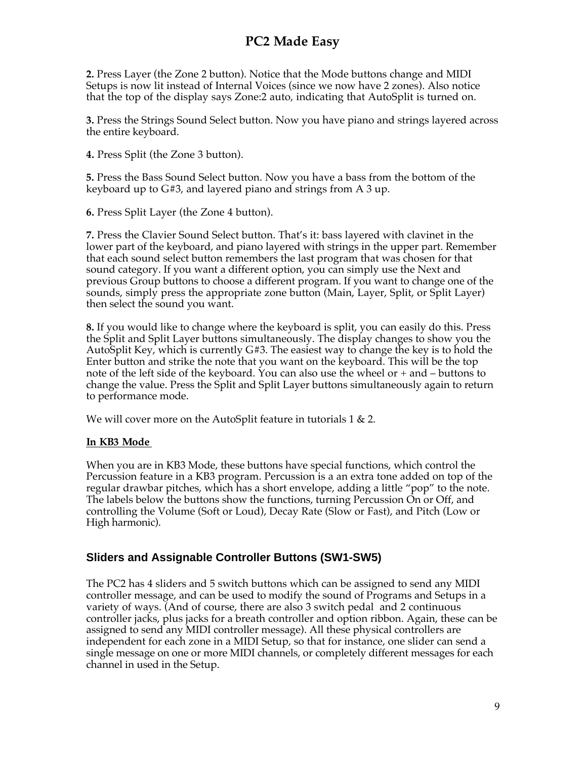**2.** Press Layer (the Zone 2 button). Notice that the Mode buttons change and MIDI Setups is now lit instead of Internal Voices (since we now have 2 zones). Also notice that the top of the display says Zone:2 auto, indicating that AutoSplit is turned on.

**3.** Press the Strings Sound Select button. Now you have piano and strings layered across the entire keyboard.

**4.** Press Split (the Zone 3 button).

**5.** Press the Bass Sound Select button. Now you have a bass from the bottom of the keyboard up to G#3, and layered piano and strings from A 3 up.

**6.** Press Split Layer (the Zone 4 button).

**7.** Press the Clavier Sound Select button. That's it: bass layered with clavinet in the lower part of the keyboard, and piano layered with strings in the upper part. Remember that each sound select button remembers the last program that was chosen for that sound category. If you want a different option, you can simply use the Next and previous Group buttons to choose a different program. If you want to change one of the sounds, simply press the appropriate zone button (Main, Layer, Split, or Split Layer) then select the sound you want.

**8.** If you would like to change where the keyboard is split, you can easily do this. Press the Split and Split Layer buttons simultaneously. The display changes to show you the AutoSplit Key, which is currently G#3. The easiest way to change the key is to hold the Enter button and strike the note that you want on the keyboard. This will be the top note of the left side of the keyboard. You can also use the wheel or + and – buttons to change the value. Press the Split and Split Layer buttons simultaneously again to return to performance mode.

We will cover more on the AutoSplit feature in tutorials 1 & 2.

**In KB3 Mode**

When you are in KB3 Mode, these buttons have special functions, which control the Percussion feature in a KB3 program. Percussion is a an extra tone added on top of the regular drawbar pitches, which has a short envelope, adding a little "pop" to the note. The labels below the buttons show the functions, turning Percussion On or Off, and controlling the Volume (Soft or Loud), Decay Rate (Slow or Fast), and Pitch (Low or High harmonic).

## Sliders and Assignable Controller Buttons (SW1-SW5)

The PC2 has 4 sliders and 5 switch buttons which can be assigned to send any MIDI controller message, and can be used to modify the sound of Programs and Setups in a variety of ways. (And of course, there are also 3 switch pedal and 2 continuous controller jacks, plus jacks for a breath controller and option ribbon. Again, these can be assigned to send any MIDI controller message). All these physical controllers are independent for each zone in a MIDI Setup, so that for instance, one slider can send a single message on one or more MIDI channels, or completely different messages for each channel in used in the Setup.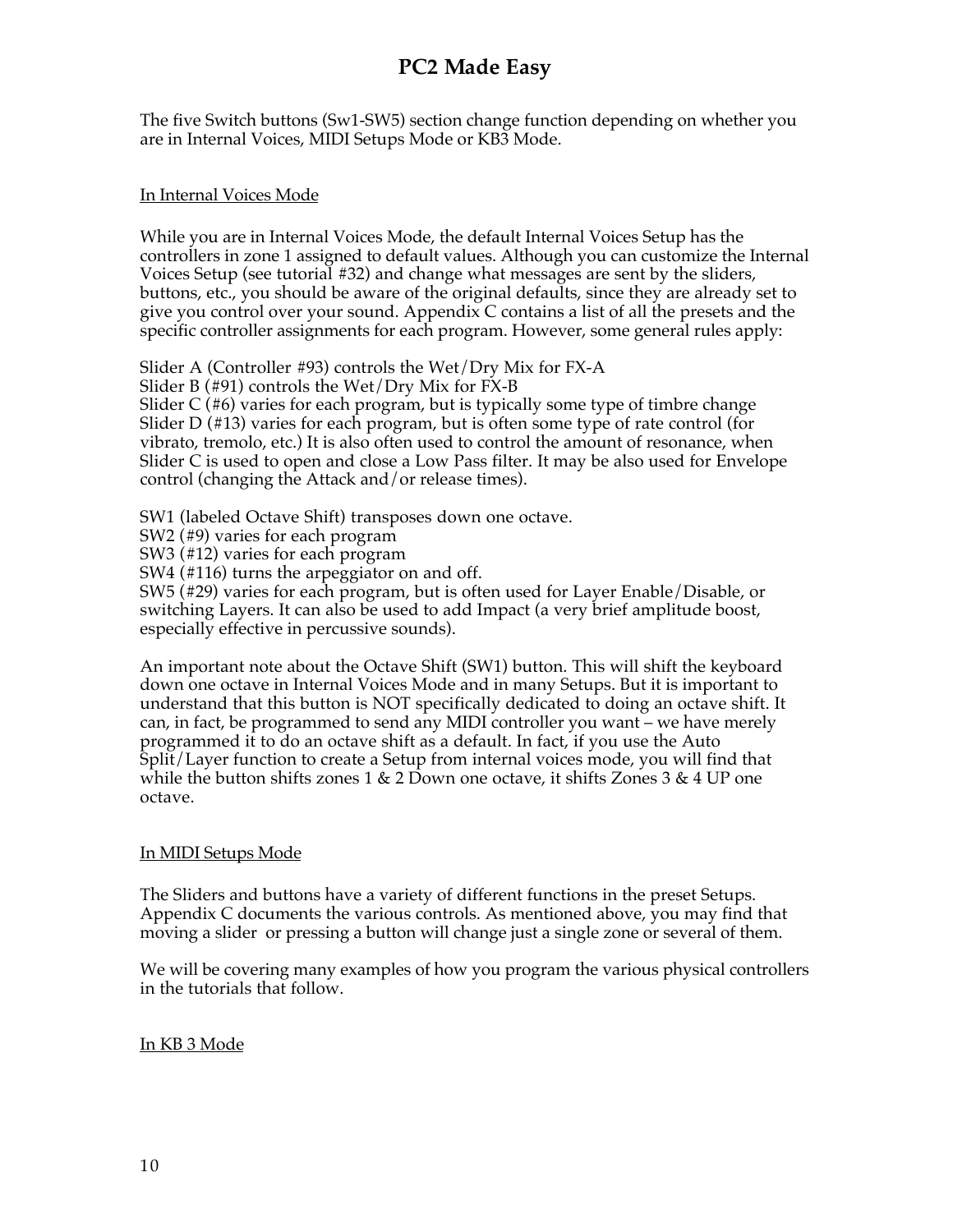The five Switch buttons (Sw1-SW5) section change function depending on whether you are in Internal Voices, MIDI Setups Mode or KB3 Mode.

In Internal Voices Mode

While you are in Internal Voices Mode, the default Internal Voices Setup has the controllers in zone 1 assigned to default values. Although you can customize the Internal Voices Setup (see tutorial #32) and change what messages are sent by the sliders, buttons, etc., you should be aware of the original defaults, since they are already set to give you control over your sound. Appendix C contains a list of all the presets and the specific controller assignments for each program. However, some general rules apply:

Slider A (Controller #93) controls the Wet/Dry Mix for FX-A
Slider B (#91) controls the Wet/Dry Mix for FX-B
Slider C (#6) varies for each program, but is typically some type of timbre change
Slider D (#13) varies for each program, but is often some type of rate control (for vibrato, tremolo, etc.) It is also often used to control the amount of resonance, when Slider C is used to open and close a Low Pass filter. It may be also used for Envelope control (changing the Attack and/or release times).

SW1 (labeled Octave Shift) transposes down one octave.
SW2 (#9) varies for each program
SW3 (#12) varies for each program
SW4 (#116) turns the arpeggiator on and off.
SW5 (#29) varies for each program, but is often used for Layer Enable/Disable, or switching Layers. It can also be used to add Impact (a very brief amplitude boost, especially effective in percussive sounds).

An important note about the Octave Shift (SW1) button. This will shift the keyboard down one octave in Internal Voices Mode and in many Setups. But it is important to understand that this button is NOT specifically dedicated to doing an octave shift. It can, in fact, be programmed to send any MIDI controller you want – we have merely programmed it to do an octave shift as a default. In fact, if you use the Auto Split/Layer function to create a Setup from internal voices mode, you will find that while the button shifts zones 1 & 2 Down one octave, it shifts Zones 3 & 4 UP one octave.

In MIDI Setups Mode

The Sliders and buttons have a variety of different functions in the preset Setups. Appendix C documents the various controls. As mentioned above, you may find that moving a slider or pressing a button will change just a single zone or several of them.

We will be covering many examples of how you program the various physical controllers in the tutorials that follow.

In KB 3 Mode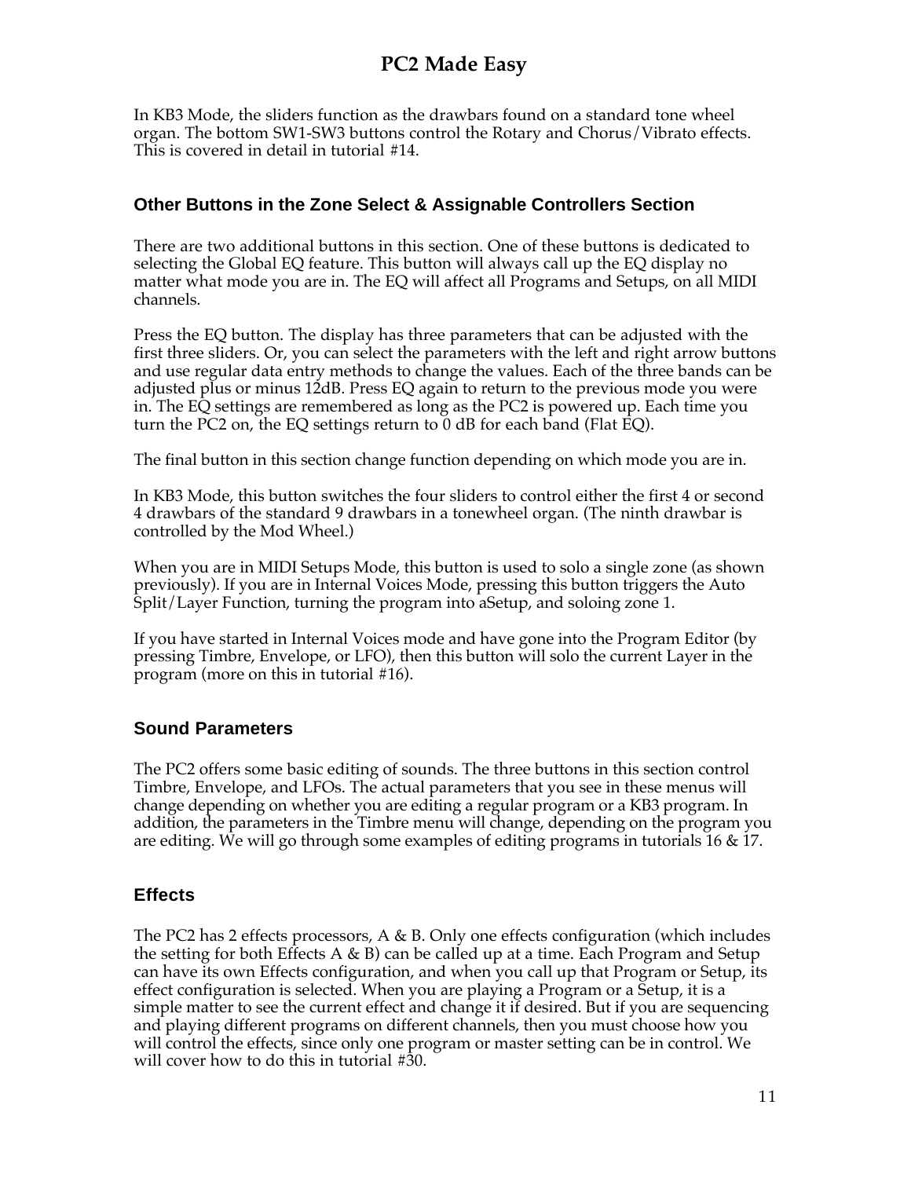In KB3 Mode, the sliders function as the drawbars found on a standard tone wheel organ. The bottom SW1-SW3 buttons control the Rotary and Chorus/Vibrato effects. This is covered in detail in tutorial #14.

### Other Buttons in the Zone Select & Assignable Controllers Section

There are two additional buttons in this section. One of these buttons is dedicated to selecting the Global EQ feature. This button will always call up the EQ display no matter what mode you are in. The EQ will affect all Programs and Setups, on all MIDI channels.

Press the EQ button. The display has three parameters that can be adjusted with the first three sliders. Or, you can select the parameters with the left and right arrow buttons and use regular data entry methods to change the values. Each of the three bands can be adjusted plus or minus 12dB. Press EQ again to return to the previous mode you were in. The EQ settings are remembered as long as the PC2 is powered up. Each time you turn the PC2 on, the EQ settings return to 0 dB for each band (Flat EQ).

The final button in this section change function depending on which mode you are in.

In KB3 Mode, this button switches the four sliders to control either the first 4 or second 4 drawbars of the standard 9 drawbars in a tonewheel organ. (The ninth drawbar is controlled by the Mod Wheel.)

When you are in MIDI Setups Mode, this button is used to solo a single zone (as shown previously). If you are in Internal Voices Mode, pressing this button triggers the Auto Split/Layer Function, turning the program into aSetup, and soloing zone 1.

If you have started in Internal Voices mode and have gone into the Program Editor (by pressing Timbre, Envelope, or LFO), then this button will solo the current Layer in the program (more on this in tutorial #16).

### Sound Parameters

The PC2 offers some basic editing of sounds. The three buttons in this section control Timbre, Envelope, and LFOs. The actual parameters that you see in these menus will change depending on whether you are editing a regular program or a KB3 program. In addition, the parameters in the Timbre menu will change, depending on the program you are editing. We will go through some examples of editing programs in tutorials 16 & 17.

### Effects

The PC2 has 2 effects processors, A & B. Only one effects configuration (which includes the setting for both Effects A & B) can be called up at a time. Each Program and Setup can have its own Effects configuration, and when you call up that Program or Setup, its effect configuration is selected. When you are playing a Program or a Setup, it is a simple matter to see the current effect and change it if desired. But if you are sequencing and playing different programs on different channels, then you must choose how you will control the effects, since only one program or master setting can be in control. We will cover how to do this in tutorial #30.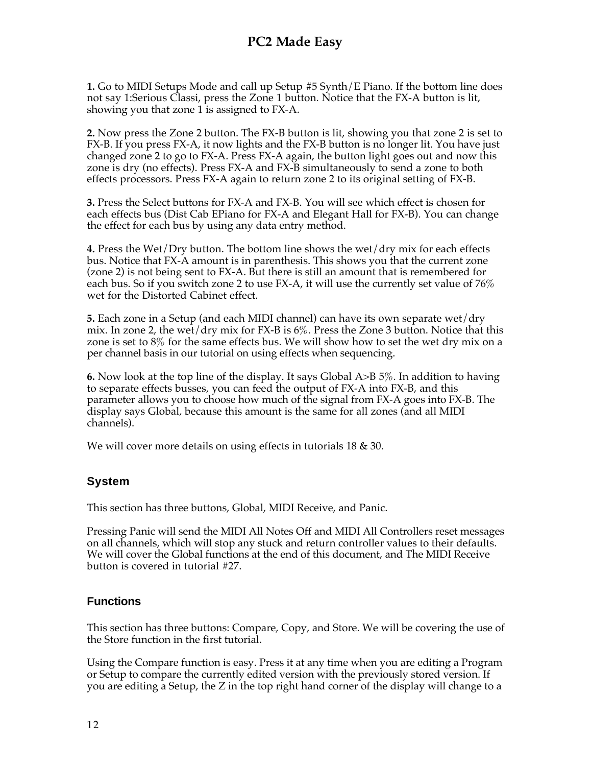**1.** Go to MIDI Setups Mode and call up Setup #5 Synth/E Piano. If the bottom line does not say 1:Serious Classi, press the Zone 1 button. Notice that the FX-A button is lit, showing you that zone 1 is assigned to FX-A.

**2.** Now press the Zone 2 button. The FX-B button is lit, showing you that zone 2 is set to FX-B. If you press FX-A, it now lights and the FX-B button is no longer lit. You have just changed zone 2 to go to FX-A. Press FX-A again, the button light goes out and now this zone is dry (no effects). Press FX-A and FX-B simultaneously to send a zone to both effects processors. Press FX-A again to return zone 2 to its original setting of FX-B.

**3.** Press the Select buttons for FX-A and FX-B. You will see which effect is chosen for each effects bus (Dist Cab EPiano for FX-A and Elegant Hall for FX-B). You can change the effect for each bus by using any data entry method.

**4.** Press the Wet/Dry button. The bottom line shows the wet/dry mix for each effects bus. Notice that FX-A amount is in parenthesis. This shows you that the current zone (zone 2) is not being sent to FX-A. But there is still an amount that is remembered for each bus. So if you switch zone 2 to use FX-A, it will use the currently set value of 76% wet for the Distorted Cabinet effect.

**5.** Each zone in a Setup (and each MIDI channel) can have its own separate wet/dry mix. In zone 2, the wet/dry mix for FX-B is 6%. Press the Zone 3 button. Notice that this zone is set to 8% for the same effects bus. We will show how to set the wet dry mix on a per channel basis in our tutorial on using effects when sequencing.

**6.** Now look at the top line of the display. It says Global A>B 5%. In addition to having to separate effects busses, you can feed the output of FX-A into FX-B, and this parameter allows you to choose how much of the signal from FX-A goes into FX-B. The display says Global, because this amount is the same for all zones (and all MIDI channels).

We will cover more details on using effects in tutorials 18 & 30.

### System

This section has three buttons, Global, MIDI Receive, and Panic.

Pressing Panic will send the MIDI All Notes Off and MIDI All Controllers reset messages on all channels, which will stop any stuck and return controller values to their defaults. We will cover the Global functions at the end of this document, and The MIDI Receive button is covered in tutorial #27.

### Functions

This section has three buttons: Compare, Copy, and Store. We will be covering the use of the Store function in the first tutorial.

Using the Compare function is easy. Press it at any time when you are editing a Program or Setup to compare the currently edited version with the previously stored version. If you are editing a Setup, the Z in the top right hand corner of the display will change to a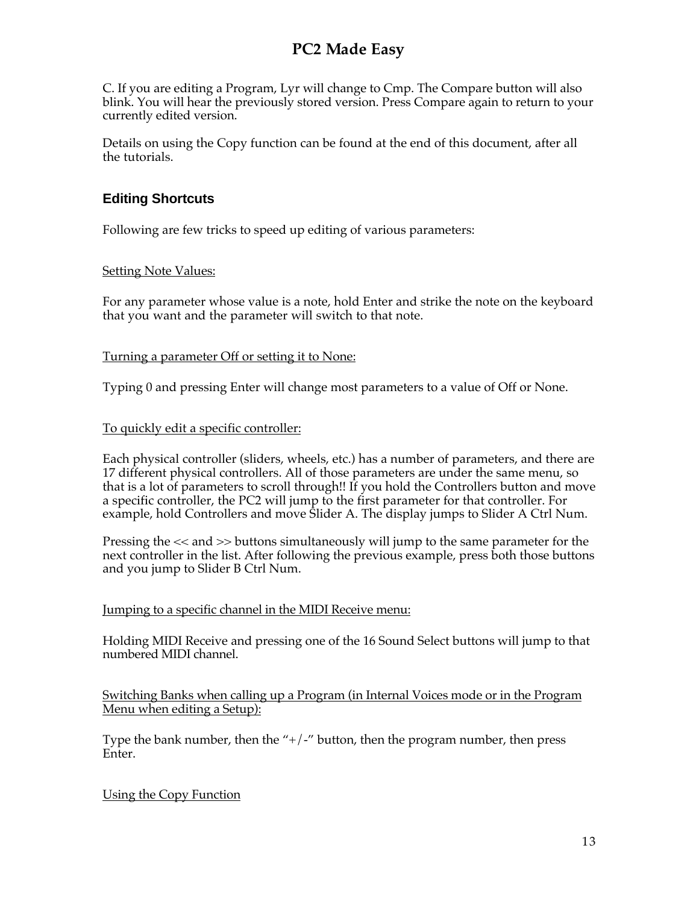C. If you are editing a Program, Lyr will change to Cmp. The Compare button will also blink. You will hear the previously stored version. Press Compare again to return to your currently edited version.

Details on using the Copy function can be found at the end of this document, after all the tutorials.

## Editing Shortcuts

Following are few tricks to speed up editing of various parameters:

Setting Note Values:

For any parameter whose value is a note, hold Enter and strike the note on the keyboard that you want and the parameter will switch to that note.

Turning a parameter Off or setting it to None:

Typing 0 and pressing Enter will change most parameters to a value of Off or None.

To quickly edit a specific controller:

Each physical controller (sliders, wheels, etc.) has a number of parameters, and there are 17 different physical controllers. All of those parameters are under the same menu, so that is a lot of parameters to scroll through!! If you hold the Controllers button and move a specific controller, the PC2 will jump to the first parameter for that controller. For example, hold Controllers and move Slider A. The display jumps to Slider A Ctrl Num.

Pressing the << and >> buttons simultaneously will jump to the same parameter for the next controller in the list. After following the previous example, press both those buttons and you jump to Slider B Ctrl Num.

Jumping to a specific channel in the MIDI Receive menu:

Holding MIDI Receive and pressing one of the 16 Sound Select buttons will jump to that numbered MIDI channel.

Switching Banks when calling up a Program (in Internal Voices mode or in the Program Menu when editing a Setup):

Type the bank number, then the "+/-" button, then the program number, then press Enter.

Using the Copy Function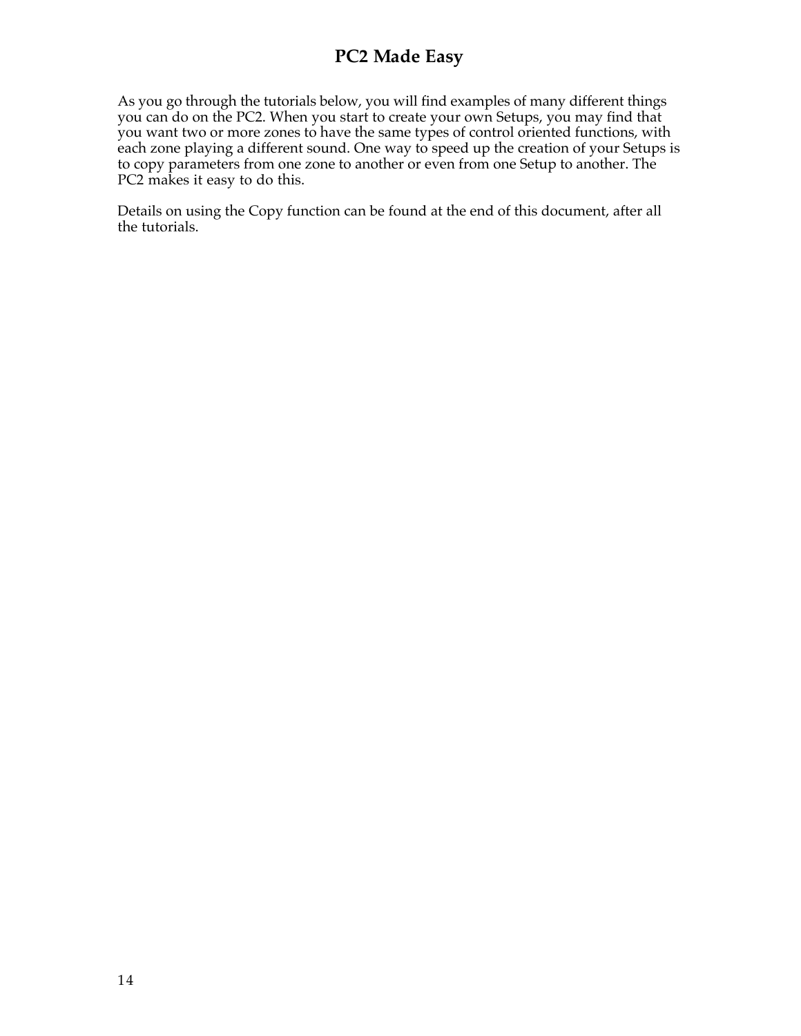# PC2 Made Easy

As you go through the tutorials below, you will find examples of many different things you can do on the PC2. When you start to create your own Setups, you may find that you want two or more zones to have the same types of control oriented functions, with each zone playing a different sound. One way to speed up the creation of your Setups is to copy parameters from one zone to another or even from one Setup to another. The PC2 makes it easy to do this.

Details on using the Copy function can be found at the end of this document, after all the tutorials.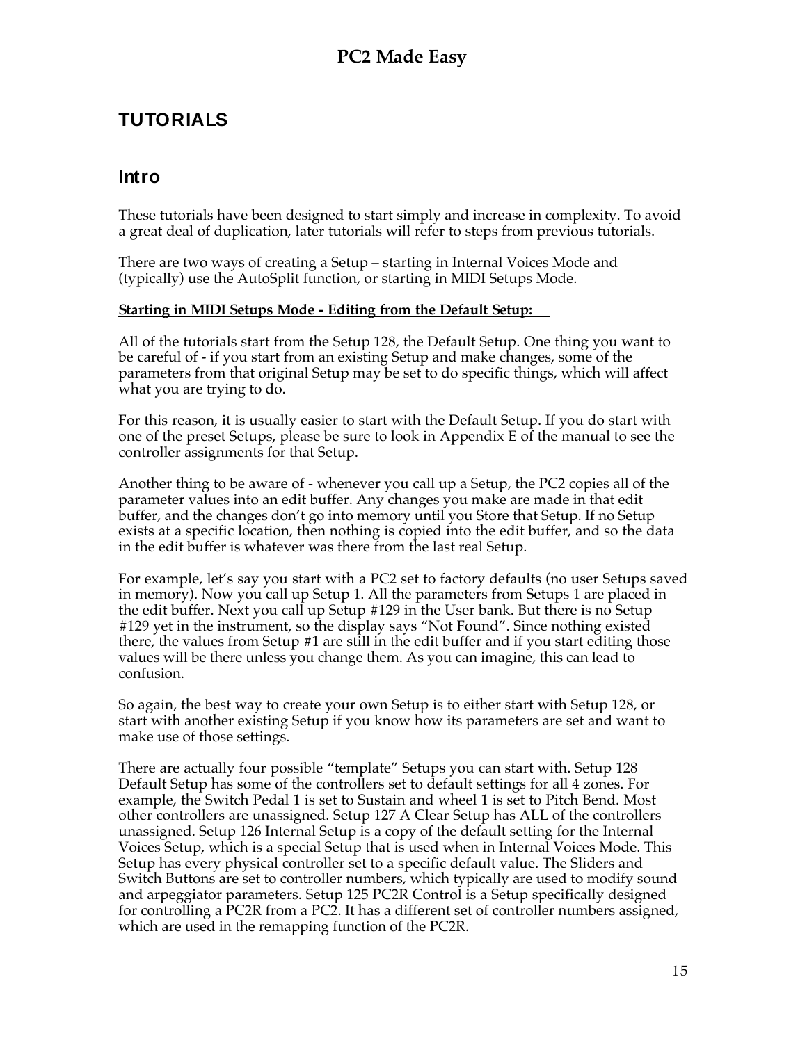# TUTORIALS

## Intro

These tutorials have been designed to start simply and increase in complexity. To avoid a great deal of duplication, later tutorials will refer to steps from previous tutorials.

There are two ways of creating a Setup – starting in Internal Voices Mode and (typically) use the AutoSplit function, or starting in MIDI Setups Mode.

**Starting in MIDI Setups Mode - Editing from the Default Setup:**

All of the tutorials start from the Setup 128, the Default Setup. One thing you want to be careful of - if you start from an existing Setup and make changes, some of the parameters from that original Setup may be set to do specific things, which will affect what you are trying to do.

For this reason, it is usually easier to start with the Default Setup. If you do start with one of the preset Setups, please be sure to look in Appendix E of the manual to see the controller assignments for that Setup.

Another thing to be aware of - whenever you call up a Setup, the PC2 copies all of the parameter values into an edit buffer. Any changes you make are made in that edit buffer, and the changes don't go into memory until you Store that Setup. If no Setup exists at a specific location, then nothing is copied into the edit buffer, and so the data in the edit buffer is whatever was there from the last real Setup.

For example, let's say you start with a PC2 set to factory defaults (no user Setups saved in memory). Now you call up Setup 1. All the parameters from Setups 1 are placed in the edit buffer. Next you call up Setup #129 in the User bank. But there is no Setup #129 yet in the instrument, so the display says "Not Found". Since nothing existed there, the values from Setup #1 are still in the edit buffer and if you start editing those values will be there unless you change them. As you can imagine, this can lead to confusion.

So again, the best way to create your own Setup is to either start with Setup 128, or start with another existing Setup if you know how its parameters are set and want to make use of those settings.

There are actually four possible "template" Setups you can start with. Setup 128 Default Setup has some of the controllers set to default settings for all 4 zones. For example, the Switch Pedal 1 is set to Sustain and wheel 1 is set to Pitch Bend. Most other controllers are unassigned. Setup 127 A Clear Setup has ALL of the controllers unassigned. Setup 126 Internal Setup is a copy of the default setting for the Internal Voices Setup, which is a special Setup that is used when in Internal Voices Mode. This Setup has every physical controller set to a specific default value. The Sliders and Switch Buttons are set to controller numbers, which typically are used to modify sound and arpeggiator parameters. Setup 125 PC2R Control is a Setup specifically designed for controlling a PC2R from a PC2. It has a different set of controller numbers assigned, which are used in the remapping function of the PC2R.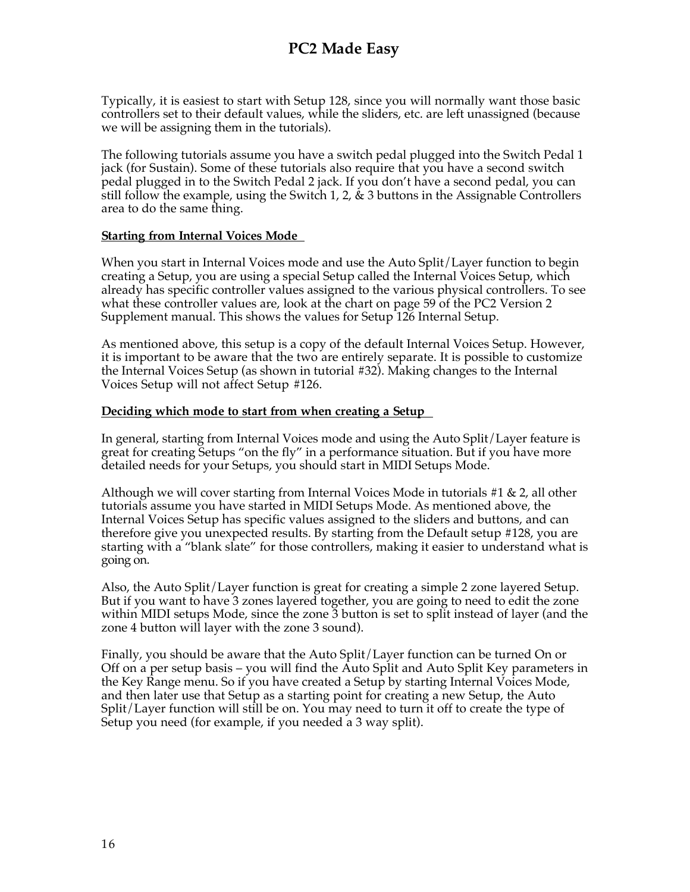Typically, it is easiest to start with Setup 128, since you will normally want those basic controllers set to their default values, while the sliders, etc. are left unassigned (because we will be assigning them in the tutorials).

The following tutorials assume you have a switch pedal plugged into the Switch Pedal 1 jack (for Sustain). Some of these tutorials also require that you have a second switch pedal plugged in to the Switch Pedal 2 jack. If you don't have a second pedal, you can still follow the example, using the Switch 1, 2, & 3 buttons in the Assignable Controllers area to do the same thing.

**Starting from Internal Voices Mode**

When you start in Internal Voices mode and use the Auto Split/Layer function to begin creating a Setup, you are using a special Setup called the Internal Voices Setup, which already has specific controller values assigned to the various physical controllers. To see what these controller values are, look at the chart on page 59 of the PC2 Version 2 Supplement manual. This shows the values for Setup 126 Internal Setup.

As mentioned above, this setup is a copy of the default Internal Voices Setup. However, it is important to be aware that the two are entirely separate. It is possible to customize the Internal Voices Setup (as shown in tutorial #32). Making changes to the Internal Voices Setup will not affect Setup #126.

**Deciding which mode to start from when creating a Setup**

In general, starting from Internal Voices mode and using the Auto Split/Layer feature is great for creating Setups "on the fly" in a performance situation. But if you have more detailed needs for your Setups, you should start in MIDI Setups Mode.

Although we will cover starting from Internal Voices Mode in tutorials #1 & 2, all other tutorials assume you have started in MIDI Setups Mode. As mentioned above, the Internal Voices Setup has specific values assigned to the sliders and buttons, and can therefore give you unexpected results. By starting from the Default setup #128, you are starting with a "blank slate" for those controllers, making it easier to understand what is going on.

Also, the Auto Split/Layer function is great for creating a simple 2 zone layered Setup. But if you want to have 3 zones layered together, you are going to need to edit the zone within MIDI setups Mode, since the zone 3 button is set to split instead of layer (and the zone 4 button will layer with the zone 3 sound).

Finally, you should be aware that the Auto Split/Layer function can be turned On or Off on a per setup basis – you will find the Auto Split and Auto Split Key parameters in the Key Range menu. So if you have created a Setup by starting Internal Voices Mode, and then later use that Setup as a starting point for creating a new Setup, the Auto Split/Layer function will still be on. You may need to turn it off to create the type of Setup you need (for example, if you needed a 3 way split).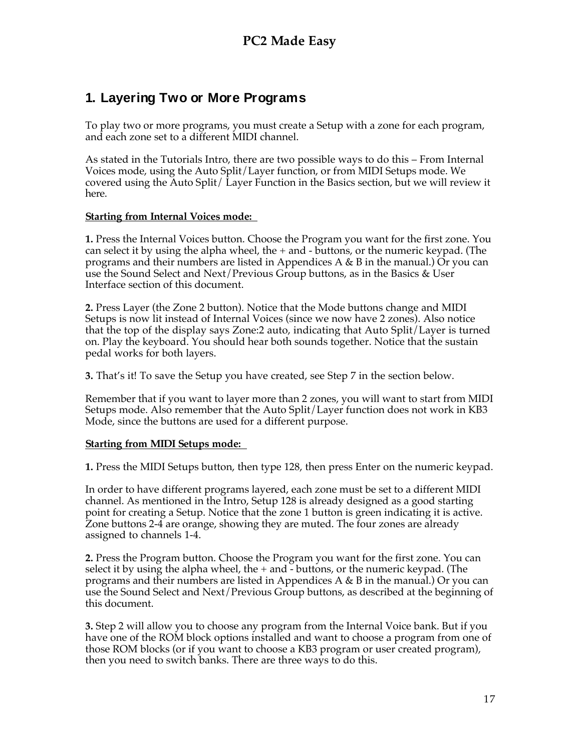## 1. Layering Two or More Programs

To play two or more programs, you must create a Setup with a zone for each program, and each zone set to a different MIDI channel.

As stated in the Tutorials Intro, there are two possible ways to do this – From Internal Voices mode, using the Auto Split/Layer function, or from MIDI Setups mode. We covered using the Auto Split/ Layer Function in the Basics section, but we will review it here.

**Starting from Internal Voices mode:**

**1.** Press the Internal Voices button. Choose the Program you want for the first zone. You can select it by using the alpha wheel, the + and - buttons, or the numeric keypad. (The programs and their numbers are listed in Appendices A & B in the manual.) Or you can use the Sound Select and Next/Previous Group buttons, as in the Basics & User Interface section of this document.

**2.** Press Layer (the Zone 2 button). Notice that the Mode buttons change and MIDI Setups is now lit instead of Internal Voices (since we now have 2 zones). Also notice that the top of the display says Zone:2 auto, indicating that Auto Split/Layer is turned on. Play the keyboard. You should hear both sounds together. Notice that the sustain pedal works for both layers.

**3.** That's it! To save the Setup you have created, see Step 7 in the section below.

Remember that if you want to layer more than 2 zones, you will want to start from MIDI Setups mode. Also remember that the Auto Split/Layer function does not work in KB3 Mode, since the buttons are used for a different purpose.

**Starting from MIDI Setups mode:**

**1.** Press the MIDI Setups button, then type 128, then press Enter on the numeric keypad.

In order to have different programs layered, each zone must be set to a different MIDI channel. As mentioned in the Intro, Setup 128 is already designed as a good starting point for creating a Setup. Notice that the zone 1 button is green indicating it is active. Zone buttons 2-4 are orange, showing they are muted. The four zones are already assigned to channels 1-4.

**2.** Press the Program button. Choose the Program you want for the first zone. You can select it by using the alpha wheel, the + and - buttons, or the numeric keypad. (The programs and their numbers are listed in Appendices A & B in the manual.) Or you can use the Sound Select and Next/Previous Group buttons, as described at the beginning of this document.

**3.** Step 2 will allow you to choose any program from the Internal Voice bank. But if you have one of the ROM block options installed and want to choose a program from one of those ROM blocks (or if you want to choose a KB3 program or user created program), then you need to switch banks. There are three ways to do this.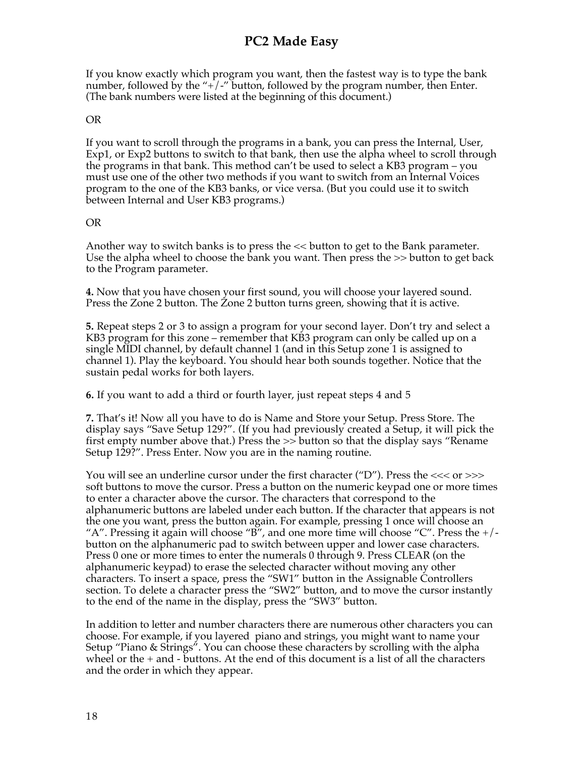If you know exactly which program you want, then the fastest way is to type the bank number, followed by the "+/-" button, followed by the program number, then Enter. (The bank numbers were listed at the beginning of this document.)

OR

If you want to scroll through the programs in a bank, you can press the Internal, User, Exp1, or Exp2 buttons to switch to that bank, then use the alpha wheel to scroll through the programs in that bank. This method can't be used to select a KB3 program – you must use one of the other two methods if you want to switch from an Internal Voices program to the one of the KB3 banks, or vice versa. (But you could use it to switch between Internal and User KB3 programs.)

OR

Another way to switch banks is to press the << button to get to the Bank parameter. Use the alpha wheel to choose the bank you want. Then press the >> button to get back to the Program parameter.

**4.** Now that you have chosen your first sound, you will choose your layered sound. Press the Zone 2 button. The Zone 2 button turns green, showing that it is active.

**5.** Repeat steps 2 or 3 to assign a program for your second layer. Don't try and select a KB3 program for this zone – remember that KB3 program can only be called up on a single MIDI channel, by default channel 1 (and in this Setup zone 1 is assigned to channel 1). Play the keyboard. You should hear both sounds together. Notice that the sustain pedal works for both layers.

**6.** If you want to add a third or fourth layer, just repeat steps 4 and 5

**7.** That's it! Now all you have to do is Name and Store your Setup. Press Store. The display says "Save Setup 129?". (If you had previously created a Setup, it will pick the first empty number above that.) Press the >> button so that the display says "Rename Setup 129?". Press Enter. Now you are in the naming routine.

You will see an underline cursor under the first character ("D"). Press the <<< or >>> soft buttons to move the cursor. Press a button on the numeric keypad one or more times to enter a character above the cursor. The characters that correspond to the alphanumeric buttons are labeled under each button. If the character that appears is not the one you want, press the button again. For example, pressing 1 once will choose an "A". Pressing it again will choose "B", and one more time will choose "C". Press the +/- button on the alphanumeric pad to switch between upper and lower case characters. Press 0 one or more times to enter the numerals 0 through 9. Press CLEAR (on the alphanumeric keypad) to erase the selected character without moving any other characters. To insert a space, press the "SW1" button in the Assignable Controllers section. To delete a character press the "SW2" button, and to move the cursor instantly to the end of the name in the display, press the "SW3" button.

In addition to letter and number characters there are numerous other characters you can choose. For example, if you layered piano and strings, you might want to name your Setup "Piano & Strings". You can choose these characters by scrolling with the alpha wheel or the + and - buttons. At the end of this document is a list of all the characters and the order in which they appear.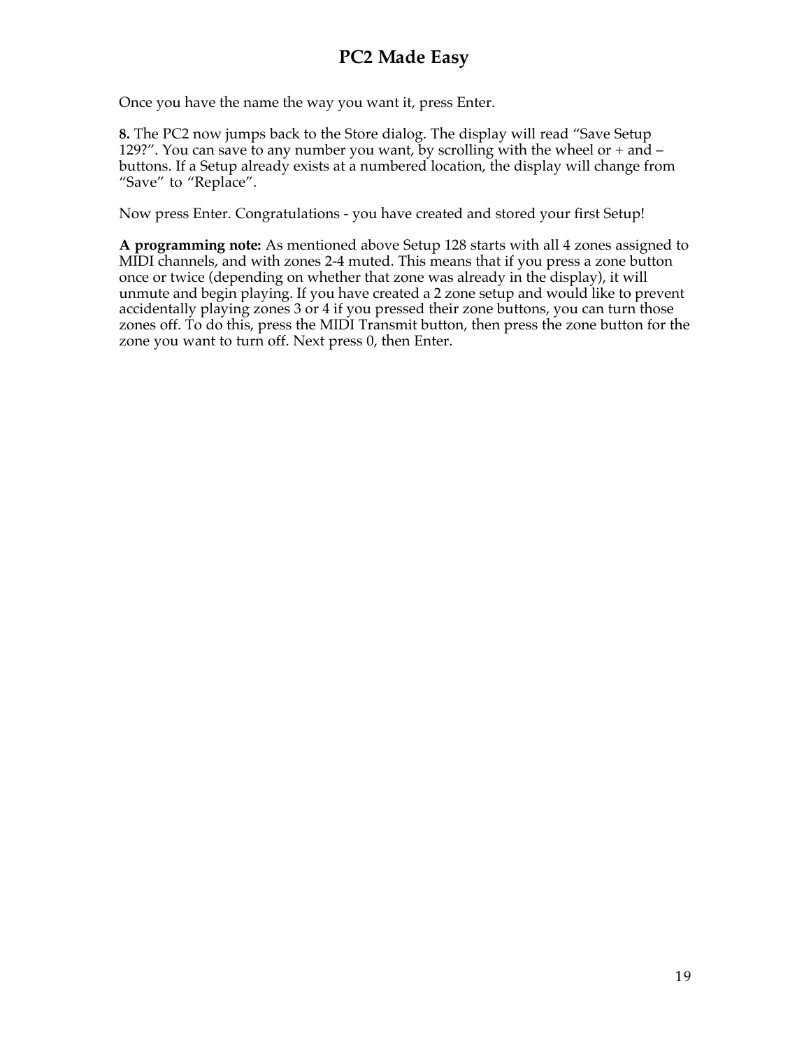Once you have the name the way you want it, press Enter.

**8.** The PC2 now jumps back to the Store dialog. The display will read “Save Setup 129?”. You can save to any number you want, by scrolling with the wheel or + and – buttons. If a Setup already exists at a numbered location, the display will change from “Save” to “Replace”.

Now press Enter. Congratulations - you have created and stored your first Setup!

**A programming note:** As mentioned above Setup 128 starts with all 4 zones assigned to MIDI channels, and with zones 2-4 muted. This means that if you press a zone button once or twice (depending on whether that zone was already in the display), it will unmute and begin playing. If you have created a 2 zone setup and would like to prevent accidentally playing zones 3 or 4 if you pressed their zone buttons, you can turn those zones off. To do this, press the MIDI Transmit button, then press the zone button for the zone you want to turn off. Next press 0, then Enter.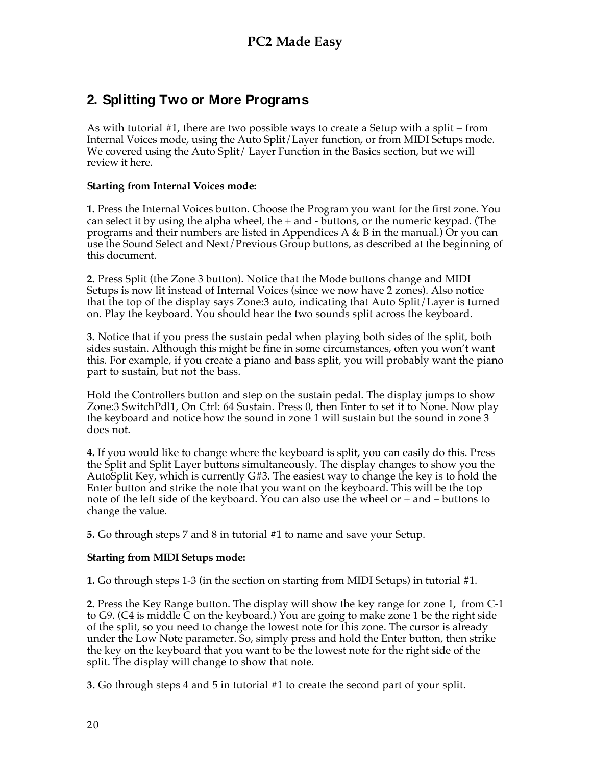## 2. Splitting Two or More Programs

As with tutorial #1, there are two possible ways to create a Setup with a split – from Internal Voices mode, using the Auto Split/Layer function, or from MIDI Setups mode. We covered using the Auto Split/ Layer Function in the Basics section, but we will review it here.

**Starting from Internal Voices mode:**

**1.** Press the Internal Voices button. Choose the Program you want for the first zone. You can select it by using the alpha wheel, the + and - buttons, or the numeric keypad. (The programs and their numbers are listed in Appendices A & B in the manual.) Or you can use the Sound Select and Next/Previous Group buttons, as described at the beginning of this document.

**2.** Press Split (the Zone 3 button). Notice that the Mode buttons change and MIDI Setups is now lit instead of Internal Voices (since we now have 2 zones). Also notice that the top of the display says Zone:3 auto, indicating that Auto Split/Layer is turned on. Play the keyboard. You should hear the two sounds split across the keyboard.

**3.** Notice that if you press the sustain pedal when playing both sides of the split, both sides sustain. Although this might be fine in some circumstances, often you won't want this. For example, if you create a piano and bass split, you will probably want the piano part to sustain, but not the bass.

Hold the Controllers button and step on the sustain pedal. The display jumps to show Zone:3 SwitchPdl1, On Ctrl: 64 Sustain. Press 0, then Enter to set it to None. Now play the keyboard and notice how the sound in zone 1 will sustain but the sound in zone 3 does not.

**4.** If you would like to change where the keyboard is split, you can easily do this. Press the Split and Split Layer buttons simultaneously. The display changes to show you the AutoSplit Key, which is currently G#3. The easiest way to change the key is to hold the Enter button and strike the note that you want on the keyboard. This will be the top note of the left side of the keyboard. You can also use the wheel or + and – buttons to change the value.

**5.** Go through steps 7 and 8 in tutorial #1 to name and save your Setup.

**Starting from MIDI Setups mode:**

**1.** Go through steps 1-3 (in the section on starting from MIDI Setups) in tutorial #1.

**2.** Press the Key Range button. The display will show the key range for zone 1, from C-1 to G9. (C4 is middle C on the keyboard.) You are going to make zone 1 be the right side of the split, so you need to change the lowest note for this zone. The cursor is already under the Low Note parameter. So, simply press and hold the Enter button, then strike the key on the keyboard that you want to be the lowest note for the right side of the split. The display will change to show that note.

**3.** Go through steps 4 and 5 in tutorial #1 to create the second part of your split.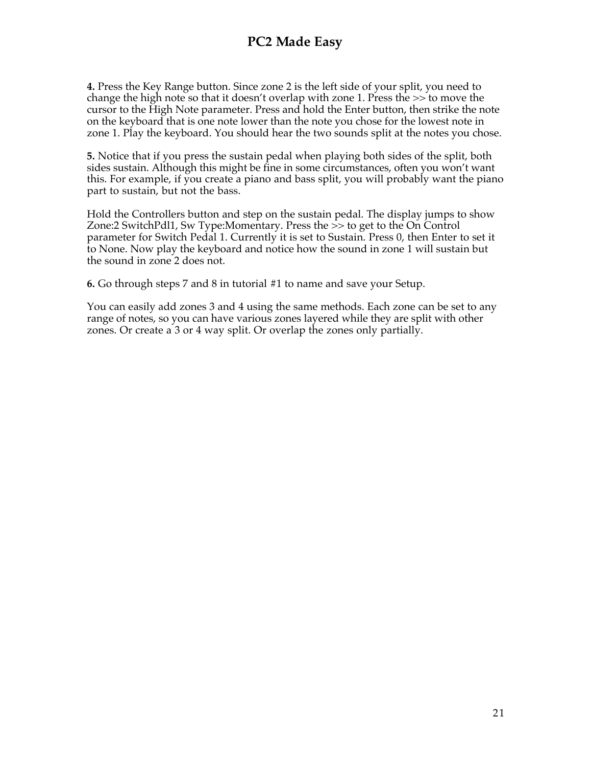**4.** Press the Key Range button. Since zone 2 is the left side of your split, you need to change the high note so that it doesn't overlap with zone 1. Press the >> to move the cursor to the High Note parameter. Press and hold the Enter button, then strike the note on the keyboard that is one note lower than the note you chose for the lowest note in zone 1. Play the keyboard. You should hear the two sounds split at the notes you chose.

**5.** Notice that if you press the sustain pedal when playing both sides of the split, both sides sustain. Although this might be fine in some circumstances, often you won't want this. For example, if you create a piano and bass split, you will probably want the piano part to sustain, but not the bass.

Hold the Controllers button and step on the sustain pedal. The display jumps to show Zone:2 SwitchPdl1, Sw Type:Momentary. Press the >> to get to the On Control parameter for Switch Pedal 1. Currently it is set to Sustain. Press 0, then Enter to set it to None. Now play the keyboard and notice how the sound in zone 1 will sustain but the sound in zone 2 does not.

**6.** Go through steps 7 and 8 in tutorial #1 to name and save your Setup.

You can easily add zones 3 and 4 using the same methods. Each zone can be set to any range of notes, so you can have various zones layered while they are split with other zones. Or create a 3 or 4 way split. Or overlap the zones only partially.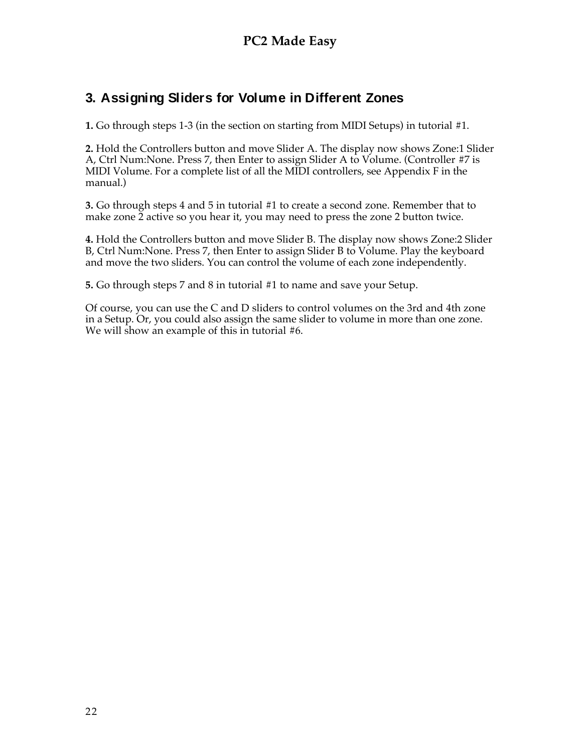## 3. Assigning Sliders for Volume in Different Zones

**1.** Go through steps 1-3 (in the section on starting from MIDI Setups) in tutorial #1.

**2.** Hold the Controllers button and move Slider A. The display now shows Zone:1 Slider A, Ctrl Num:None. Press 7, then Enter to assign Slider A to Volume. (Controller #7 is MIDI Volume. For a complete list of all the MIDI controllers, see Appendix F in the manual.)

**3.** Go through steps 4 and 5 in tutorial #1 to create a second zone. Remember that to make zone 2 active so you hear it, you may need to press the zone 2 button twice.

**4.** Hold the Controllers button and move Slider B. The display now shows Zone:2 Slider B, Ctrl Num:None. Press 7, then Enter to assign Slider B to Volume. Play the keyboard and move the two sliders. You can control the volume of each zone independently.

**5.** Go through steps 7 and 8 in tutorial #1 to name and save your Setup.

Of course, you can use the C and D sliders to control volumes on the 3rd and 4th zone in a Setup. Or, you could also assign the same slider to volume in more than one zone. We will show an example of this in tutorial #6.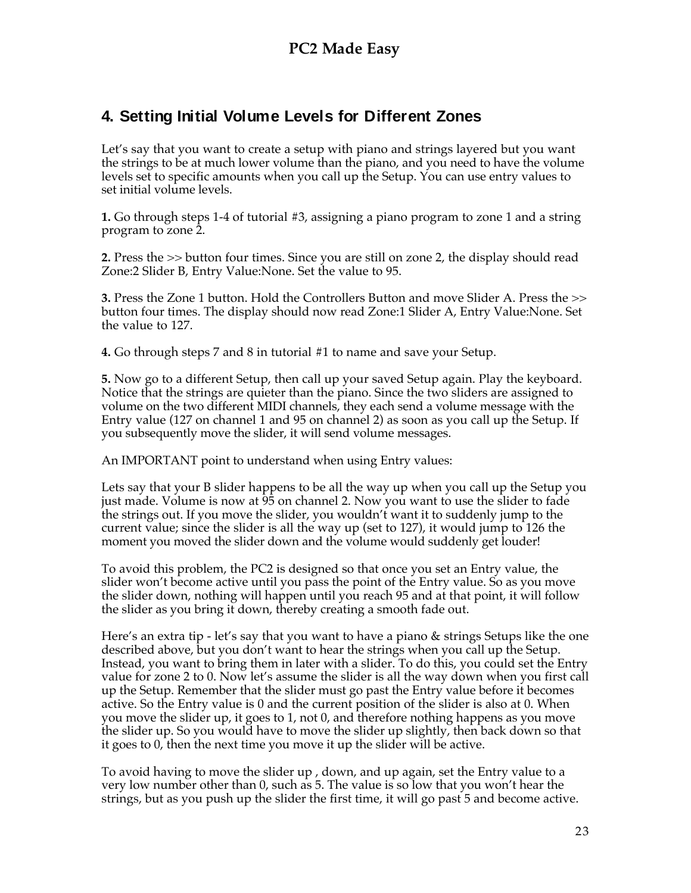## 4. Setting Initial Volume Levels for Different Zones

Let’s say that you want to create a setup with piano and strings layered but you want the strings to be at much lower volume than the piano, and you need to have the volume levels set to specific amounts when you call up the Setup. You can use entry values to set initial volume levels.

**1.** Go through steps 1-4 of tutorial #3, assigning a piano program to zone 1 and a string program to zone 2.

**2.** Press the >> button four times. Since you are still on zone 2, the display should read Zone:2 Slider B, Entry Value:None. Set the value to 95.

**3.** Press the Zone 1 button. Hold the Controllers Button and move Slider A. Press the >> button four times. The display should now read Zone:1 Slider A, Entry Value:None. Set the value to 127.

**4.** Go through steps 7 and 8 in tutorial #1 to name and save your Setup.

**5.** Now go to a different Setup, then call up your saved Setup again. Play the keyboard. Notice that the strings are quieter than the piano. Since the two sliders are assigned to volume on the two different MIDI channels, they each send a volume message with the Entry value (127 on channel 1 and 95 on channel 2) as soon as you call up the Setup. If you subsequently move the slider, it will send volume messages.

An IMPORTANT point to understand when using Entry values:

Lets say that your B slider happens to be all the way up when you call up the Setup you just made. Volume is now at 95 on channel 2. Now you want to use the slider to fade the strings out. If you move the slider, you wouldn’t want it to suddenly jump to the current value; since the slider is all the way up (set to 127), it would jump to 126 the moment you moved the slider down and the volume would suddenly get louder!

To avoid this problem, the PC2 is designed so that once you set an Entry value, the slider won’t become active until you pass the point of the Entry value. So as you move the slider down, nothing will happen until you reach 95 and at that point, it will follow the slider as you bring it down, thereby creating a smooth fade out.

Here’s an extra tip - let’s say that you want to have a piano & strings Setups like the one described above, but you don’t want to hear the strings when you call up the Setup. Instead, you want to bring them in later with a slider. To do this, you could set the Entry value for zone 2 to 0. Now let’s assume the slider is all the way down when you first call up the Setup. Remember that the slider must go past the Entry value before it becomes active. So the Entry value is 0 and the current position of the slider is also at 0. When you move the slider up, it goes to 1, not 0, and therefore nothing happens as you move the slider up. So you would have to move the slider up slightly, then back down so that it goes to 0, then the next time you move it up the slider will be active.

To avoid having to move the slider up , down, and up again, set the Entry value to a very low number other than 0, such as 5. The value is so low that you won’t hear the strings, but as you push up the slider the first time, it will go past 5 and become active.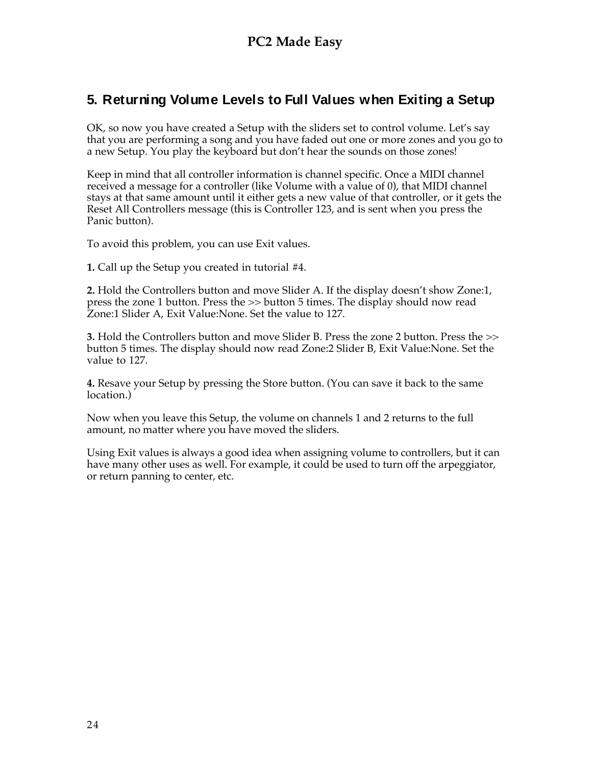## 5. Returning Volume Levels to Full Values when Exiting a Setup

OK, so now you have created a Setup with the sliders set to control volume. Let's say that you are performing a song and you have faded out one or more zones and you go to a new Setup. You play the keyboard but don't hear the sounds on those zones!

Keep in mind that all controller information is channel specific. Once a MIDI channel received a message for a controller (like Volume with a value of 0), that MIDI channel stays at that same amount until it either gets a new value of that controller, or it gets the Reset All Controllers message (this is Controller 123, and is sent when you press the Panic button).

To avoid this problem, you can use Exit values.

**1.** Call up the Setup you created in tutorial #4.

**2.** Hold the Controllers button and move Slider A. If the display doesn't show Zone:1, press the zone 1 button. Press the >> button 5 times. The display should now read Zone:1 Slider A, Exit Value:None. Set the value to 127.

**3.** Hold the Controllers button and move Slider B. Press the zone 2 button. Press the >> button 5 times. The display should now read Zone:2 Slider B, Exit Value:None. Set the value to 127.

**4.** Resave your Setup by pressing the Store button. (You can save it back to the same location.)

Now when you leave this Setup, the volume on channels 1 and 2 returns to the full amount, no matter where you have moved the sliders.

Using Exit values is always a good idea when assigning volume to controllers, but it can have many other uses as well. For example, it could be used to turn off the arpeggiator, or return panning to center, etc.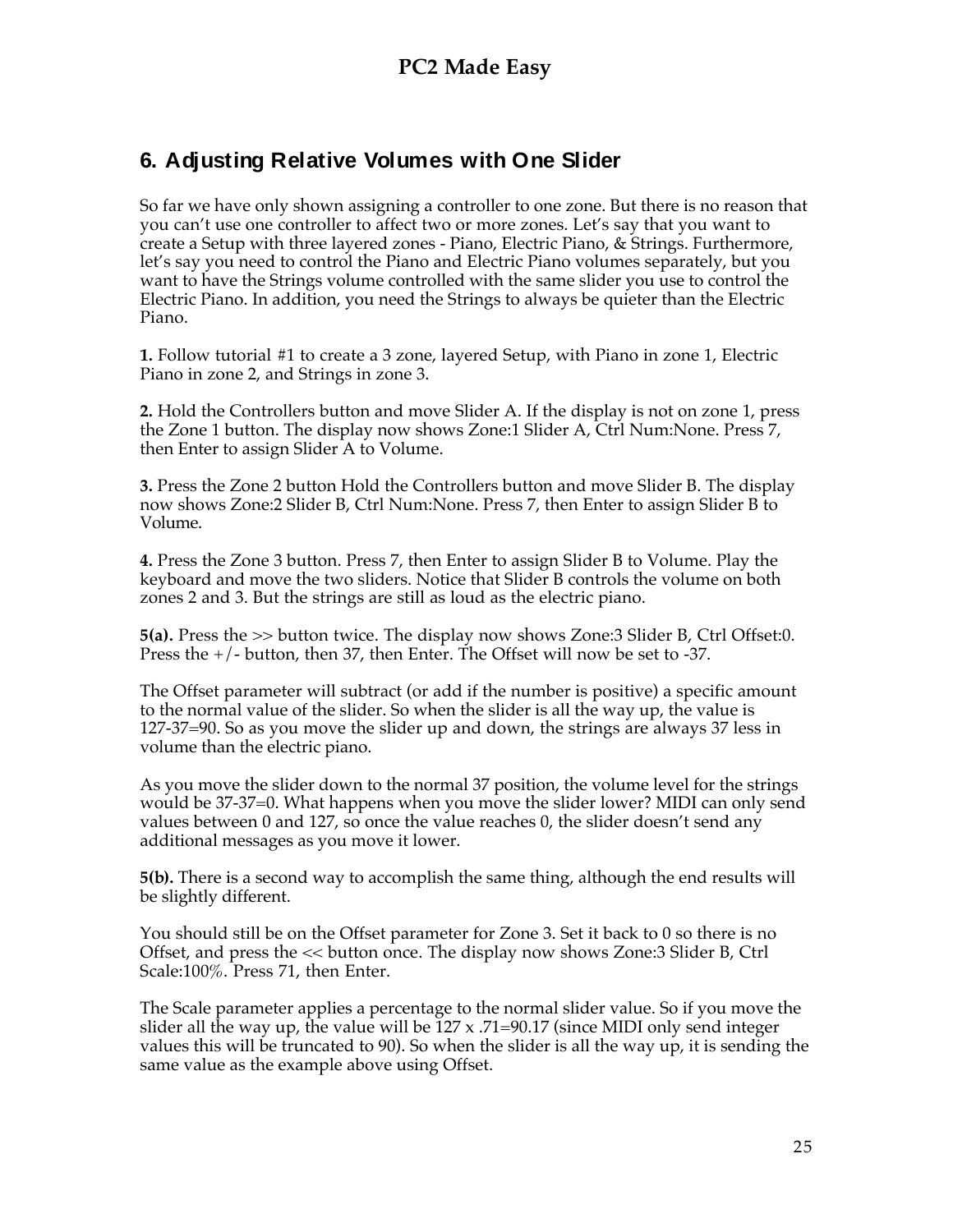## 6. Adjusting Relative Volumes with One Slider

So far we have only shown assigning a controller to one zone. But there is no reason that you can't use one controller to affect two or more zones. Let's say that you want to create a Setup with three layered zones - Piano, Electric Piano, & Strings. Furthermore, let's say you need to control the Piano and Electric Piano volumes separately, but you want to have the Strings volume controlled with the same slider you use to control the Electric Piano. In addition, you need the Strings to always be quieter than the Electric Piano.

**1.** Follow tutorial #1 to create a 3 zone, layered Setup, with Piano in zone 1, Electric Piano in zone 2, and Strings in zone 3.

**2.** Hold the Controllers button and move Slider A. If the display is not on zone 1, press the Zone 1 button. The display now shows Zone:1 Slider A, Ctrl Num:None. Press 7, then Enter to assign Slider A to Volume.

**3.** Press the Zone 2 button Hold the Controllers button and move Slider B. The display now shows Zone:2 Slider B, Ctrl Num:None. Press 7, then Enter to assign Slider B to Volume.

**4.** Press the Zone 3 button. Press 7, then Enter to assign Slider B to Volume. Play the keyboard and move the two sliders. Notice that Slider B controls the volume on both zones 2 and 3. But the strings are still as loud as the electric piano.

**5(a).** Press the >> button twice. The display now shows Zone:3 Slider B, Ctrl Offset:0. Press the +/- button, then 37, then Enter. The Offset will now be set to -37.

The Offset parameter will subtract (or add if the number is positive) a specific amount to the normal value of the slider. So when the slider is all the way up, the value is 127-37=90. So as you move the slider up and down, the strings are always 37 less in volume than the electric piano.

As you move the slider down to the normal 37 position, the volume level for the strings would be 37-37=0. What happens when you move the slider lower? MIDI can only send values between 0 and 127, so once the value reaches 0, the slider doesn't send any additional messages as you move it lower.

**5(b).** There is a second way to accomplish the same thing, although the end results will be slightly different.

You should still be on the Offset parameter for Zone 3. Set it back to 0 so there is no Offset, and press the << button once. The display now shows Zone:3 Slider B, Ctrl Scale:100%. Press 71, then Enter.

The Scale parameter applies a percentage to the normal slider value. So if you move the slider all the way up, the value will be 127 x .71=90.17 (since MIDI only send integer values this will be truncated to 90). So when the slider is all the way up, it is sending the same value as the example above using Offset.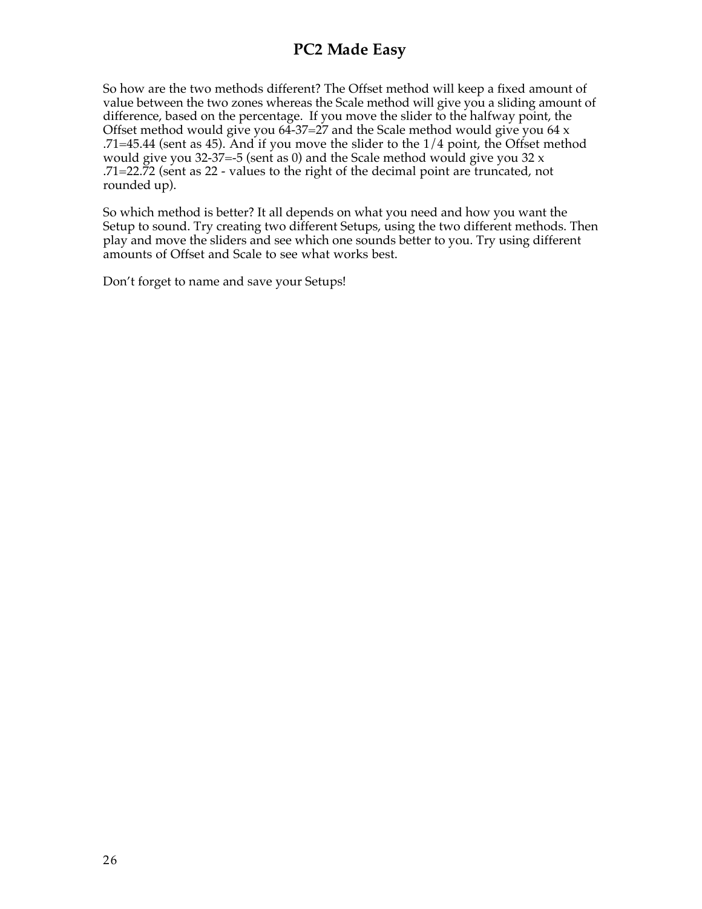So how are the two methods different? The Offset method will keep a fixed amount of value between the two zones whereas the Scale method will give you a sliding amount of difference, based on the percentage. If you move the slider to the halfway point, the Offset method would give you 64-37=27 and the Scale method would give you 64 x .71=45.44 (sent as 45). And if you move the slider to the 1/4 point, the Offset method would give you 32-37=-5 (sent as 0) and the Scale method would give you 32 x .71=22.72 (sent as 22 - values to the right of the decimal point are truncated, not rounded up).

So which method is better? It all depends on what you need and how you want the Setup to sound. Try creating two different Setups, using the two different methods. Then play and move the sliders and see which one sounds better to you. Try using different amounts of Offset and Scale to see what works best.

Don't forget to name and save your Setups!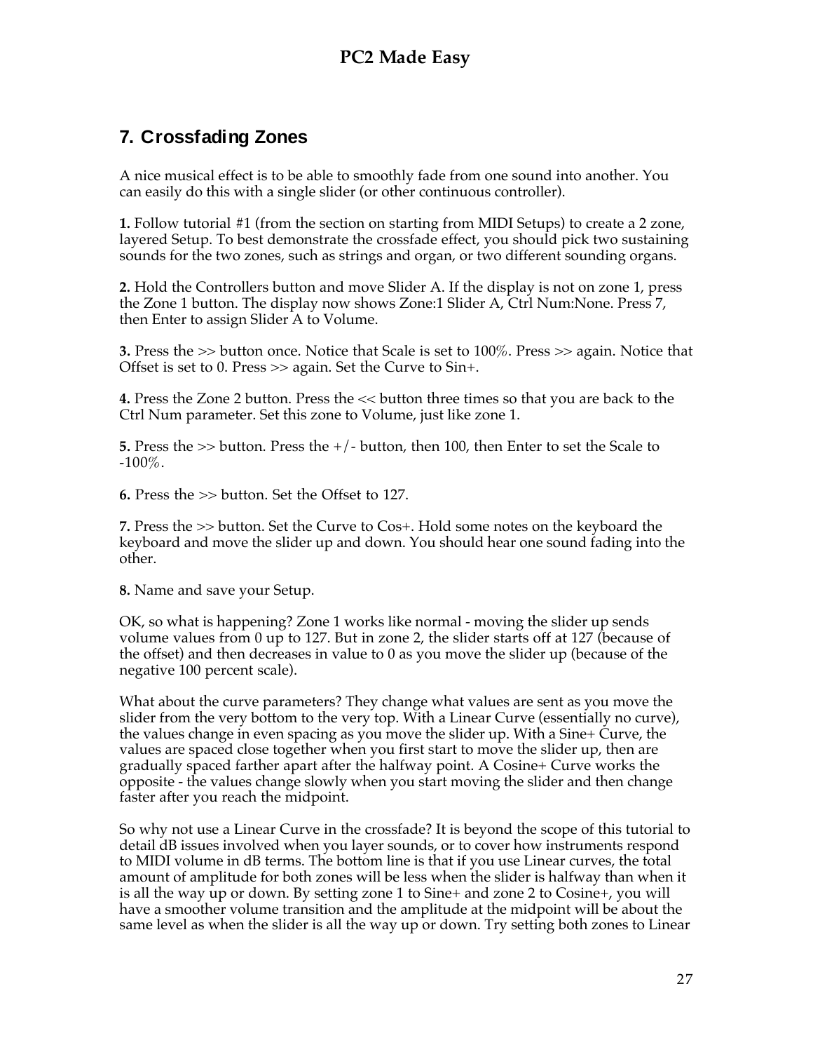## 7. Crossfading Zones

A nice musical effect is to be able to smoothly fade from one sound into another. You can easily do this with a single slider (or other continuous controller).

**1.** Follow tutorial #1 (from the section on starting from MIDI Setups) to create a 2 zone, layered Setup. To best demonstrate the crossfade effect, you should pick two sustaining sounds for the two zones, such as strings and organ, or two different sounding organs.

**2.** Hold the Controllers button and move Slider A. If the display is not on zone 1, press the Zone 1 button. The display now shows Zone:1 Slider A, Ctrl Num:None. Press 7, then Enter to assign Slider A to Volume.

**3.** Press the >> button once. Notice that Scale is set to 100%. Press >> again. Notice that Offset is set to 0. Press >> again. Set the Curve to Sin+.

**4.** Press the Zone 2 button. Press the << button three times so that you are back to the Ctrl Num parameter. Set this zone to Volume, just like zone 1.

**5.** Press the >> button. Press the +/- button, then 100, then Enter to set the Scale to -100%.

**6.** Press the >> button. Set the Offset to 127.

**7.** Press the >> button. Set the Curve to Cos+. Hold some notes on the keyboard the keyboard and move the slider up and down. You should hear one sound fading into the other.

**8.** Name and save your Setup.

OK, so what is happening? Zone 1 works like normal - moving the slider up sends volume values from 0 up to 127. But in zone 2, the slider starts off at 127 (because of the offset) and then decreases in value to 0 as you move the slider up (because of the negative 100 percent scale).

What about the curve parameters? They change what values are sent as you move the slider from the very bottom to the very top. With a Linear Curve (essentially no curve), the values change in even spacing as you move the slider up. With a Sine+ Curve, the values are spaced close together when you first start to move the slider up, then are gradually spaced farther apart after the halfway point. A Cosine+ Curve works the opposite - the values change slowly when you start moving the slider and then change faster after you reach the midpoint.

So why not use a Linear Curve in the crossfade? It is beyond the scope of this tutorial to detail dB issues involved when you layer sounds, or to cover how instruments respond to MIDI volume in dB terms. The bottom line is that if you use Linear curves, the total amount of amplitude for both zones will be less when the slider is halfway than when it is all the way up or down. By setting zone 1 to Sine+ and zone 2 to Cosine+, you will have a smoother volume transition and the amplitude at the midpoint will be about the same level as when the slider is all the way up or down. Try setting both zones to Linear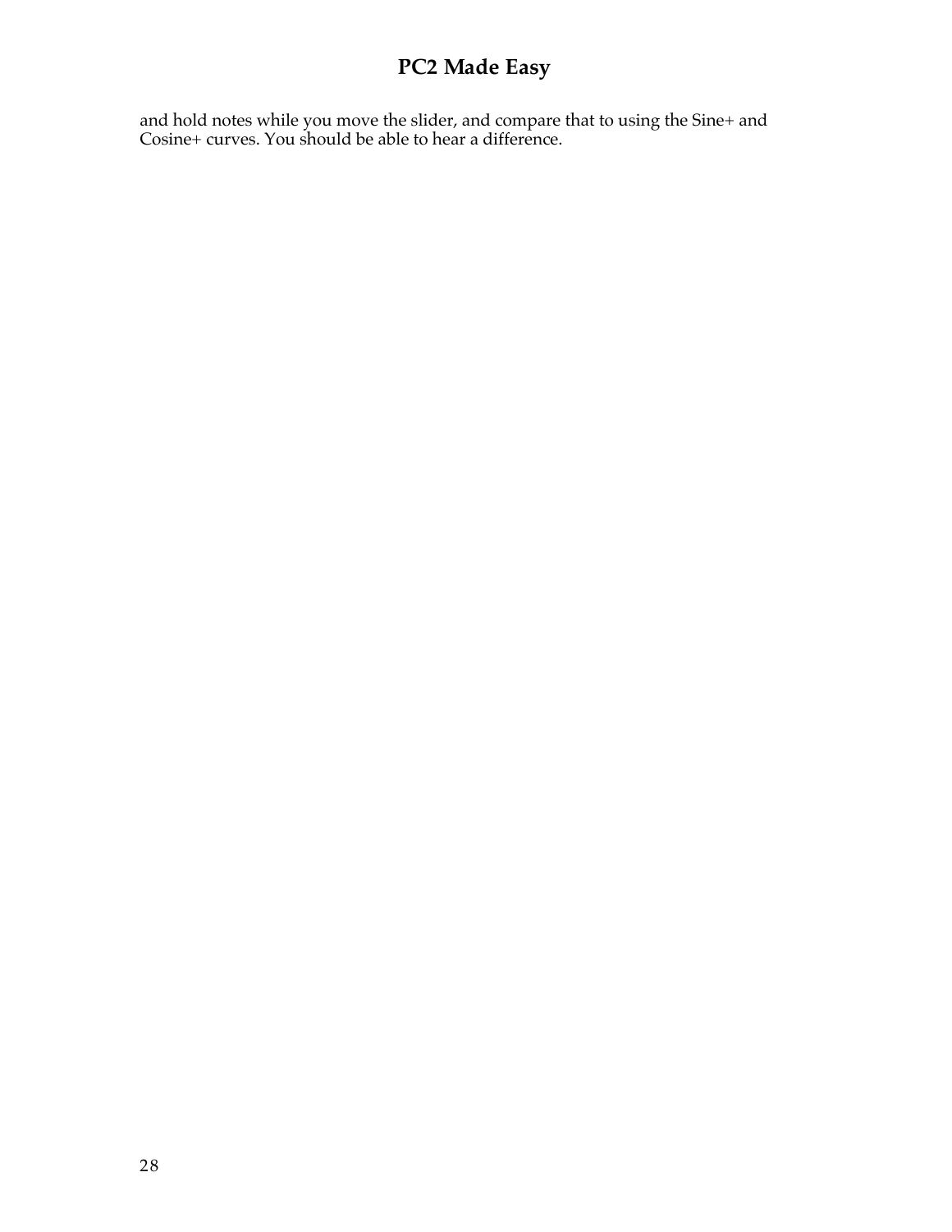and hold notes while you move the slider, and compare that to using the Sine+ and Cosine+ curves. You should be able to hear a difference.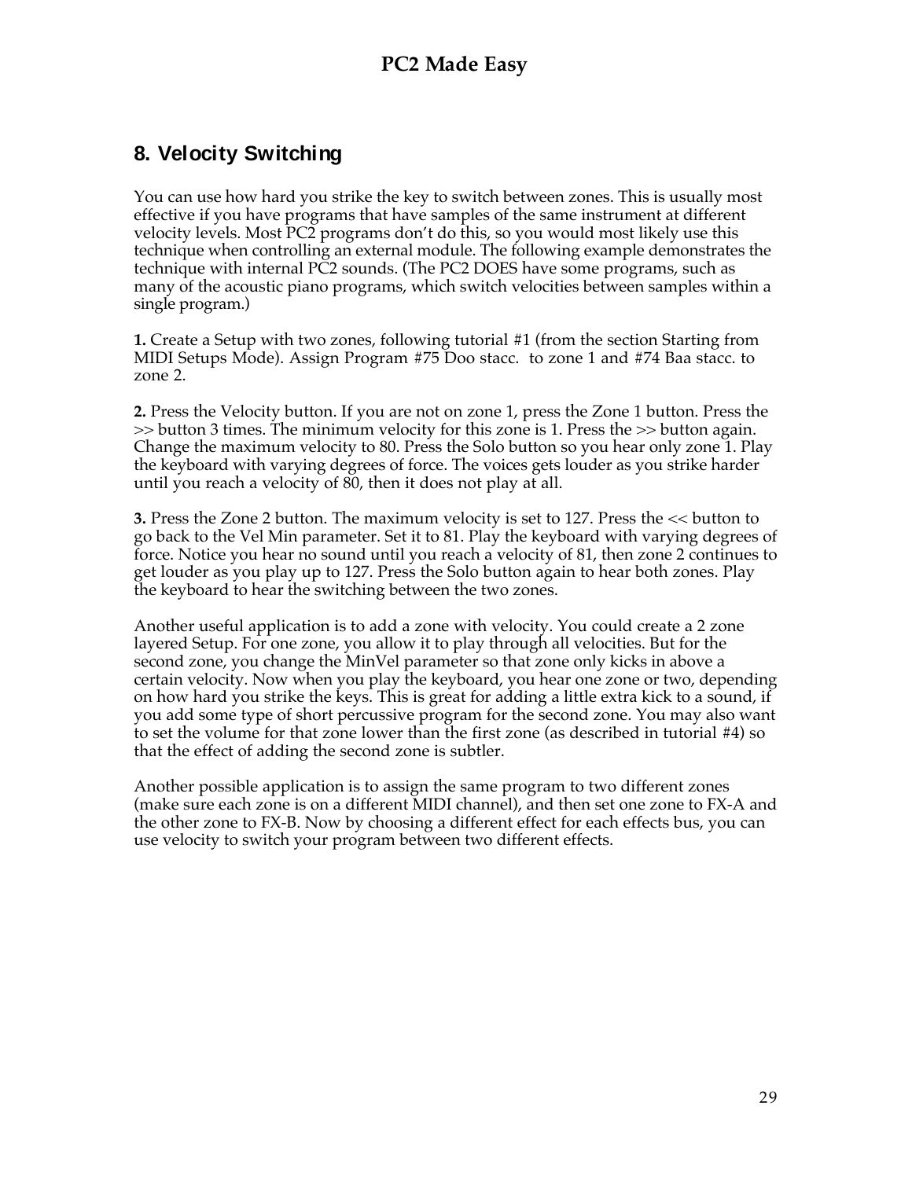## 8. Velocity Switching

You can use how hard you strike the key to switch between zones. This is usually most effective if you have programs that have samples of the same instrument at different velocity levels. Most PC2 programs don't do this, so you would most likely use this technique when controlling an external module. The following example demonstrates the technique with internal PC2 sounds. (The PC2 DOES have some programs, such as many of the acoustic piano programs, which switch velocities between samples within a single program.)

**1.** Create a Setup with two zones, following tutorial #1 (from the section Starting from MIDI Setups Mode). Assign Program #75 Doo stacc. to zone 1 and #74 Baa stacc. to zone 2.

**2.** Press the Velocity button. If you are not on zone 1, press the Zone 1 button. Press the >> button 3 times. The minimum velocity for this zone is 1. Press the >> button again. Change the maximum velocity to 80. Press the Solo button so you hear only zone 1. Play the keyboard with varying degrees of force. The voices gets louder as you strike harder until you reach a velocity of 80, then it does not play at all.

**3.** Press the Zone 2 button. The maximum velocity is set to 127. Press the << button to go back to the Vel Min parameter. Set it to 81. Play the keyboard with varying degrees of force. Notice you hear no sound until you reach a velocity of 81, then zone 2 continues to get louder as you play up to 127. Press the Solo button again to hear both zones. Play the keyboard to hear the switching between the two zones.

Another useful application is to add a zone with velocity. You could create a 2 zone layered Setup. For one zone, you allow it to play through all velocities. But for the second zone, you change the MinVel parameter so that zone only kicks in above a certain velocity. Now when you play the keyboard, you hear one zone or two, depending on how hard you strike the keys. This is great for adding a little extra kick to a sound, if you add some type of short percussive program for the second zone. You may also want to set the volume for that zone lower than the first zone (as described in tutorial #4) so that the effect of adding the second zone is subtler.

Another possible application is to assign the same program to two different zones (make sure each zone is on a different MIDI channel), and then set one zone to FX-A and the other zone to FX-B. Now by choosing a different effect for each effects bus, you can use velocity to switch your program between two different effects.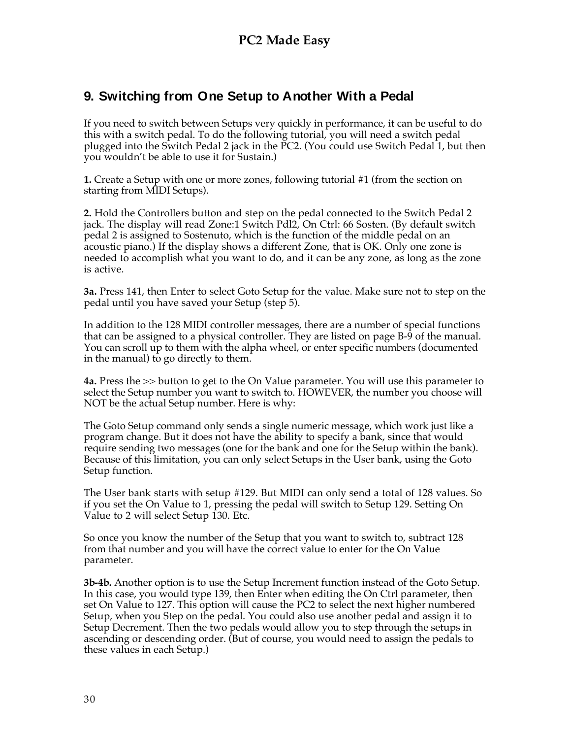## 9. Switching from One Setup to Another With a Pedal

If you need to switch between Setups very quickly in performance, it can be useful to do this with a switch pedal. To do the following tutorial, you will need a switch pedal plugged into the Switch Pedal 2 jack in the PC2. (You could use Switch Pedal 1, but then you wouldn't be able to use it for Sustain.)

**1.** Create a Setup with one or more zones, following tutorial #1 (from the section on starting from MIDI Setups).

**2.** Hold the Controllers button and step on the pedal connected to the Switch Pedal 2 jack. The display will read Zone:1 Switch Pdl2, On Ctrl: 66 Sosten. (By default switch pedal 2 is assigned to Sostenuto, which is the function of the middle pedal on an acoustic piano.) If the display shows a different Zone, that is OK. Only one zone is needed to accomplish what you want to do, and it can be any zone, as long as the zone is active.

**3a.** Press 141, then Enter to select Goto Setup for the value. Make sure not to step on the pedal until you have saved your Setup (step 5).

In addition to the 128 MIDI controller messages, there are a number of special functions that can be assigned to a physical controller. They are listed on page B-9 of the manual. You can scroll up to them with the alpha wheel, or enter specific numbers (documented in the manual) to go directly to them.

**4a.** Press the >> button to get to the On Value parameter. You will use this parameter to select the Setup number you want to switch to. HOWEVER, the number you choose will NOT be the actual Setup number. Here is why:

The Goto Setup command only sends a single numeric message, which work just like a program change. But it does not have the ability to specify a bank, since that would require sending two messages (one for the bank and one for the Setup within the bank). Because of this limitation, you can only select Setups in the User bank, using the Goto Setup function.

The User bank starts with setup #129. But MIDI can only send a total of 128 values. So if you set the On Value to 1, pressing the pedal will switch to Setup 129. Setting On Value to 2 will select Setup 130. Etc.

So once you know the number of the Setup that you want to switch to, subtract 128 from that number and you will have the correct value to enter for the On Value parameter.

**3b-4b.** Another option is to use the Setup Increment function instead of the Goto Setup. In this case, you would type 139, then Enter when editing the On Ctrl parameter, then set On Value to 127. This option will cause the PC2 to select the next higher numbered Setup, when you Step on the pedal. You could also use another pedal and assign it to Setup Decrement. Then the two pedals would allow you to step through the setups in ascending or descending order. (But of course, you would need to assign the pedals to these values in each Setup.)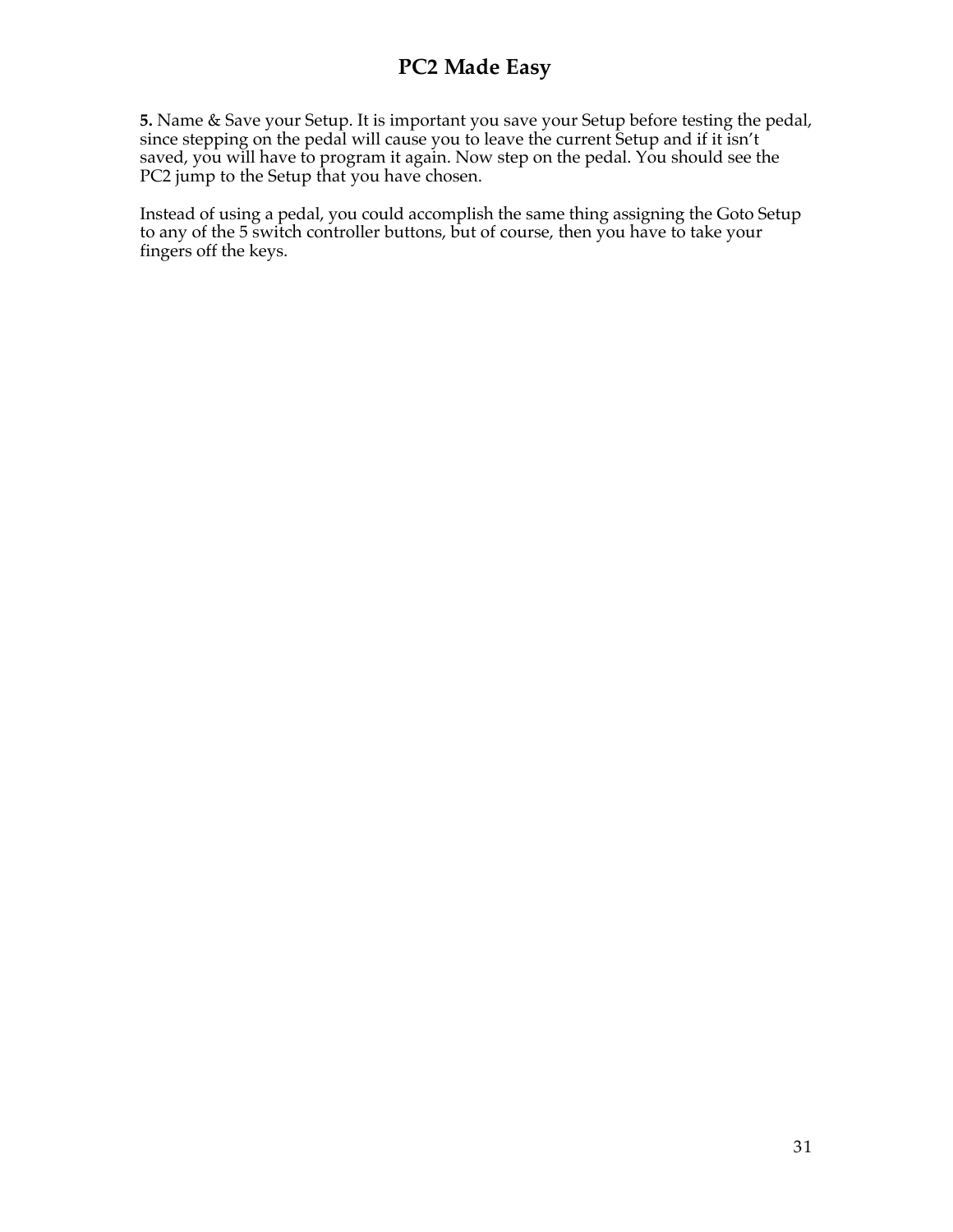**5.** Name & Save your Setup. It is important you save your Setup before testing the pedal, since stepping on the pedal will cause you to leave the current Setup and if it isn't saved, you will have to program it again. Now step on the pedal. You should see the PC2 jump to the Setup that you have chosen.

Instead of using a pedal, you could accomplish the same thing assigning the Goto Setup to any of the 5 switch controller buttons, but of course, then you have to take your fingers off the keys.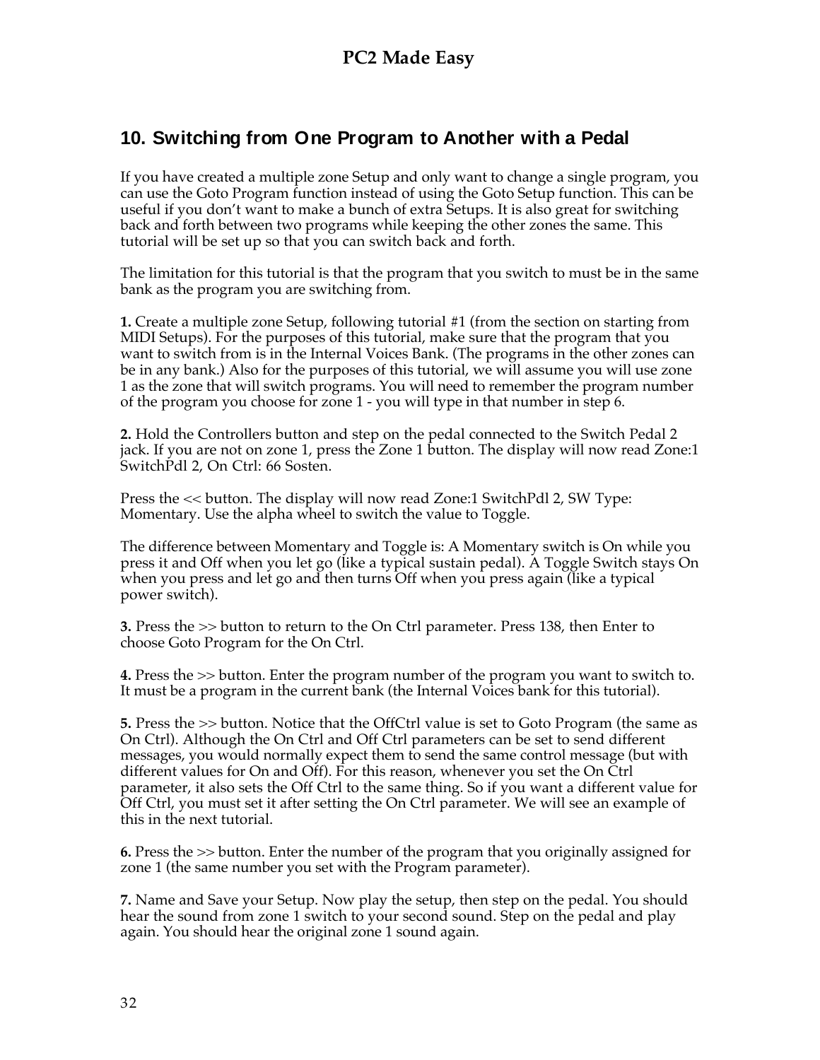## 10. Switching from One Program to Another with a Pedal

If you have created a multiple zone Setup and only want to change a single program, you can use the Goto Program function instead of using the Goto Setup function. This can be useful if you don't want to make a bunch of extra Setups. It is also great for switching back and forth between two programs while keeping the other zones the same. This tutorial will be set up so that you can switch back and forth.

The limitation for this tutorial is that the program that you switch to must be in the same bank as the program you are switching from.

**1.** Create a multiple zone Setup, following tutorial #1 (from the section on starting from MIDI Setups). For the purposes of this tutorial, make sure that the program that you want to switch from is in the Internal Voices Bank. (The programs in the other zones can be in any bank.) Also for the purposes of this tutorial, we will assume you will use zone 1 as the zone that will switch programs. You will need to remember the program number of the program you choose for zone 1 - you will type in that number in step 6.

**2.** Hold the Controllers button and step on the pedal connected to the Switch Pedal 2 jack. If you are not on zone 1, press the Zone 1 button. The display will now read Zone:1 SwitchPdl 2, On Ctrl: 66 Sosten.

Press the << button. The display will now read Zone:1 SwitchPdl 2, SW Type: Momentary. Use the alpha wheel to switch the value to Toggle.

The difference between Momentary and Toggle is: A Momentary switch is On while you press it and Off when you let go (like a typical sustain pedal). A Toggle Switch stays On when you press and let go and then turns Off when you press again (like a typical power switch).

**3.** Press the >> button to return to the On Ctrl parameter. Press 138, then Enter to choose Goto Program for the On Ctrl.

**4.** Press the >> button. Enter the program number of the program you want to switch to. It must be a program in the current bank (the Internal Voices bank for this tutorial).

**5.** Press the >> button. Notice that the OffCtrl value is set to Goto Program (the same as On Ctrl). Although the On Ctrl and Off Ctrl parameters can be set to send different messages, you would normally expect them to send the same control message (but with different values for On and Off). For this reason, whenever you set the On Ctrl parameter, it also sets the Off Ctrl to the same thing. So if you want a different value for Off Ctrl, you must set it after setting the On Ctrl parameter. We will see an example of this in the next tutorial.

**6.** Press the >> button. Enter the number of the program that you originally assigned for zone 1 (the same number you set with the Program parameter).

**7.** Name and Save your Setup. Now play the setup, then step on the pedal. You should hear the sound from zone 1 switch to your second sound. Step on the pedal and play again. You should hear the original zone 1 sound again.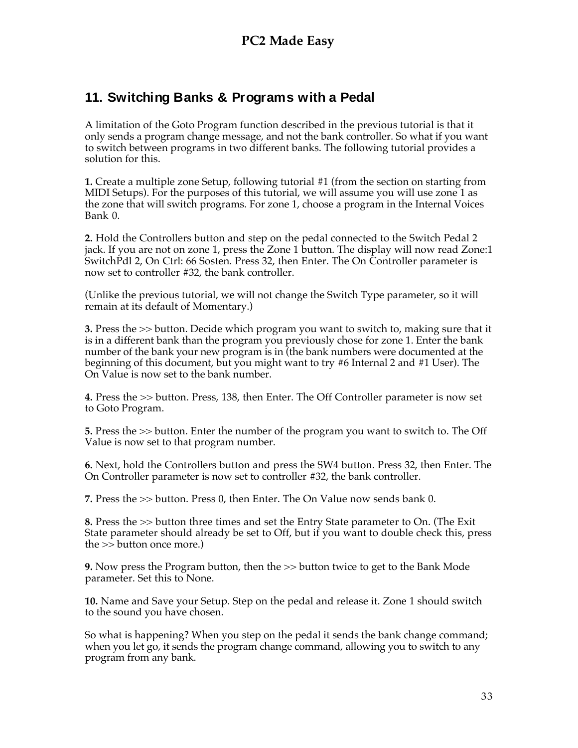## 11. Switching Banks & Programs with a Pedal

A limitation of the Goto Program function described in the previous tutorial is that it only sends a program change message, and not the bank controller. So what if you want to switch between programs in two different banks. The following tutorial provides a solution for this.

**1.** Create a multiple zone Setup, following tutorial #1 (from the section on starting from MIDI Setups). For the purposes of this tutorial, we will assume you will use zone 1 as the zone that will switch programs. For zone 1, choose a program in the Internal Voices Bank 0.

**2.** Hold the Controllers button and step on the pedal connected to the Switch Pedal 2 jack. If you are not on zone 1, press the Zone 1 button. The display will now read Zone:1 SwitchPdl 2, On Ctrl: 66 Sosten. Press 32, then Enter. The On Controller parameter is now set to controller #32, the bank controller.

(Unlike the previous tutorial, we will not change the Switch Type parameter, so it will remain at its default of Momentary.)

**3.** Press the >> button. Decide which program you want to switch to, making sure that it is in a different bank than the program you previously chose for zone 1. Enter the bank number of the bank your new program is in (the bank numbers were documented at the beginning of this document, but you might want to try #6 Internal 2 and #1 User). The On Value is now set to the bank number.

**4.** Press the >> button. Press, 138, then Enter. The Off Controller parameter is now set to Goto Program.

**5.** Press the >> button. Enter the number of the program you want to switch to. The Off Value is now set to that program number.

**6.** Next, hold the Controllers button and press the SW4 button. Press 32, then Enter. The On Controller parameter is now set to controller #32, the bank controller.

**7.** Press the >> button. Press 0, then Enter. The On Value now sends bank 0.

**8.** Press the >> button three times and set the Entry State parameter to On. (The Exit State parameter should already be set to Off, but if you want to double check this, press the >> button once more.)

**9.** Now press the Program button, then the >> button twice to get to the Bank Mode parameter. Set this to None.

**10.** Name and Save your Setup. Step on the pedal and release it. Zone 1 should switch to the sound you have chosen.

So what is happening? When you step on the pedal it sends the bank change command; when you let go, it sends the program change command, allowing you to switch to any program from any bank.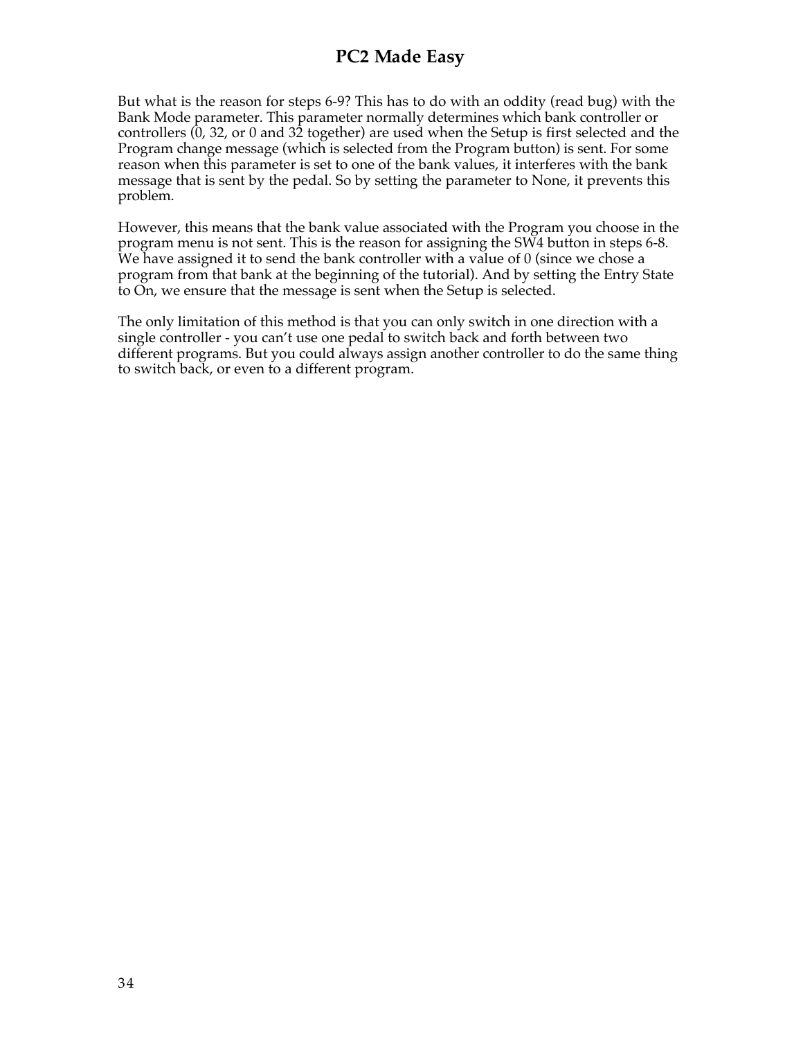But what is the reason for steps 6-9? This has to do with an oddity (read bug) with the Bank Mode parameter. This parameter normally determines which bank controller or controllers (0, 32, or 0 and 32 together) are used when the Setup is first selected and the Program change message (which is selected from the Program button) is sent. For some reason when this parameter is set to one of the bank values, it interferes with the bank message that is sent by the pedal. So by setting the parameter to None, it prevents this problem.

However, this means that the bank value associated with the Program you choose in the program menu is not sent. This is the reason for assigning the SW4 button in steps 6-8. We have assigned it to send the bank controller with a value of 0 (since we chose a program from that bank at the beginning of the tutorial). And by setting the Entry State to On, we ensure that the message is sent when the Setup is selected.

The only limitation of this method is that you can only switch in one direction with a single controller - you can't use one pedal to switch back and forth between two different programs. But you could always assign another controller to do the same thing to switch back, or even to a different program.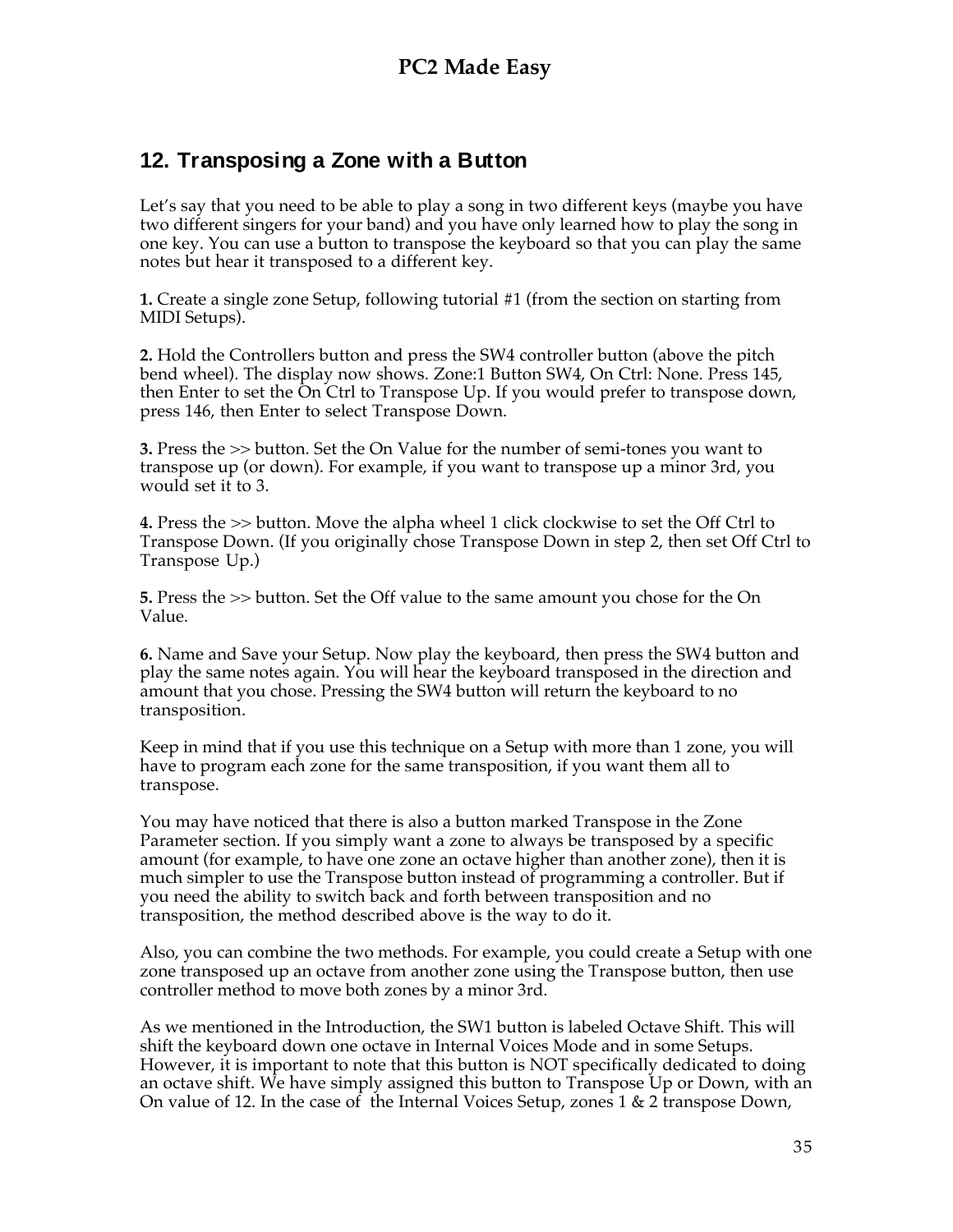## 12. Transposing a Zone with a Button

Let's say that you need to be able to play a song in two different keys (maybe you have two different singers for your band) and you have only learned how to play the song in one key. You can use a button to transpose the keyboard so that you can play the same notes but hear it transposed to a different key.

**1.** Create a single zone Setup, following tutorial #1 (from the section on starting from MIDI Setups).

**2.** Hold the Controllers button and press the SW4 controller button (above the pitch bend wheel). The display now shows. Zone:1 Button SW4, On Ctrl: None. Press 145, then Enter to set the On Ctrl to Transpose Up. If you would prefer to transpose down, press 146, then Enter to select Transpose Down.

**3.** Press the >> button. Set the On Value for the number of semi-tones you want to transpose up (or down). For example, if you want to transpose up a minor 3rd, you would set it to 3.

**4.** Press the >> button. Move the alpha wheel 1 click clockwise to set the Off Ctrl to Transpose Down. (If you originally chose Transpose Down in step 2, then set Off Ctrl to Transpose Up.)

**5.** Press the >> button. Set the Off value to the same amount you chose for the On Value.

**6.** Name and Save your Setup. Now play the keyboard, then press the SW4 button and play the same notes again. You will hear the keyboard transposed in the direction and amount that you chose. Pressing the SW4 button will return the keyboard to no transposition.

Keep in mind that if you use this technique on a Setup with more than 1 zone, you will have to program each zone for the same transposition, if you want them all to transpose.

You may have noticed that there is also a button marked Transpose in the Zone Parameter section. If you simply want a zone to always be transposed by a specific amount (for example, to have one zone an octave higher than another zone), then it is much simpler to use the Transpose button instead of programming a controller. But if you need the ability to switch back and forth between transposition and no transposition, the method described above is the way to do it.

Also, you can combine the two methods. For example, you could create a Setup with one zone transposed up an octave from another zone using the Transpose button, then use controller method to move both zones by a minor 3rd.

As we mentioned in the Introduction, the SW1 button is labeled Octave Shift. This will shift the keyboard down one octave in Internal Voices Mode and in some Setups. However, it is important to note that this button is NOT specifically dedicated to doing an octave shift. We have simply assigned this button to Transpose Up or Down, with an On value of 12. In the case of the Internal Voices Setup, zones 1 & 2 transpose Down,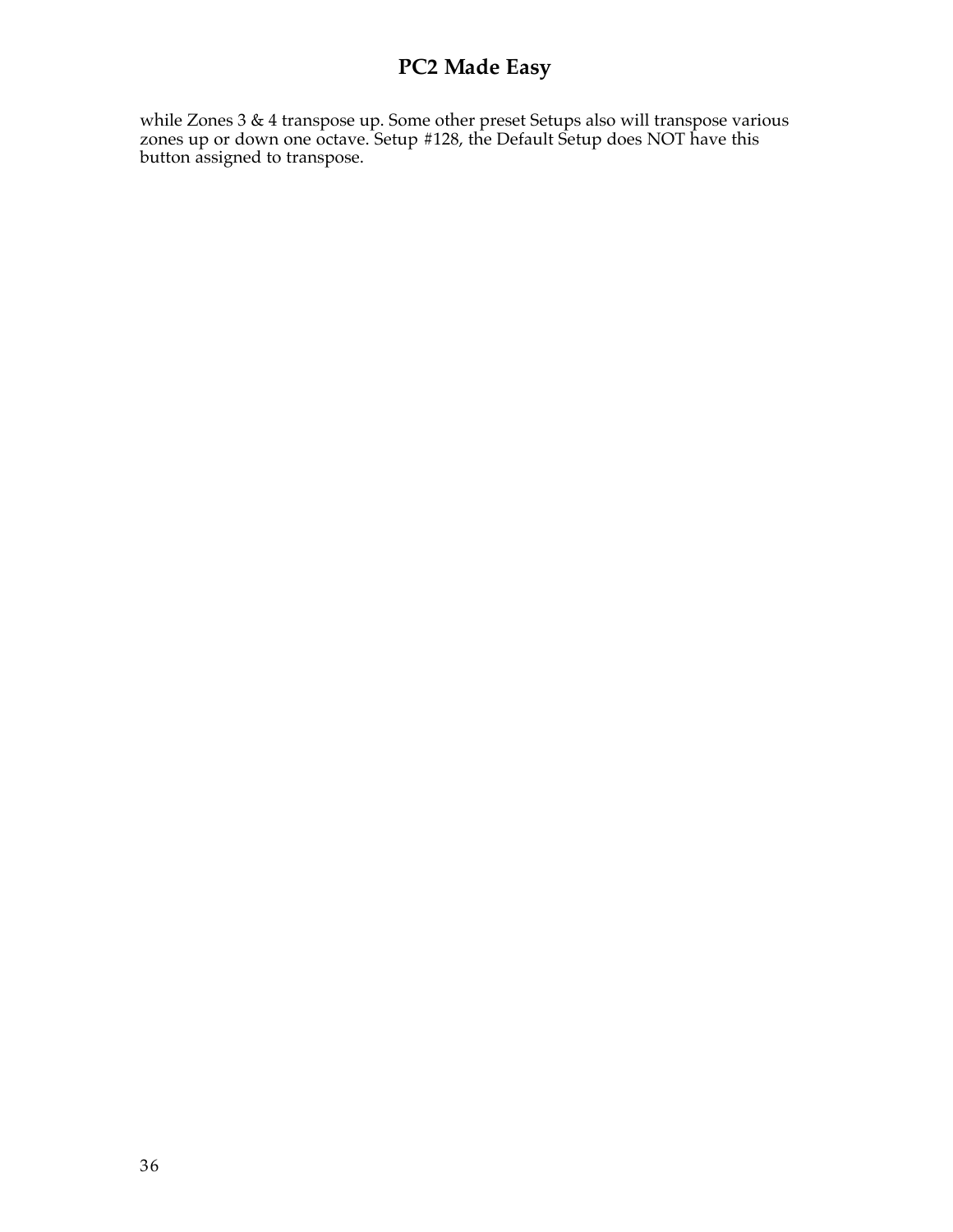while Zones 3 & 4 transpose up. Some other preset Setups also will transpose various zones up or down one octave. Setup #128, the Default Setup does NOT have this button assigned to transpose.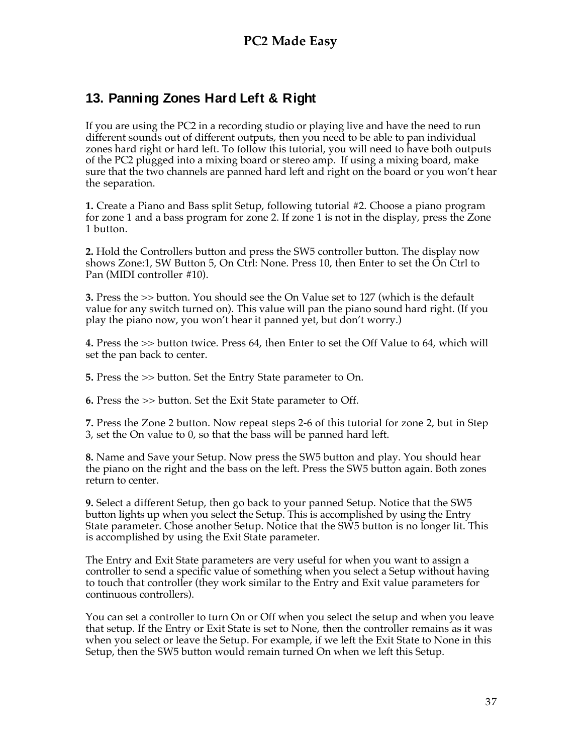## 13. Panning Zones Hard Left & Right

If you are using the PC2 in a recording studio or playing live and have the need to run different sounds out of different outputs, then you need to be able to pan individual zones hard right or hard left. To follow this tutorial, you will need to have both outputs of the PC2 plugged into a mixing board or stereo amp. If using a mixing board, make sure that the two channels are panned hard left and right on the board or you won't hear the separation.

**1.** Create a Piano and Bass split Setup, following tutorial #2. Choose a piano program for zone 1 and a bass program for zone 2. If zone 1 is not in the display, press the Zone 1 button.

**2.** Hold the Controllers button and press the SW5 controller button. The display now shows Zone:1, SW Button 5, On Ctrl: None. Press 10, then Enter to set the On Ctrl to Pan (MIDI controller #10).

**3.** Press the >> button. You should see the On Value set to 127 (which is the default value for any switch turned on). This value will pan the piano sound hard right. (If you play the piano now, you won't hear it panned yet, but don't worry.)

**4.** Press the >> button twice. Press 64, then Enter to set the Off Value to 64, which will set the pan back to center.

**5.** Press the >> button. Set the Entry State parameter to On.

**6.** Press the >> button. Set the Exit State parameter to Off.

**7.** Press the Zone 2 button. Now repeat steps 2-6 of this tutorial for zone 2, but in Step 3, set the On value to 0, so that the bass will be panned hard left.

**8.** Name and Save your Setup. Now press the SW5 button and play. You should hear the piano on the right and the bass on the left. Press the SW5 button again. Both zones return to center.

**9.** Select a different Setup, then go back to your panned Setup. Notice that the SW5 button lights up when you select the Setup. This is accomplished by using the Entry State parameter. Chose another Setup. Notice that the SW5 button is no longer lit. This is accomplished by using the Exit State parameter.

The Entry and Exit State parameters are very useful for when you want to assign a controller to send a specific value of something when you select a Setup without having to touch that controller (they work similar to the Entry and Exit value parameters for continuous controllers).

You can set a controller to turn On or Off when you select the setup and when you leave that setup. If the Entry or Exit State is set to None, then the controller remains as it was when you select or leave the Setup. For example, if we left the Exit State to None in this Setup, then the SW5 button would remain turned On when we left this Setup.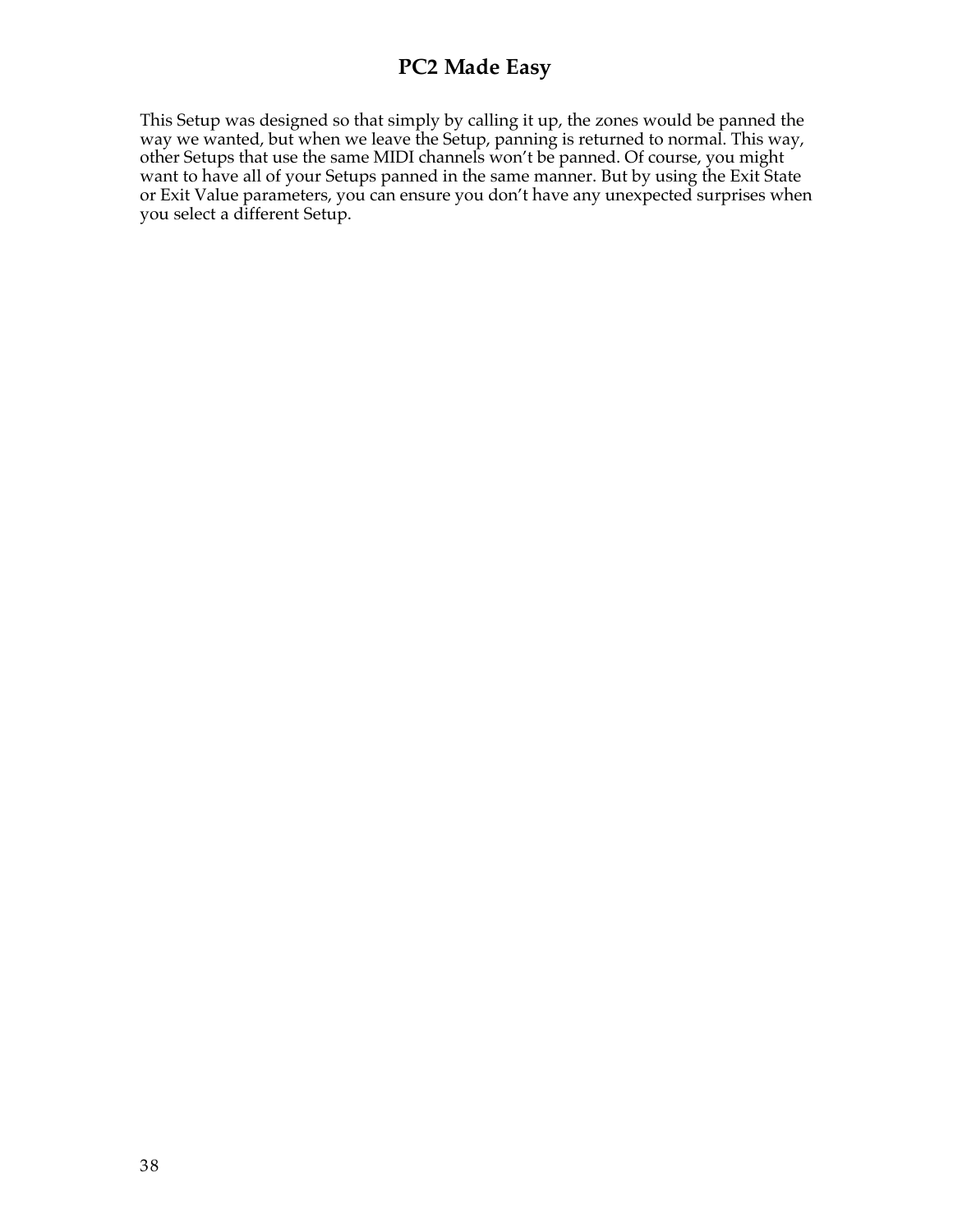This Setup was designed so that simply by calling it up, the zones would be panned the way we wanted, but when we leave the Setup, panning is returned to normal. This way, other Setups that use the same MIDI channels won't be panned. Of course, you might want to have all of your Setups panned in the same manner. But by using the Exit State or Exit Value parameters, you can ensure you don't have any unexpected surprises when you select a different Setup.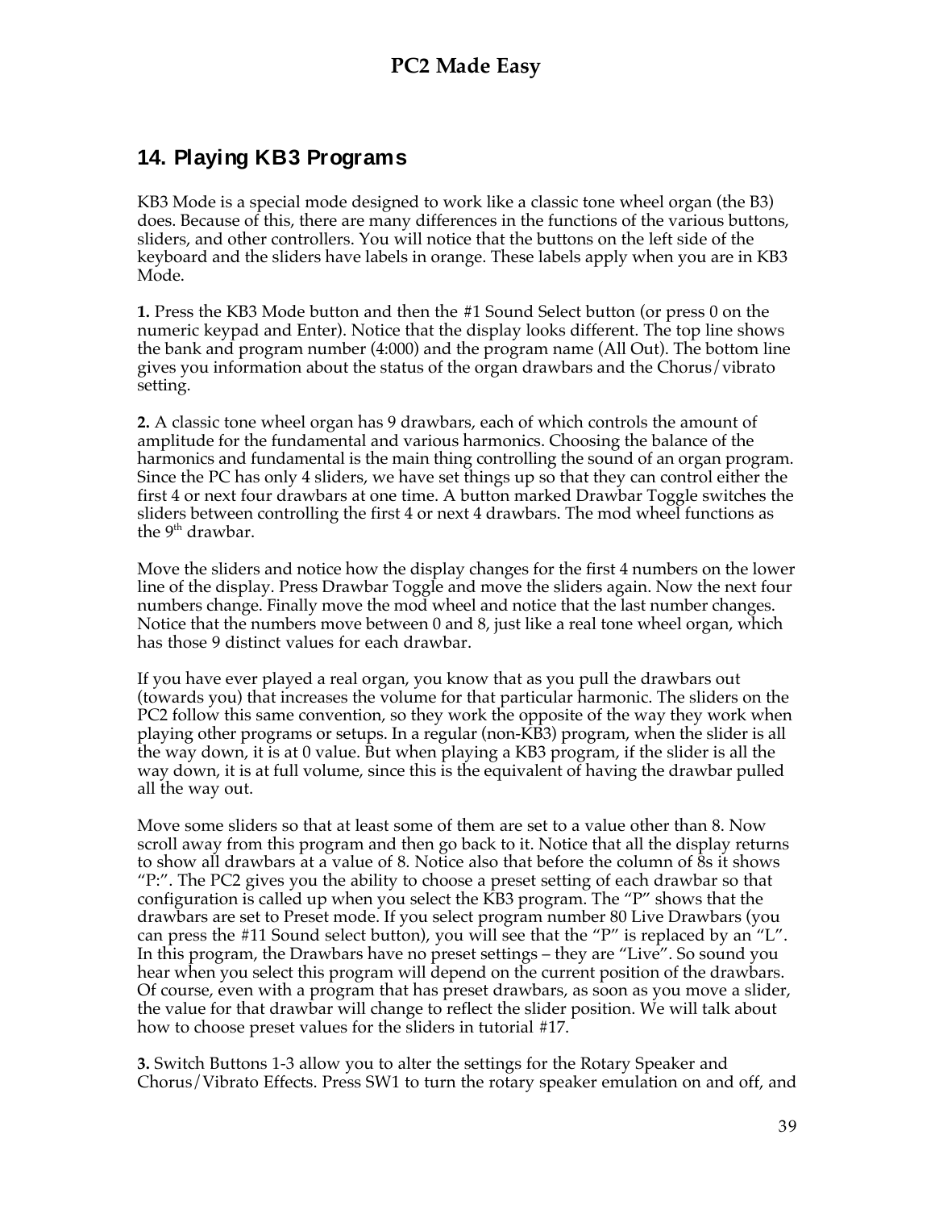## 14. Playing KB3 Programs

KB3 Mode is a special mode designed to work like a classic tone wheel organ (the B3) does. Because of this, there are many differences in the functions of the various buttons, sliders, and other controllers. You will notice that the buttons on the left side of the keyboard and the sliders have labels in orange. These labels apply when you are in KB3 Mode.

**1.** Press the KB3 Mode button and then the #1 Sound Select button (or press 0 on the numeric keypad and Enter). Notice that the display looks different. The top line shows the bank and program number (4:000) and the program name (All Out). The bottom line gives you information about the status of the organ drawbars and the Chorus/vibrato setting.

**2.** A classic tone wheel organ has 9 drawbars, each of which controls the amount of amplitude for the fundamental and various harmonics. Choosing the balance of the harmonics and fundamental is the main thing controlling the sound of an organ program. Since the PC has only 4 sliders, we have set things up so that they can control either the first 4 or next four drawbars at one time. A button marked Drawbar Toggle switches the sliders between controlling the first 4 or next 4 drawbars. The mod wheel functions as the 9th drawbar.

Move the sliders and notice how the display changes for the first 4 numbers on the lower line of the display. Press Drawbar Toggle and move the sliders again. Now the next four numbers change. Finally move the mod wheel and notice that the last number changes. Notice that the numbers move between 0 and 8, just like a real tone wheel organ, which has those 9 distinct values for each drawbar.

If you have ever played a real organ, you know that as you pull the drawbars out (towards you) that increases the volume for that particular harmonic. The sliders on the PC2 follow this same convention, so they work the opposite of the way they work when playing other programs or setups. In a regular (non-KB3) program, when the slider is all the way down, it is at 0 value. But when playing a KB3 program, if the slider is all the way down, it is at full volume, since this is the equivalent of having the drawbar pulled all the way out.

Move some sliders so that at least some of them are set to a value other than 8. Now scroll away from this program and then go back to it. Notice that all the display returns to show all drawbars at a value of 8. Notice also that before the column of 8s it shows "P:". The PC2 gives you the ability to choose a preset setting of each drawbar so that configuration is called up when you select the KB3 program. The "P" shows that the drawbars are set to Preset mode. If you select program number 80 Live Drawbars (you can press the #11 Sound select button), you will see that the "P" is replaced by an "L". In this program, the Drawbars have no preset settings – they are "Live". So sound you hear when you select this program will depend on the current position of the drawbars. Of course, even with a program that has preset drawbars, as soon as you move a slider, the value for that drawbar will change to reflect the slider position. We will talk about how to choose preset values for the sliders in tutorial #17.

**3.** Switch Buttons 1-3 allow you to alter the settings for the Rotary Speaker and Chorus/Vibrato Effects. Press SW1 to turn the rotary speaker emulation on and off, and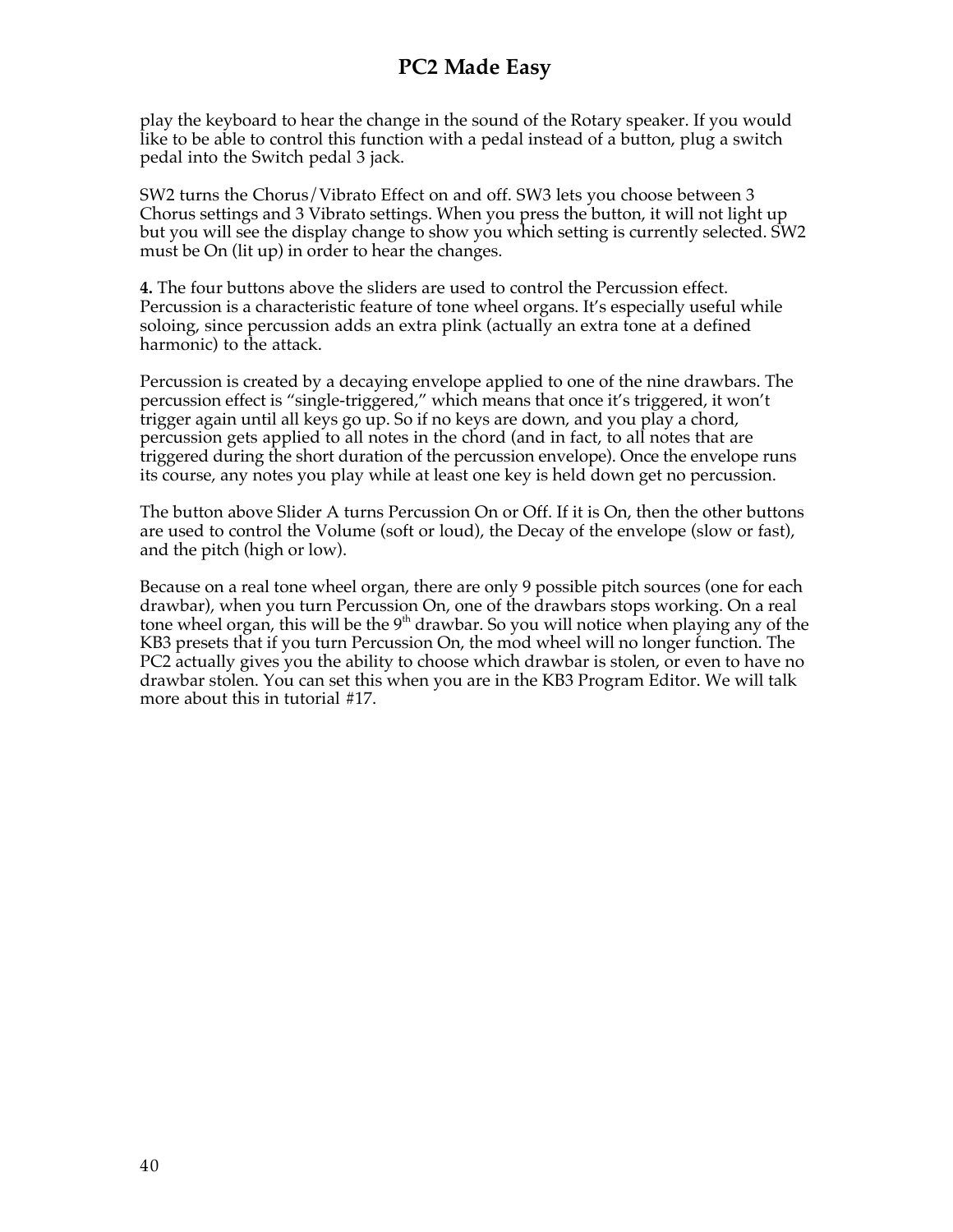play the keyboard to hear the change in the sound of the Rotary speaker. If you would like to be able to control this function with a pedal instead of a button, plug a switch pedal into the Switch pedal 3 jack.

SW2 turns the Chorus/Vibrato Effect on and off. SW3 lets you choose between 3 Chorus settings and 3 Vibrato settings. When you press the button, it will not light up but you will see the display change to show you which setting is currently selected. SW2 must be On (lit up) in order to hear the changes.

**4.** The four buttons above the sliders are used to control the Percussion effect. Percussion is a characteristic feature of tone wheel organs. It's especially useful while soloing, since percussion adds an extra plink (actually an extra tone at a defined harmonic) to the attack.

Percussion is created by a decaying envelope applied to one of the nine drawbars. The percussion effect is "single-triggered," which means that once it's triggered, it won't trigger again until all keys go up. So if no keys are down, and you play a chord, percussion gets applied to all notes in the chord (and in fact, to all notes that are triggered during the short duration of the percussion envelope). Once the envelope runs its course, any notes you play while at least one key is held down get no percussion.

The button above Slider A turns Percussion On or Off. If it is On, then the other buttons are used to control the Volume (soft or loud), the Decay of the envelope (slow or fast), and the pitch (high or low).

Because on a real tone wheel organ, there are only 9 possible pitch sources (one for each drawbar), when you turn Percussion On, one of the drawbars stops working. On a real tone wheel organ, this will be the 9th drawbar. So you will notice when playing any of the KB3 presets that if you turn Percussion On, the mod wheel will no longer function. The PC2 actually gives you the ability to choose which drawbar is stolen, or even to have no drawbar stolen. You can set this when you are in the KB3 Program Editor. We will talk more about this in tutorial #17.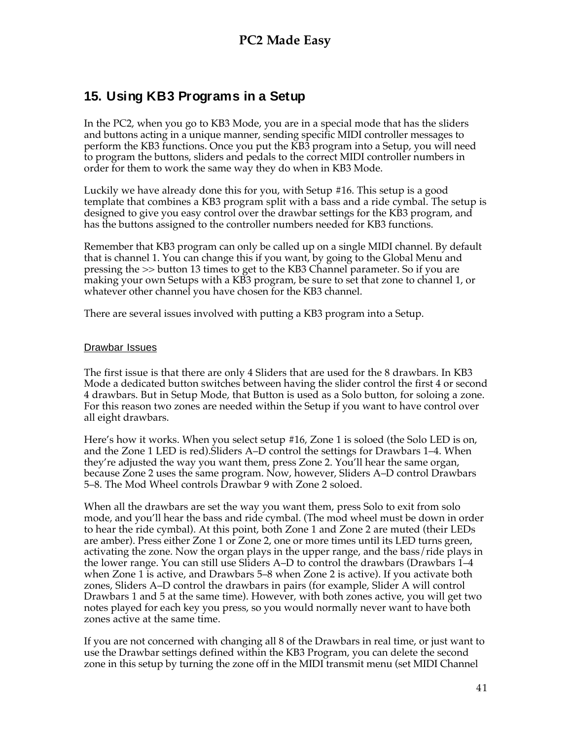## 15. Using KB3 Programs in a Setup

In the PC2, when you go to KB3 Mode, you are in a special mode that has the sliders and buttons acting in a unique manner, sending specific MIDI controller messages to perform the KB3 functions. Once you put the KB3 program into a Setup, you will need to program the buttons, sliders and pedals to the correct MIDI controller numbers in order for them to work the same way they do when in KB3 Mode.

Luckily we have already done this for you, with Setup #16. This setup is a good template that combines a KB3 program split with a bass and a ride cymbal. The setup is designed to give you easy control over the drawbar settings for the KB3 program, and has the buttons assigned to the controller numbers needed for KB3 functions.

Remember that KB3 program can only be called up on a single MIDI channel. By default that is channel 1. You can change this if you want, by going to the Global Menu and pressing the >> button 13 times to get to the KB3 Channel parameter. So if you are making your own Setups with a KB3 program, be sure to set that zone to channel 1, or whatever other channel you have chosen for the KB3 channel.

There are several issues involved with putting a KB3 program into a Setup.

### Drawbar Issues

The first issue is that there are only 4 Sliders that are used for the 8 drawbars. In KB3 Mode a dedicated button switches between having the slider control the first 4 or second 4 drawbars. But in Setup Mode, that Button is used as a Solo button, for soloing a zone. For this reason two zones are needed within the Setup if you want to have control over all eight drawbars.

Here's how it works. When you select setup #16, Zone 1 is soloed (the Solo LED is on, and the Zone 1 LED is red).Sliders A–D control the settings for Drawbars 1–4. When they're adjusted the way you want them, press Zone 2. You'll hear the same organ, because Zone 2 uses the same program. Now, however, Sliders A–D control Drawbars 5–8. The Mod Wheel controls Drawbar 9 with Zone 2 soloed.

When all the drawbars are set the way you want them, press Solo to exit from solo mode, and you'll hear the bass and ride cymbal. (The mod wheel must be down in order to hear the ride cymbal). At this point, both Zone 1 and Zone 2 are muted (their LEDs are amber). Press either Zone 1 or Zone 2, one or more times until its LED turns green, activating the zone. Now the organ plays in the upper range, and the bass/ride plays in the lower range. You can still use Sliders A–D to control the drawbars (Drawbars 1–4 when Zone 1 is active, and Drawbars 5–8 when Zone 2 is active). If you activate both zones, Sliders A–D control the drawbars in pairs (for example, Slider A will control Drawbars 1 and 5 at the same time). However, with both zones active, you will get two notes played for each key you press, so you would normally never want to have both zones active at the same time.

If you are not concerned with changing all 8 of the Drawbars in real time, or just want to use the Drawbar settings defined within the KB3 Program, you can delete the second zone in this setup by turning the zone off in the MIDI transmit menu (set MIDI Channel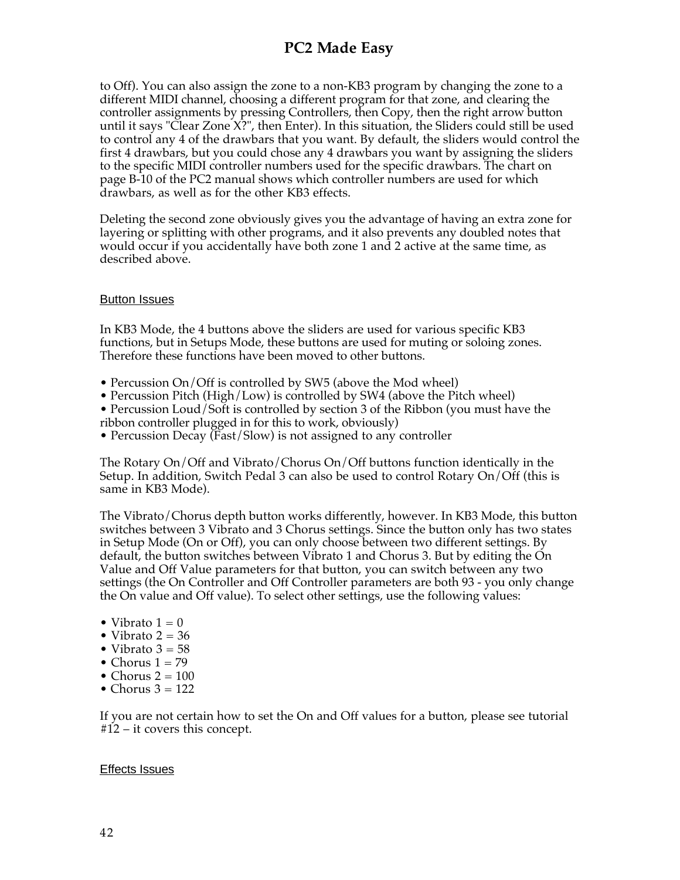to Off). You can also assign the zone to a non-KB3 program by changing the zone to a different MIDI channel, choosing a different program for that zone, and clearing the controller assignments by pressing Controllers, then Copy, then the right arrow button until it says "Clear Zone X?", then Enter). In this situation, the Sliders could still be used to control any 4 of the drawbars that you want. By default, the sliders would control the first 4 drawbars, but you could chose any 4 drawbars you want by assigning the sliders to the specific MIDI controller numbers used for the specific drawbars. The chart on page B-10 of the PC2 manual shows which controller numbers are used for which drawbars, as well as for the other KB3 effects.

Deleting the second zone obviously gives you the advantage of having an extra zone for layering or splitting with other programs, and it also prevents any doubled notes that would occur if you accidentally have both zone 1 and 2 active at the same time, as described above.

### Button Issues

In KB3 Mode, the 4 buttons above the sliders are used for various specific KB3 functions, but in Setups Mode, these buttons are used for muting or soloing zones. Therefore these functions have been moved to other buttons.

- Percussion On/Off is controlled by SW5 (above the Mod wheel)
- Percussion Pitch (High/Low) is controlled by SW4 (above the Pitch wheel)
- Percussion Loud/Soft is controlled by section 3 of the Ribbon (you must have the ribbon controller plugged in for this to work, obviously)
- Percussion Decay (Fast/Slow) is not assigned to any controller

The Rotary On/Off and Vibrato/Chorus On/Off buttons function identically in the Setup. In addition, Switch Pedal 3 can also be used to control Rotary On/Off (this is same in KB3 Mode).

The Vibrato/Chorus depth button works differently, however. In KB3 Mode, this button switches between 3 Vibrato and 3 Chorus settings. Since the button only has two states in Setup Mode (On or Off), you can only choose between two different settings. By default, the button switches between Vibrato 1 and Chorus 3. But by editing the On Value and Off Value parameters for that button, you can switch between any two settings (the On Controller and Off Controller parameters are both 93 - you only change the On value and Off value). To select other settings, use the following values:

- Vibrato 1 = 0
- Vibrato 2 = 36
- Vibrato 3 = 58
- Chorus 1 = 79
- Chorus 2 = 100
- Chorus 3 = 122

If you are not certain how to set the On and Off values for a button, please see tutorial #12 – it covers this concept.

### Effects Issues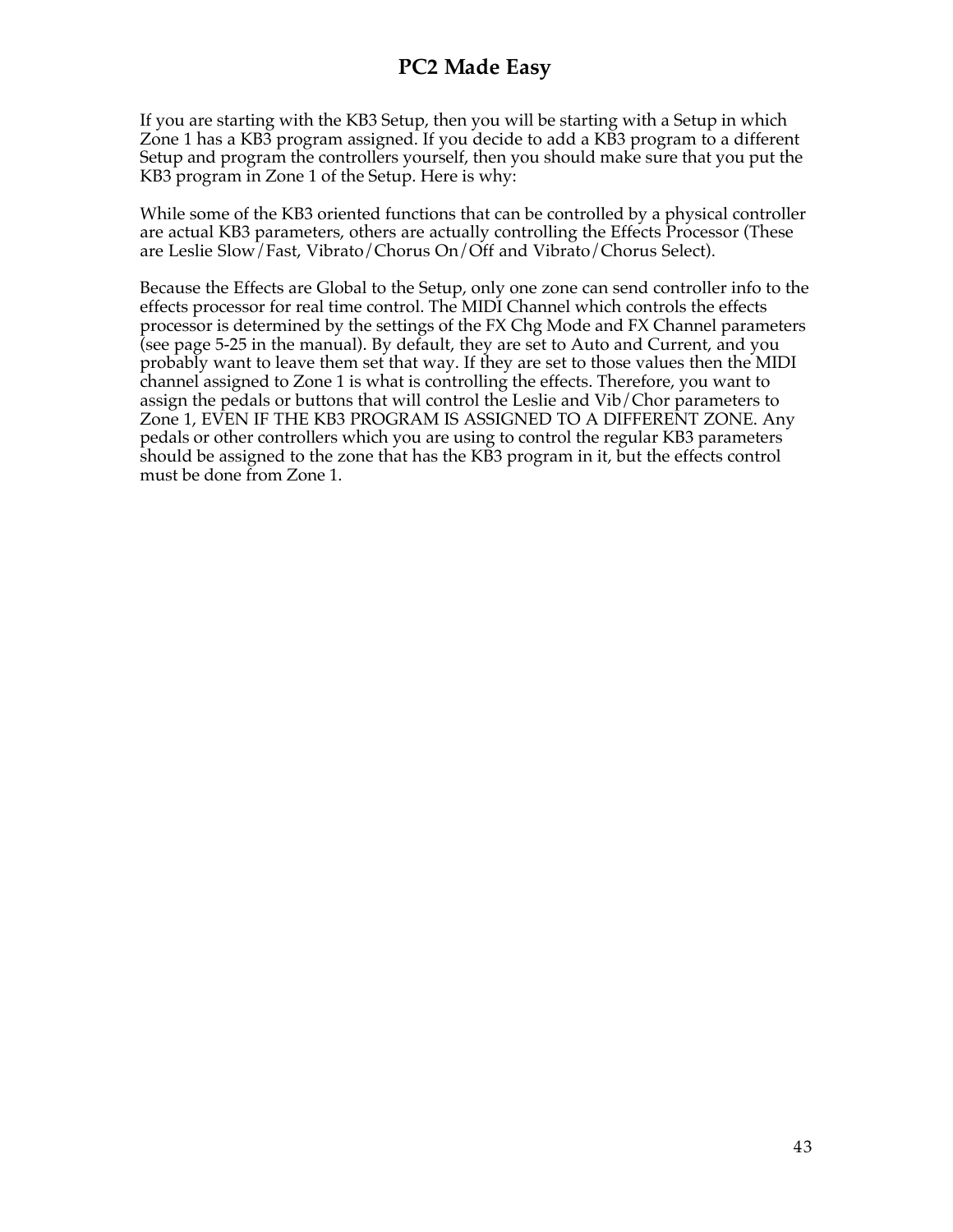If you are starting with the KB3 Setup, then you will be starting with a Setup in which Zone 1 has a KB3 program assigned. If you decide to add a KB3 program to a different Setup and program the controllers yourself, then you should make sure that you put the KB3 program in Zone 1 of the Setup. Here is why:

While some of the KB3 oriented functions that can be controlled by a physical controller are actual KB3 parameters, others are actually controlling the Effects Processor (These are Leslie Slow/Fast, Vibrato/Chorus On/Off and Vibrato/Chorus Select).

Because the Effects are Global to the Setup, only one zone can send controller info to the effects processor for real time control. The MIDI Channel which controls the effects processor is determined by the settings of the FX Chg Mode and FX Channel parameters (see page 5-25 in the manual). By default, they are set to Auto and Current, and you probably want to leave them set that way. If they are set to those values then the MIDI channel assigned to Zone 1 is what is controlling the effects. Therefore, you want to assign the pedals or buttons that will control the Leslie and Vib/Chor parameters to Zone 1, EVEN IF THE KB3 PROGRAM IS ASSIGNED TO A DIFFERENT ZONE. Any pedals or other controllers which you are using to control the regular KB3 parameters should be assigned to the zone that has the KB3 program in it, but the effects control must be done from Zone 1.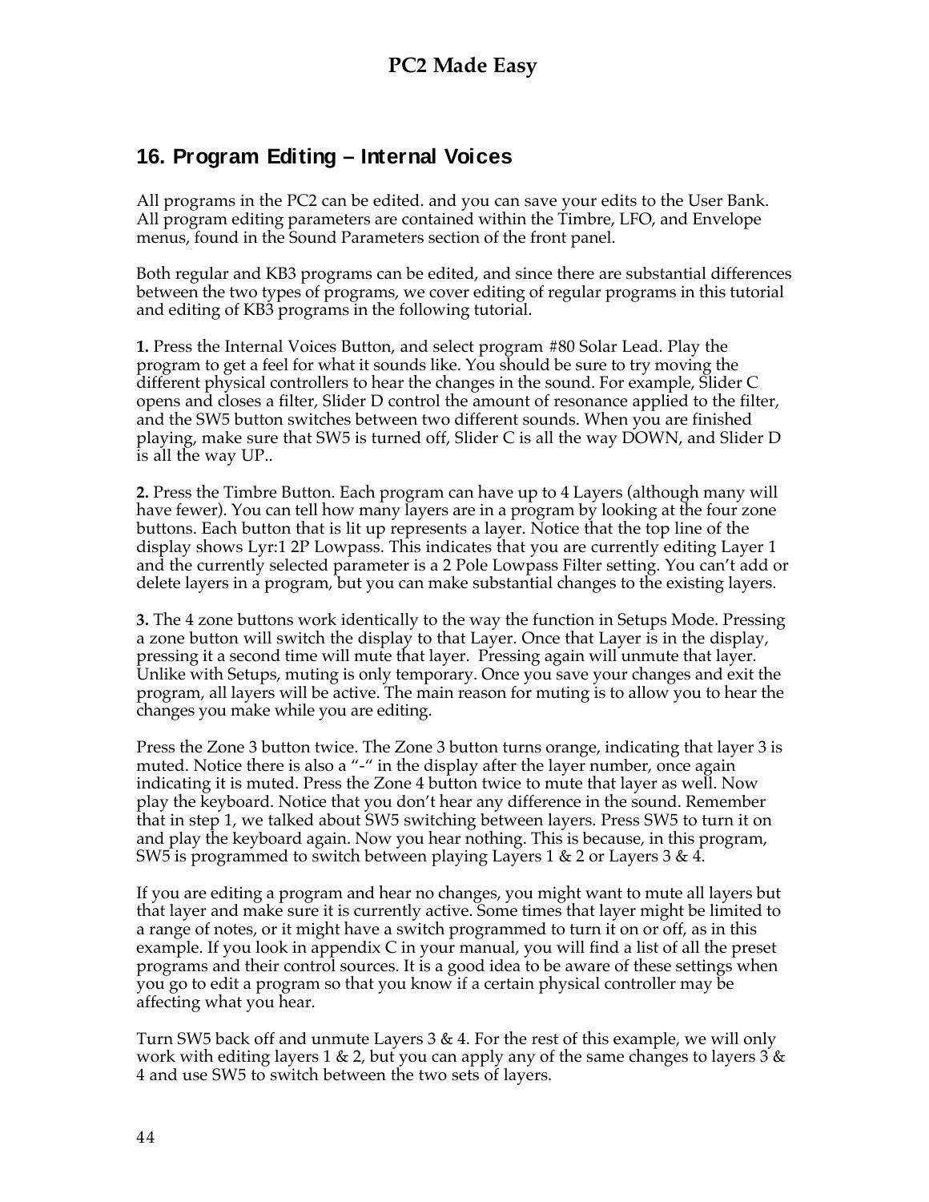## 16. Program Editing – Internal Voices

All programs in the PC2 can be edited. and you can save your edits to the User Bank. All program editing parameters are contained within the Timbre, LFO, and Envelope menus, found in the Sound Parameters section of the front panel.

Both regular and KB3 programs can be edited, and since there are substantial differences between the two types of programs, we cover editing of regular programs in this tutorial and editing of KB3 programs in the following tutorial.

**1.** Press the Internal Voices Button, and select program #80 Solar Lead. Play the program to get a feel for what it sounds like. You should be sure to try moving the different physical controllers to hear the changes in the sound. For example, Slider C opens and closes a filter, Slider D control the amount of resonance applied to the filter, and the SW5 button switches between two different sounds. When you are finished playing, make sure that SW5 is turned off, Slider C is all the way DOWN, and Slider D is all the way UP..

**2.** Press the Timbre Button. Each program can have up to 4 Layers (although many will have fewer). You can tell how many layers are in a program by looking at the four zone buttons. Each button that is lit up represents a layer. Notice that the top line of the display shows Lyr:1 2P Lowpass. This indicates that you are currently editing Layer 1 and the currently selected parameter is a 2 Pole Lowpass Filter setting. You can't add or delete layers in a program, but you can make substantial changes to the existing layers.

**3.** The 4 zone buttons work identically to the way the function in Setups Mode. Pressing a zone button will switch the display to that Layer. Once that Layer is in the display, pressing it a second time will mute that layer. Pressing again will unmute that layer. Unlike with Setups, muting is only temporary. Once you save your changes and exit the program, all layers will be active. The main reason for muting is to allow you to hear the changes you make while you are editing.

Press the Zone 3 button twice. The Zone 3 button turns orange, indicating that layer 3 is muted. Notice there is also a "-" in the display after the layer number, once again indicating it is muted. Press the Zone 4 button twice to mute that layer as well. Now play the keyboard. Notice that you don't hear any difference in the sound. Remember that in step 1, we talked about SW5 switching between layers. Press SW5 to turn it on and play the keyboard again. Now you hear nothing. This is because, in this program, SW5 is programmed to switch between playing Layers 1 & 2 or Layers 3 & 4.

If you are editing a program and hear no changes, you might want to mute all layers but that layer and make sure it is currently active. Some times that layer might be limited to a range of notes, or it might have a switch programmed to turn it on or off, as in this example. If you look in appendix C in your manual, you will find a list of all the preset programs and their control sources. It is a good idea to be aware of these settings when you go to edit a program so that you know if a certain physical controller may be affecting what you hear.

Turn SW5 back off and unmute Layers 3 & 4. For the rest of this example, we will only work with editing layers 1 & 2, but you can apply any of the same changes to layers 3 & 4 and use SW5 to switch between the two sets of layers.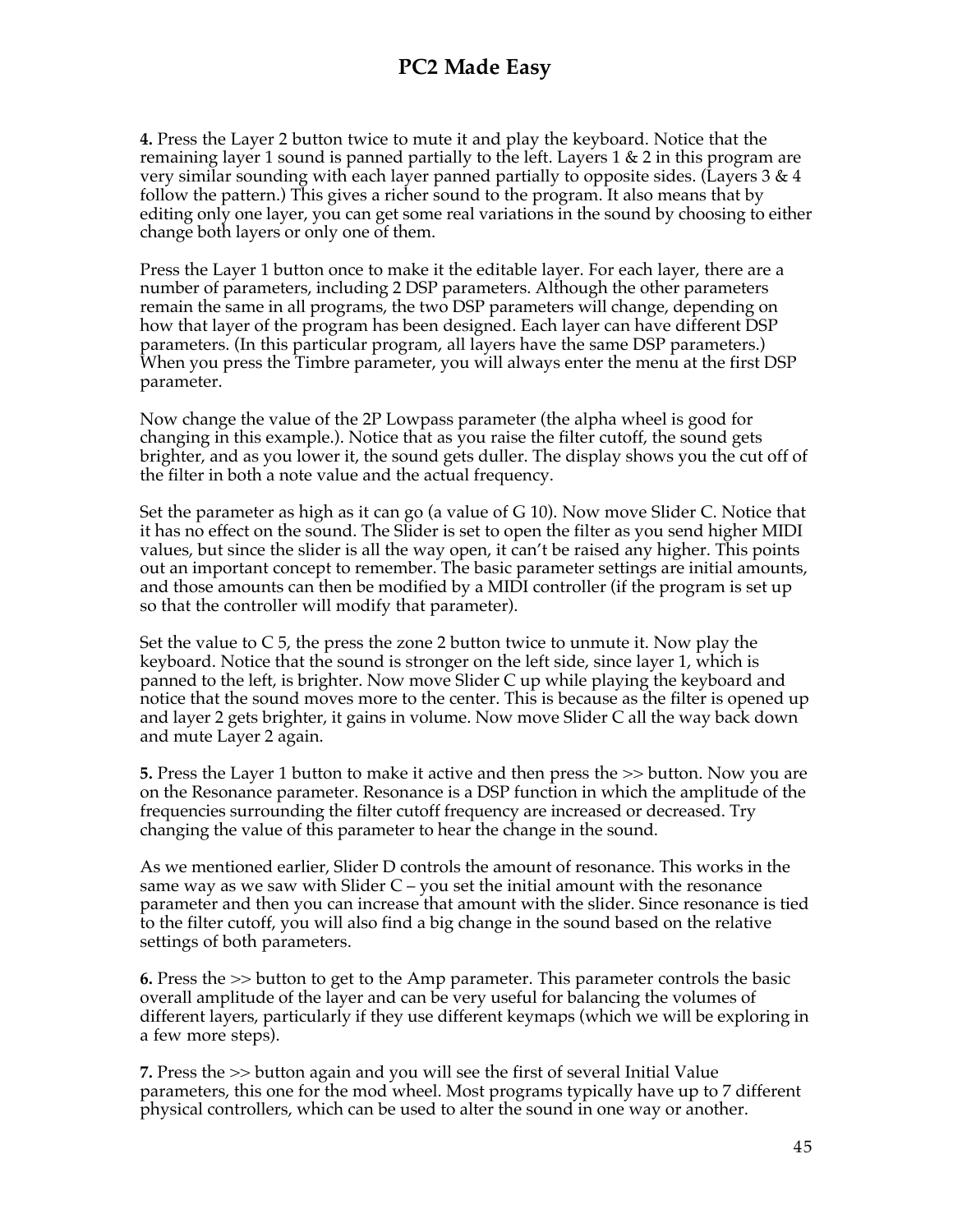**4.** Press the Layer 2 button twice to mute it and play the keyboard. Notice that the remaining layer 1 sound is panned partially to the left. Layers 1 & 2 in this program are very similar sounding with each layer panned partially to opposite sides. (Layers 3 & 4 follow the pattern.) This gives a richer sound to the program. It also means that by editing only one layer, you can get some real variations in the sound by choosing to either change both layers or only one of them.

Press the Layer 1 button once to make it the editable layer. For each layer, there are a number of parameters, including 2 DSP parameters. Although the other parameters remain the same in all programs, the two DSP parameters will change, depending on how that layer of the program has been designed. Each layer can have different DSP parameters. (In this particular program, all layers have the same DSP parameters.) When you press the Timbre parameter, you will always enter the menu at the first DSP parameter.

Now change the value of the 2P Lowpass parameter (the alpha wheel is good for changing in this example.). Notice that as you raise the filter cutoff, the sound gets brighter, and as you lower it, the sound gets duller. The display shows you the cut off of the filter in both a note value and the actual frequency.

Set the parameter as high as it can go (a value of G 10). Now move Slider C. Notice that it has no effect on the sound. The Slider is set to open the filter as you send higher MIDI values, but since the slider is all the way open, it can't be raised any higher. This points out an important concept to remember. The basic parameter settings are initial amounts, and those amounts can then be modified by a MIDI controller (if the program is set up so that the controller will modify that parameter).

Set the value to C 5, the press the zone 2 button twice to unmute it. Now play the keyboard. Notice that the sound is stronger on the left side, since layer 1, which is panned to the left, is brighter. Now move Slider C up while playing the keyboard and notice that the sound moves more to the center. This is because as the filter is opened up and layer 2 gets brighter, it gains in volume. Now move Slider C all the way back down and mute Layer 2 again.

**5.** Press the Layer 1 button to make it active and then press the >> button. Now you are on the Resonance parameter. Resonance is a DSP function in which the amplitude of the frequencies surrounding the filter cutoff frequency are increased or decreased. Try changing the value of this parameter to hear the change in the sound.

As we mentioned earlier, Slider D controls the amount of resonance. This works in the same way as we saw with Slider C – you set the initial amount with the resonance parameter and then you can increase that amount with the slider. Since resonance is tied to the filter cutoff, you will also find a big change in the sound based on the relative settings of both parameters.

**6.** Press the >> button to get to the Amp parameter. This parameter controls the basic overall amplitude of the layer and can be very useful for balancing the volumes of different layers, particularly if they use different keymaps (which we will be exploring in a few more steps).

**7.** Press the >> button again and you will see the first of several Initial Value parameters, this one for the mod wheel. Most programs typically have up to 7 different physical controllers, which can be used to alter the sound in one way or another.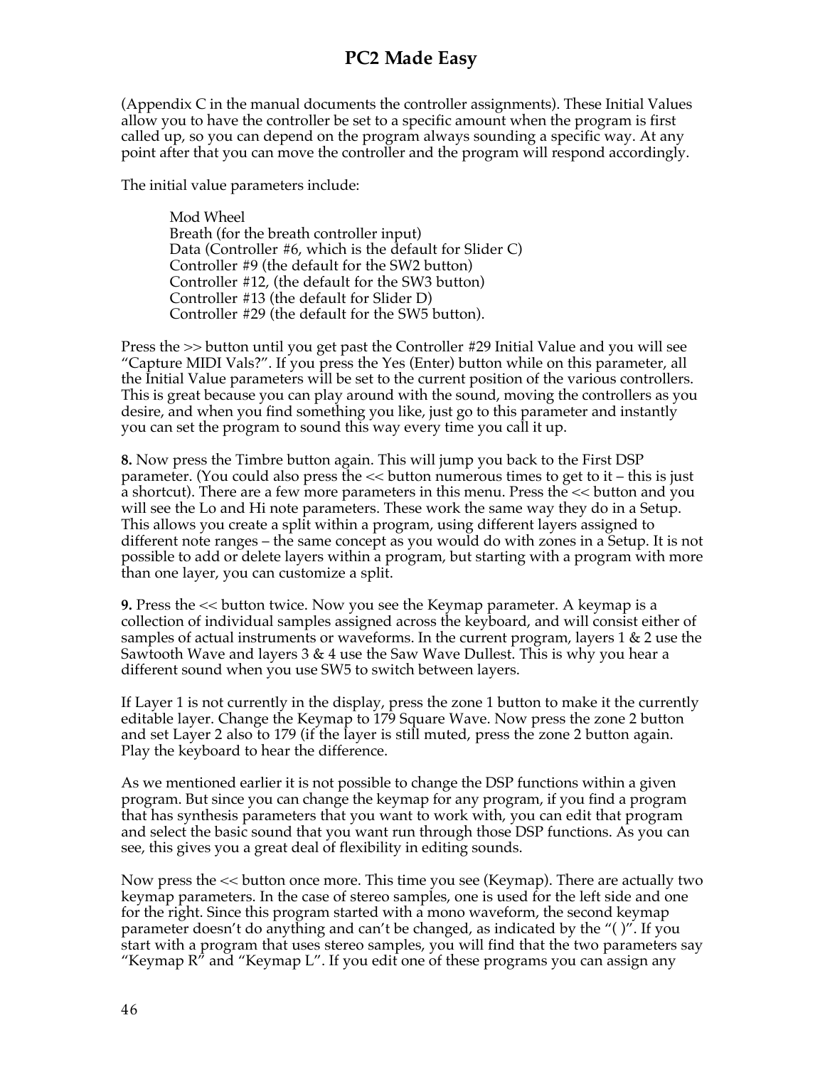(Appendix C in the manual documents the controller assignments). These Initial Values allow you to have the controller be set to a specific amount when the program is first called up, so you can depend on the program always sounding a specific way. At any point after that you can move the controller and the program will respond accordingly.

The initial value parameters include:

> Mod Wheel
> Breath (for the breath controller input)
> Data (Controller #6, which is the default for Slider C)
> Controller #9 (the default for the SW2 button)
> Controller #12, (the default for the SW3 button)
> Controller #13 (the default for Slider D)
> Controller #29 (the default for the SW5 button).

Press the >> button until you get past the Controller #29 Initial Value and you will see "Capture MIDI Vals?". If you press the Yes (Enter) button while on this parameter, all the Initial Value parameters will be set to the current position of the various controllers. This is great because you can play around with the sound, moving the controllers as you desire, and when you find something you like, just go to this parameter and instantly you can set the program to sound this way every time you call it up.

**8.** Now press the Timbre button again. This will jump you back to the First DSP parameter. (You could also press the << button numerous times to get to it – this is just a shortcut). There are a few more parameters in this menu. Press the << button and you will see the Lo and Hi note parameters. These work the same way they do in a Setup. This allows you create a split within a program, using different layers assigned to different note ranges – the same concept as you would do with zones in a Setup. It is not possible to add or delete layers within a program, but starting with a program with more than one layer, you can customize a split.

**9.** Press the << button twice. Now you see the Keymap parameter. A keymap is a collection of individual samples assigned across the keyboard, and will consist either of samples of actual instruments or waveforms. In the current program, layers 1 & 2 use the Sawtooth Wave and layers 3 & 4 use the Saw Wave Dullest. This is why you hear a different sound when you use SW5 to switch between layers.

If Layer 1 is not currently in the display, press the zone 1 button to make it the currently editable layer. Change the Keymap to 179 Square Wave. Now press the zone 2 button and set Layer 2 also to 179 (if the layer is still muted, press the zone 2 button again. Play the keyboard to hear the difference.

As we mentioned earlier it is not possible to change the DSP functions within a given program. But since you can change the keymap for any program, if you find a program that has synthesis parameters that you want to work with, you can edit that program and select the basic sound that you want run through those DSP functions. As you can see, this gives you a great deal of flexibility in editing sounds.

Now press the << button once more. This time you see (Keymap). There are actually two keymap parameters. In the case of stereo samples, one is used for the left side and one for the right. Since this program started with a mono waveform, the second keymap parameter doesn't do anything and can't be changed, as indicated by the "( )". If you start with a program that uses stereo samples, you will find that the two parameters say "Keymap R" and "Keymap L". If you edit one of these programs you can assign any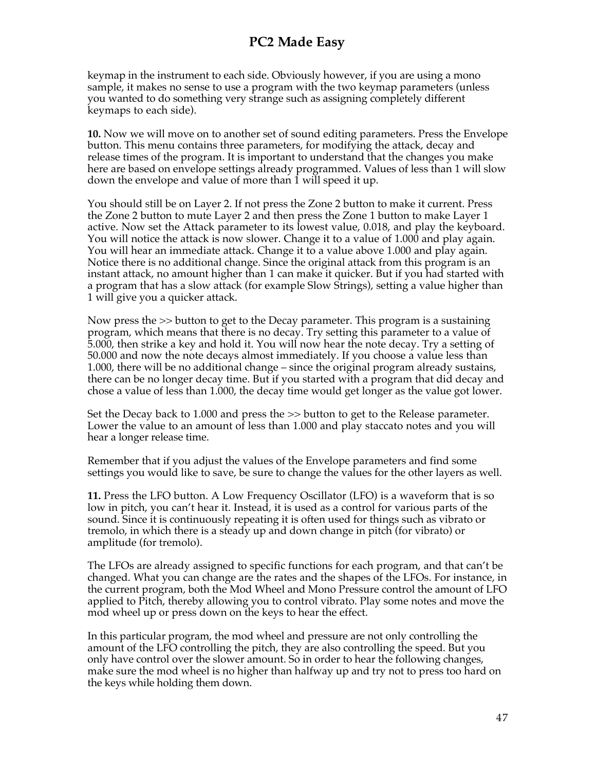keymap in the instrument to each side. Obviously however, if you are using a mono sample, it makes no sense to use a program with the two keymap parameters (unless you wanted to do something very strange such as assigning completely different keymaps to each side).

**10.** Now we will move on to another set of sound editing parameters. Press the Envelope button. This menu contains three parameters, for modifying the attack, decay and release times of the program. It is important to understand that the changes you make here are based on envelope settings already programmed. Values of less than 1 will slow down the envelope and value of more than 1 will speed it up.

You should still be on Layer 2. If not press the Zone 2 button to make it current. Press the Zone 2 button to mute Layer 2 and then press the Zone 1 button to make Layer 1 active. Now set the Attack parameter to its lowest value, 0.018, and play the keyboard. You will notice the attack is now slower. Change it to a value of 1.000 and play again. You will hear an immediate attack. Change it to a value above 1.000 and play again. Notice there is no additional change. Since the original attack from this program is an instant attack, no amount higher than 1 can make it quicker. But if you had started with a program that has a slow attack (for example Slow Strings), setting a value higher than 1 will give you a quicker attack.

Now press the >> button to get to the Decay parameter. This program is a sustaining program, which means that there is no decay. Try setting this parameter to a value of 5.000, then strike a key and hold it. You will now hear the note decay. Try a setting of 50.000 and now the note decays almost immediately. If you choose a value less than 1.000, there will be no additional change – since the original program already sustains, there can be no longer decay time. But if you started with a program that did decay and chose a value of less than 1.000, the decay time would get longer as the value got lower.

Set the Decay back to 1.000 and press the >> button to get to the Release parameter. Lower the value to an amount of less than 1.000 and play staccato notes and you will hear a longer release time.

Remember that if you adjust the values of the Envelope parameters and find some settings you would like to save, be sure to change the values for the other layers as well.

**11.** Press the LFO button. A Low Frequency Oscillator (LFO) is a waveform that is so low in pitch, you can't hear it. Instead, it is used as a control for various parts of the sound. Since it is continuously repeating it is often used for things such as vibrato or tremolo, in which there is a steady up and down change in pitch (for vibrato) or amplitude (for tremolo).

The LFOs are already assigned to specific functions for each program, and that can't be changed. What you can change are the rates and the shapes of the LFOs. For instance, in the current program, both the Mod Wheel and Mono Pressure control the amount of LFO applied to Pitch, thereby allowing you to control vibrato. Play some notes and move the mod wheel up or press down on the keys to hear the effect.

In this particular program, the mod wheel and pressure are not only controlling the amount of the LFO controlling the pitch, they are also controlling the speed. But you only have control over the slower amount. So in order to hear the following changes, make sure the mod wheel is no higher than halfway up and try not to press too hard on the keys while holding them down.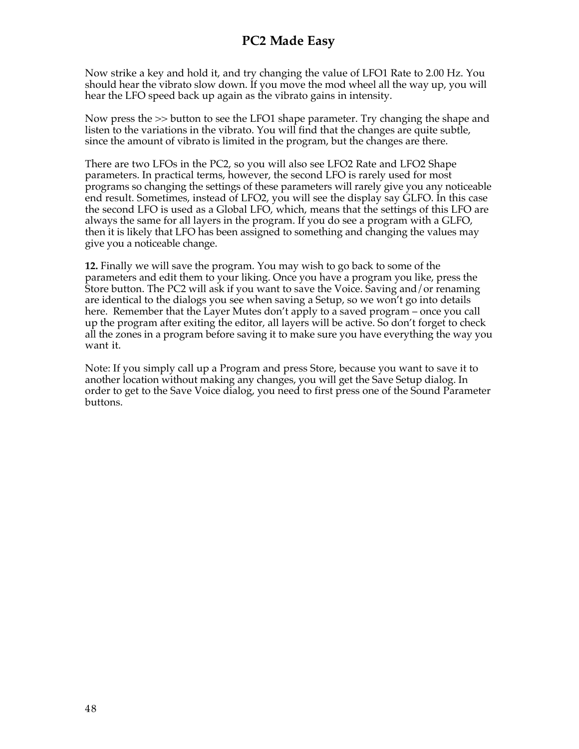Now strike a key and hold it, and try changing the value of LFO1 Rate to 2.00 Hz. You should hear the vibrato slow down. If you move the mod wheel all the way up, you will hear the LFO speed back up again as the vibrato gains in intensity.

Now press the >> button to see the LFO1 shape parameter. Try changing the shape and listen to the variations in the vibrato. You will find that the changes are quite subtle, since the amount of vibrato is limited in the program, but the changes are there.

There are two LFOs in the PC2, so you will also see LFO2 Rate and LFO2 Shape parameters. In practical terms, however, the second LFO is rarely used for most programs so changing the settings of these parameters will rarely give you any noticeable end result. Sometimes, instead of LFO2, you will see the display say GLFO. In this case the second LFO is used as a Global LFO, which, means that the settings of this LFO are always the same for all layers in the program. If you do see a program with a GLFO, then it is likely that LFO has been assigned to something and changing the values may give you a noticeable change.

**12.** Finally we will save the program. You may wish to go back to some of the parameters and edit them to your liking. Once you have a program you like, press the Store button. The PC2 will ask if you want to save the Voice. Saving and/or renaming are identical to the dialogs you see when saving a Setup, so we won't go into details here. Remember that the Layer Mutes don't apply to a saved program – once you call up the program after exiting the editor, all layers will be active. So don't forget to check all the zones in a program before saving it to make sure you have everything the way you want it.

Note: If you simply call up a Program and press Store, because you want to save it to another location without making any changes, you will get the Save Setup dialog. In order to get to the Save Voice dialog, you need to first press one of the Sound Parameter buttons.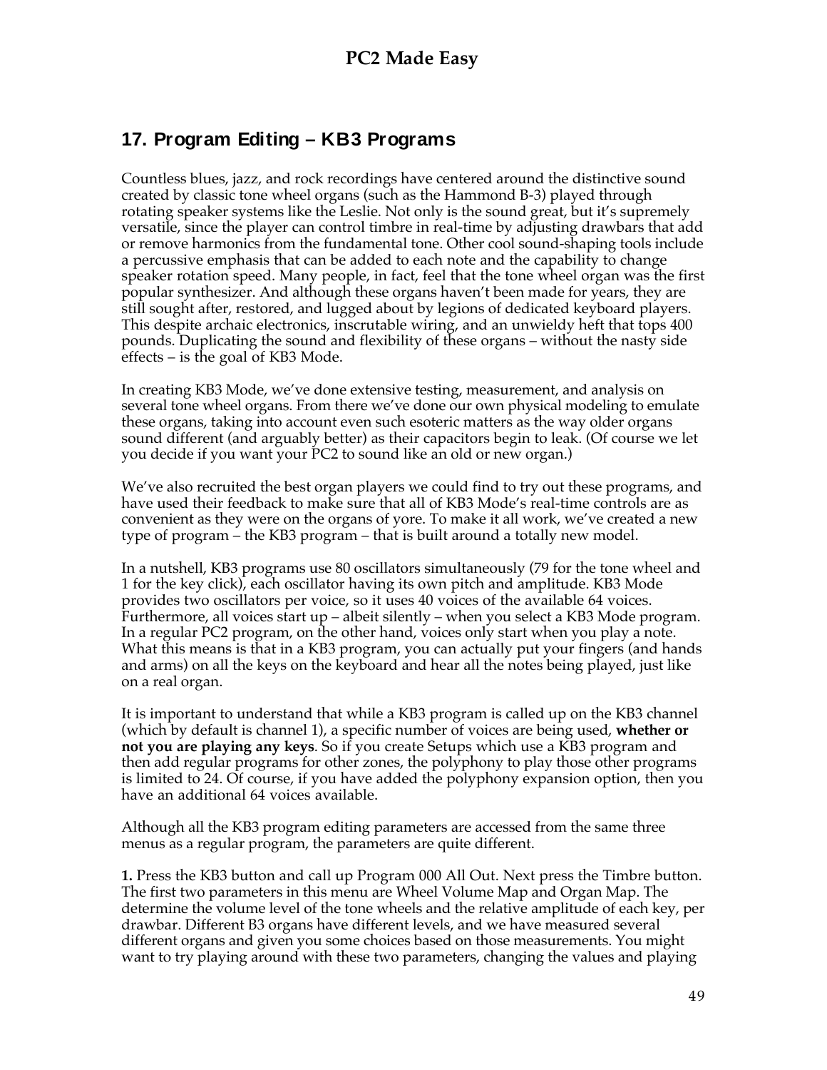## 17. Program Editing – KB3 Programs

Countless blues, jazz, and rock recordings have centered around the distinctive sound created by classic tone wheel organs (such as the Hammond B-3) played through rotating speaker systems like the Leslie. Not only is the sound great, but it's supremely versatile, since the player can control timbre in real-time by adjusting drawbars that add or remove harmonics from the fundamental tone. Other cool sound-shaping tools include a percussive emphasis that can be added to each note and the capability to change speaker rotation speed. Many people, in fact, feel that the tone wheel organ was the first popular synthesizer. And although these organs haven't been made for years, they are still sought after, restored, and lugged about by legions of dedicated keyboard players. This despite archaic electronics, inscrutable wiring, and an unwieldy heft that tops 400 pounds. Duplicating the sound and flexibility of these organs – without the nasty side effects – is the goal of KB3 Mode.

In creating KB3 Mode, we've done extensive testing, measurement, and analysis on several tone wheel organs. From there we've done our own physical modeling to emulate these organs, taking into account even such esoteric matters as the way older organs sound different (and arguably better) as their capacitors begin to leak. (Of course we let you decide if you want your PC2 to sound like an old or new organ.)

We've also recruited the best organ players we could find to try out these programs, and have used their feedback to make sure that all of KB3 Mode's real-time controls are as convenient as they were on the organs of yore. To make it all work, we've created a new type of program – the KB3 program – that is built around a totally new model.

In a nutshell, KB3 programs use 80 oscillators simultaneously (79 for the tone wheel and 1 for the key click), each oscillator having its own pitch and amplitude. KB3 Mode provides two oscillators per voice, so it uses 40 voices of the available 64 voices. Furthermore, all voices start up – albeit silently – when you select a KB3 Mode program. In a regular PC2 program, on the other hand, voices only start when you play a note. What this means is that in a KB3 program, you can actually put your fingers (and hands and arms) on all the keys on the keyboard and hear all the notes being played, just like on a real organ.

It is important to understand that while a KB3 program is called up on the KB3 channel (which by default is channel 1), a specific number of voices are being used, **whether or not you are playing any keys**. So if you create Setups which use a KB3 program and then add regular programs for other zones, the polyphony to play those other programs is limited to 24. Of course, if you have added the polyphony expansion option, then you have an additional 64 voices available.

Although all the KB3 program editing parameters are accessed from the same three menus as a regular program, the parameters are quite different.

**1.** Press the KB3 button and call up Program 000 All Out. Next press the Timbre button. The first two parameters in this menu are Wheel Volume Map and Organ Map. The determine the volume level of the tone wheels and the relative amplitude of each key, per drawbar. Different B3 organs have different levels, and we have measured several different organs and given you some choices based on those measurements. You might want to try playing around with these two parameters, changing the values and playing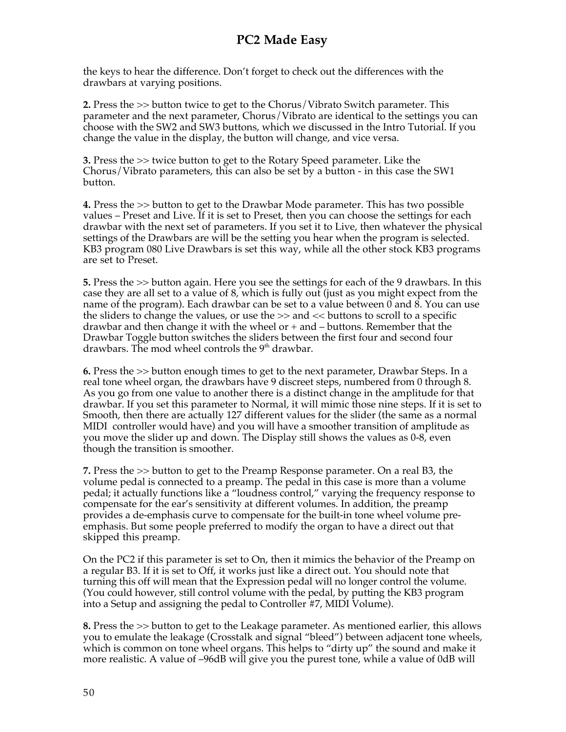the keys to hear the difference. Don't forget to check out the differences with the drawbars at varying positions.

**2.** Press the >> button twice to get to the Chorus/Vibrato Switch parameter. This parameter and the next parameter, Chorus/Vibrato are identical to the settings you can choose with the SW2 and SW3 buttons, which we discussed in the Intro Tutorial. If you change the value in the display, the button will change, and vice versa.

**3.** Press the >> twice button to get to the Rotary Speed parameter. Like the Chorus/Vibrato parameters, this can also be set by a button - in this case the SW1 button.

**4.** Press the >> button to get to the Drawbar Mode parameter. This has two possible values – Preset and Live. If it is set to Preset, then you can choose the settings for each drawbar with the next set of parameters. If you set it to Live, then whatever the physical settings of the Drawbars are will be the setting you hear when the program is selected. KB3 program 080 Live Drawbars is set this way, while all the other stock KB3 programs are set to Preset.

**5.** Press the >> button again. Here you see the settings for each of the 9 drawbars. In this case they are all set to a value of 8, which is fully out (just as you might expect from the name of the program). Each drawbar can be set to a value between 0 and 8. You can use the sliders to change the values, or use the >> and << buttons to scroll to a specific drawbar and then change it with the wheel or + and – buttons. Remember that the Drawbar Toggle button switches the sliders between the first four and second four drawbars. The mod wheel controls the 9th drawbar.

**6.** Press the >> button enough times to get to the next parameter, Drawbar Steps. In a real tone wheel organ, the drawbars have 9 discreet steps, numbered from 0 through 8. As you go from one value to another there is a distinct change in the amplitude for that drawbar. If you set this parameter to Normal, it will mimic those nine steps. If it is set to Smooth, then there are actually 127 different values for the slider (the same as a normal MIDI controller would have) and you will have a smoother transition of amplitude as you move the slider up and down. The Display still shows the values as 0-8, even though the transition is smoother.

**7.** Press the >> button to get to the Preamp Response parameter. On a real B3, the volume pedal is connected to a preamp. The pedal in this case is more than a volume pedal; it actually functions like a "loudness control," varying the frequency response to compensate for the ear's sensitivity at different volumes. In addition, the preamp provides a de-emphasis curve to compensate for the built-in tone wheel volume pre-emphasis. But some people preferred to modify the organ to have a direct out that skipped this preamp.

On the PC2 if this parameter is set to On, then it mimics the behavior of the Preamp on a regular B3. If it is set to Off, it works just like a direct out. You should note that turning this off will mean that the Expression pedal will no longer control the volume. (You could however, still control volume with the pedal, by putting the KB3 program into a Setup and assigning the pedal to Controller #7, MIDI Volume).

**8.** Press the >> button to get to the Leakage parameter. As mentioned earlier, this allows you to emulate the leakage (Crosstalk and signal "bleed") between adjacent tone wheels, which is common on tone wheel organs. This helps to "dirty up" the sound and make it more realistic. A value of –96dB will give you the purest tone, while a value of 0dB will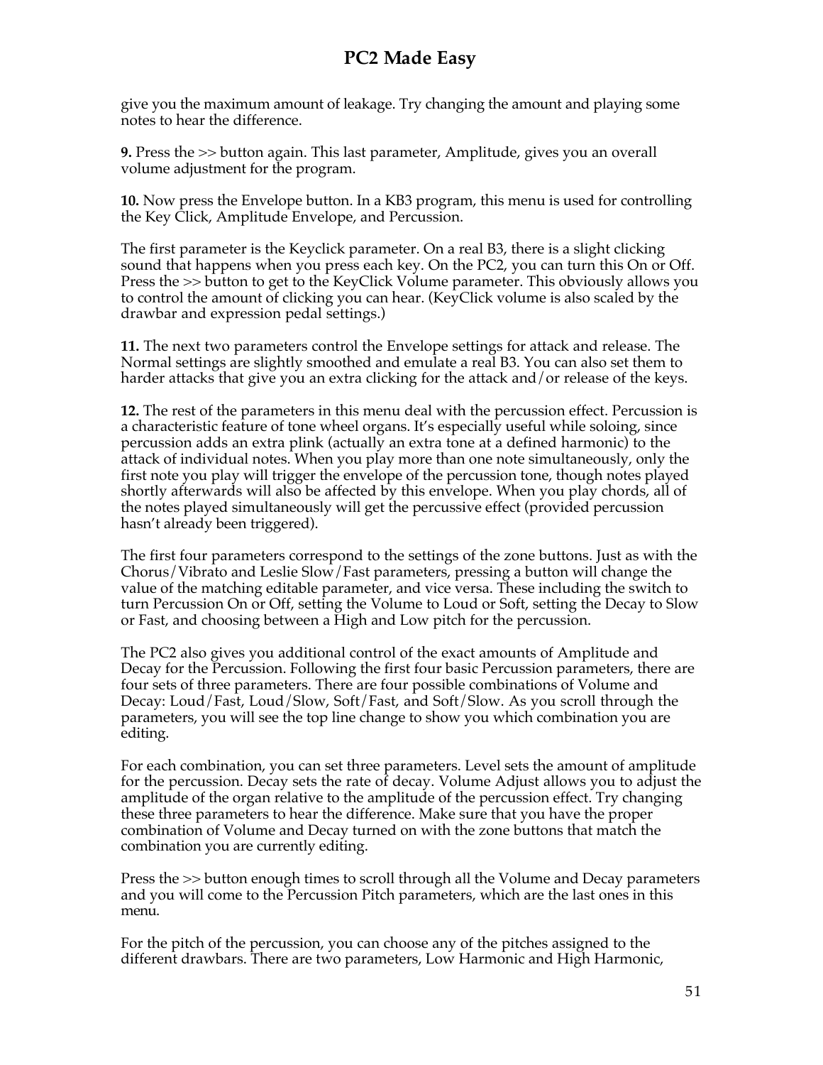give you the maximum amount of leakage. Try changing the amount and playing some notes to hear the difference.

**9.** Press the >> button again. This last parameter, Amplitude, gives you an overall volume adjustment for the program.

**10.** Now press the Envelope button. In a KB3 program, this menu is used for controlling the Key Click, Amplitude Envelope, and Percussion.

The first parameter is the Keyclick parameter. On a real B3, there is a slight clicking sound that happens when you press each key. On the PC2, you can turn this On or Off. Press the >> button to get to the KeyClick Volume parameter. This obviously allows you to control the amount of clicking you can hear. (KeyClick volume is also scaled by the drawbar and expression pedal settings.)

**11.** The next two parameters control the Envelope settings for attack and release. The Normal settings are slightly smoothed and emulate a real B3. You can also set them to harder attacks that give you an extra clicking for the attack and/or release of the keys.

**12.** The rest of the parameters in this menu deal with the percussion effect. Percussion is a characteristic feature of tone wheel organs. It's especially useful while soloing, since percussion adds an extra plink (actually an extra tone at a defined harmonic) to the attack of individual notes. When you play more than one note simultaneously, only the first note you play will trigger the envelope of the percussion tone, though notes played shortly afterwards will also be affected by this envelope. When you play chords, all of the notes played simultaneously will get the percussive effect (provided percussion hasn't already been triggered).

The first four parameters correspond to the settings of the zone buttons. Just as with the Chorus/Vibrato and Leslie Slow/Fast parameters, pressing a button will change the value of the matching editable parameter, and vice versa. These including the switch to turn Percussion On or Off, setting the Volume to Loud or Soft, setting the Decay to Slow or Fast, and choosing between a High and Low pitch for the percussion.

The PC2 also gives you additional control of the exact amounts of Amplitude and Decay for the Percussion. Following the first four basic Percussion parameters, there are four sets of three parameters. There are four possible combinations of Volume and Decay: Loud/Fast, Loud/Slow, Soft/Fast, and Soft/Slow. As you scroll through the parameters, you will see the top line change to show you which combination you are editing.

For each combination, you can set three parameters. Level sets the amount of amplitude for the percussion. Decay sets the rate of decay. Volume Adjust allows you to adjust the amplitude of the organ relative to the amplitude of the percussion effect. Try changing these three parameters to hear the difference. Make sure that you have the proper combination of Volume and Decay turned on with the zone buttons that match the combination you are currently editing.

Press the >> button enough times to scroll through all the Volume and Decay parameters and you will come to the Percussion Pitch parameters, which are the last ones in this menu.

For the pitch of the percussion, you can choose any of the pitches assigned to the different drawbars. There are two parameters, Low Harmonic and High Harmonic,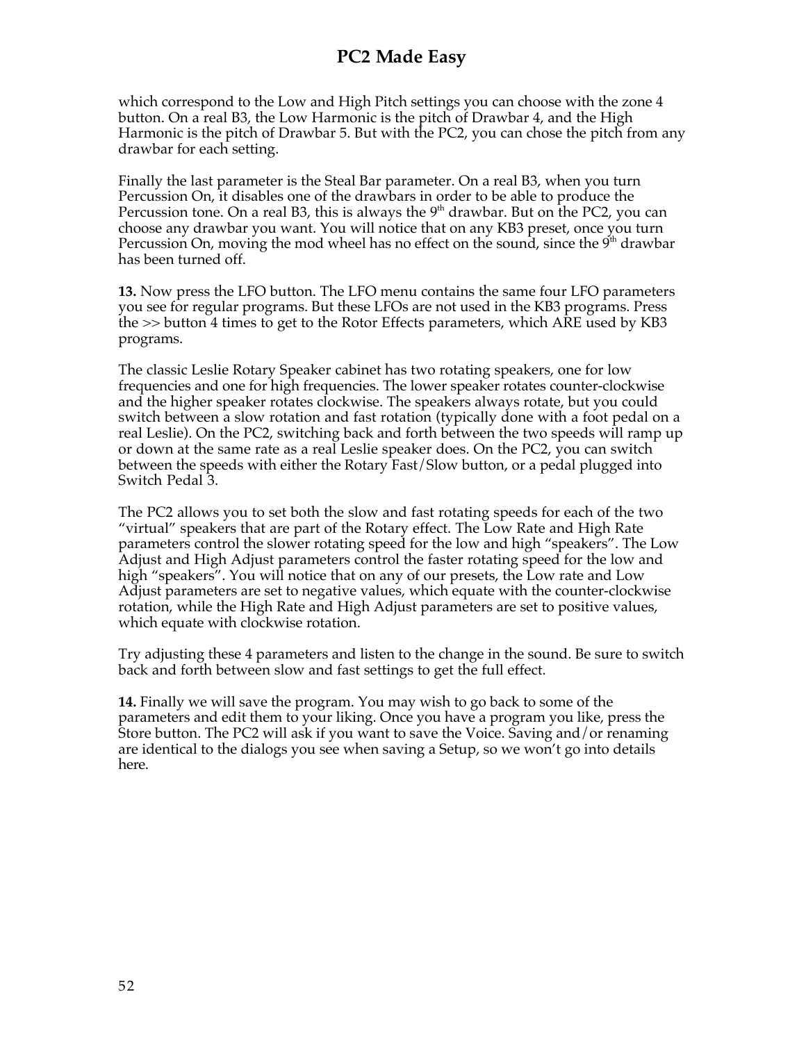which correspond to the Low and High Pitch settings you can choose with the zone 4 button. On a real B3, the Low Harmonic is the pitch of Drawbar 4, and the High Harmonic is the pitch of Drawbar 5. But with the PC2, you can chose the pitch from any drawbar for each setting.

Finally the last parameter is the Steal Bar parameter. On a real B3, when you turn Percussion On, it disables one of the drawbars in order to be able to produce the Percussion tone. On a real B3, this is always the 9th drawbar. But on the PC2, you can choose any drawbar you want. You will notice that on any KB3 preset, once you turn Percussion On, moving the mod wheel has no effect on the sound, since the 9th drawbar has been turned off.

**13.** Now press the LFO button. The LFO menu contains the same four LFO parameters you see for regular programs. But these LFOs are not used in the KB3 programs. Press the >> button 4 times to get to the Rotor Effects parameters, which ARE used by KB3 programs.

The classic Leslie Rotary Speaker cabinet has two rotating speakers, one for low frequencies and one for high frequencies. The lower speaker rotates counter-clockwise and the higher speaker rotates clockwise. The speakers always rotate, but you could switch between a slow rotation and fast rotation (typically done with a foot pedal on a real Leslie). On the PC2, switching back and forth between the two speeds will ramp up or down at the same rate as a real Leslie speaker does. On the PC2, you can switch between the speeds with either the Rotary Fast/Slow button, or a pedal plugged into Switch Pedal 3.

The PC2 allows you to set both the slow and fast rotating speeds for each of the two "virtual" speakers that are part of the Rotary effect. The Low Rate and High Rate parameters control the slower rotating speed for the low and high "speakers". The Low Adjust and High Adjust parameters control the faster rotating speed for the low and high "speakers". You will notice that on any of our presets, the Low rate and Low Adjust parameters are set to negative values, which equate with the counter-clockwise rotation, while the High Rate and High Adjust parameters are set to positive values, which equate with clockwise rotation.

Try adjusting these 4 parameters and listen to the change in the sound. Be sure to switch back and forth between slow and fast settings to get the full effect.

**14.** Finally we will save the program. You may wish to go back to some of the parameters and edit them to your liking. Once you have a program you like, press the Store button. The PC2 will ask if you want to save the Voice. Saving and/or renaming are identical to the dialogs you see when saving a Setup, so we won't go into details here.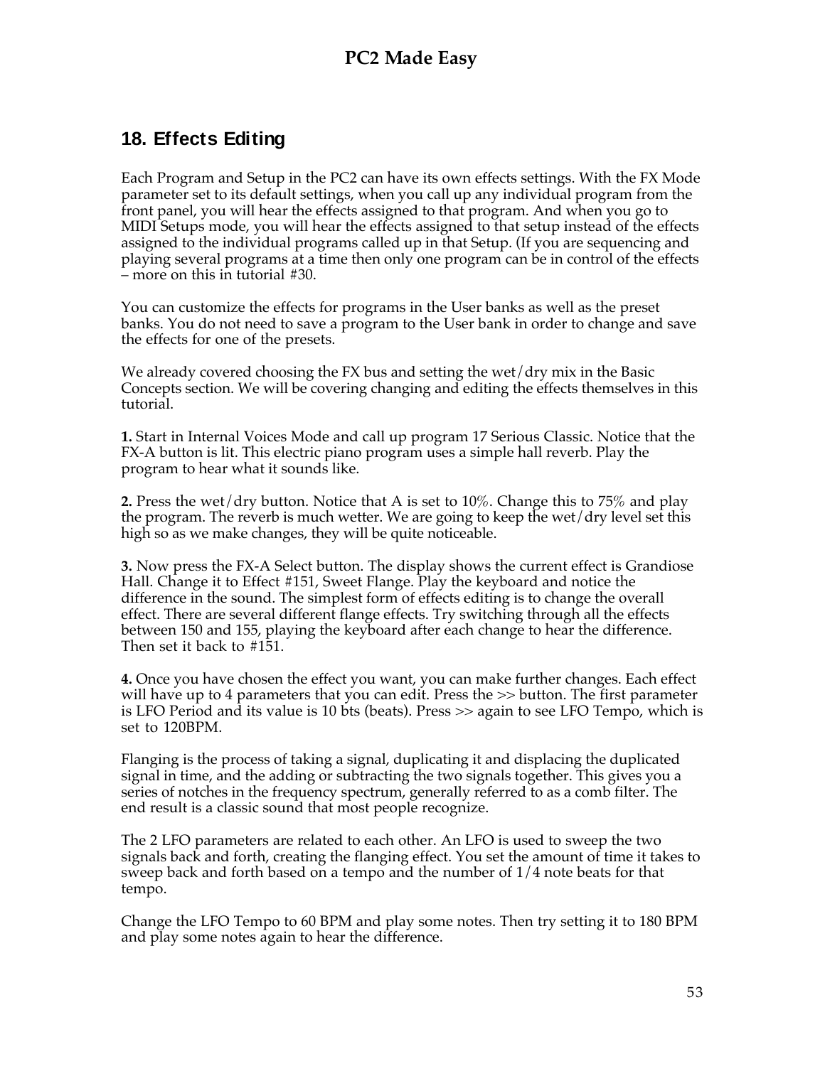## 18. Effects Editing

Each Program and Setup in the PC2 can have its own effects settings. With the FX Mode parameter set to its default settings, when you call up any individual program from the front panel, you will hear the effects assigned to that program. And when you go to MIDI Setups mode, you will hear the effects assigned to that setup instead of the effects assigned to the individual programs called up in that Setup. (If you are sequencing and playing several programs at a time then only one program can be in control of the effects – more on this in tutorial #30.

You can customize the effects for programs in the User banks as well as the preset banks. You do not need to save a program to the User bank in order to change and save the effects for one of the presets.

We already covered choosing the FX bus and setting the wet/dry mix in the Basic Concepts section. We will be covering changing and editing the effects themselves in this tutorial.

**1.** Start in Internal Voices Mode and call up program 17 Serious Classic. Notice that the FX-A button is lit. This electric piano program uses a simple hall reverb. Play the program to hear what it sounds like.

**2.** Press the wet/dry button. Notice that A is set to 10%. Change this to 75% and play the program. The reverb is much wetter. We are going to keep the wet/dry level set this high so as we make changes, they will be quite noticeable.

**3.** Now press the FX-A Select button. The display shows the current effect is Grandiose Hall. Change it to Effect #151, Sweet Flange. Play the keyboard and notice the difference in the sound. The simplest form of effects editing is to change the overall effect. There are several different flange effects. Try switching through all the effects between 150 and 155, playing the keyboard after each change to hear the difference. Then set it back to #151.

**4.** Once you have chosen the effect you want, you can make further changes. Each effect will have up to 4 parameters that you can edit. Press the >> button. The first parameter is LFO Period and its value is 10 bts (beats). Press >> again to see LFO Tempo, which is set to 120BPM.

Flanging is the process of taking a signal, duplicating it and displacing the duplicated signal in time, and the adding or subtracting the two signals together. This gives you a series of notches in the frequency spectrum, generally referred to as a comb filter. The end result is a classic sound that most people recognize.

The 2 LFO parameters are related to each other. An LFO is used to sweep the two signals back and forth, creating the flanging effect. You set the amount of time it takes to sweep back and forth based on a tempo and the number of 1/4 note beats for that tempo.

Change the LFO Tempo to 60 BPM and play some notes. Then try setting it to 180 BPM and play some notes again to hear the difference.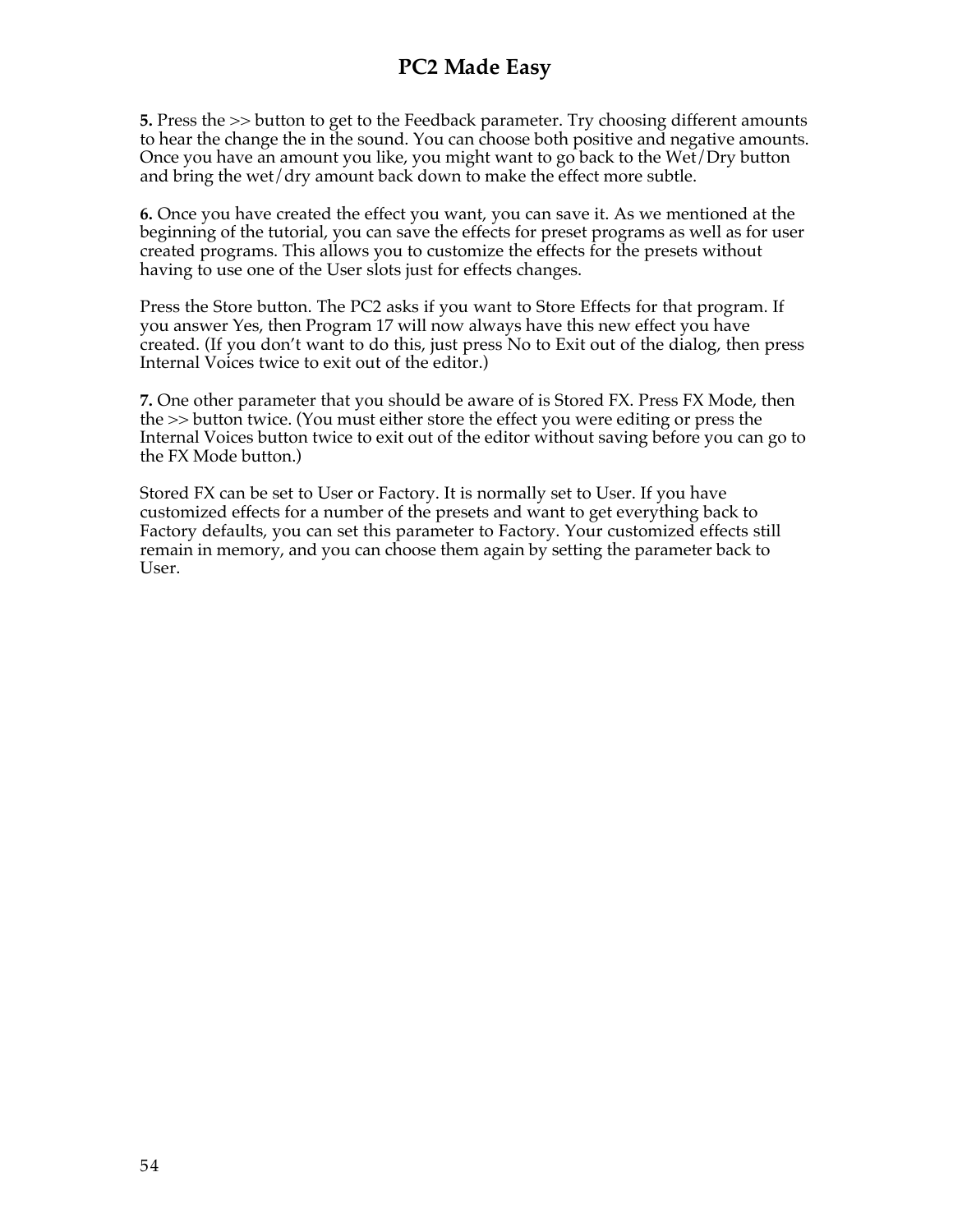**5.** Press the >> button to get to the Feedback parameter. Try choosing different amounts to hear the change the in the sound. You can choose both positive and negative amounts. Once you have an amount you like, you might want to go back to the Wet/Dry button and bring the wet/dry amount back down to make the effect more subtle.

**6.** Once you have created the effect you want, you can save it. As we mentioned at the beginning of the tutorial, you can save the effects for preset programs as well as for user created programs. This allows you to customize the effects for the presets without having to use one of the User slots just for effects changes.

Press the Store button. The PC2 asks if you want to Store Effects for that program. If you answer Yes, then Program 17 will now always have this new effect you have created. (If you don't want to do this, just press No to Exit out of the dialog, then press Internal Voices twice to exit out of the editor.)

**7.** One other parameter that you should be aware of is Stored FX. Press FX Mode, then the >> button twice. (You must either store the effect you were editing or press the Internal Voices button twice to exit out of the editor without saving before you can go to the FX Mode button.)

Stored FX can be set to User or Factory. It is normally set to User. If you have customized effects for a number of the presets and want to get everything back to Factory defaults, you can set this parameter to Factory. Your customized effects still remain in memory, and you can choose them again by setting the parameter back to User.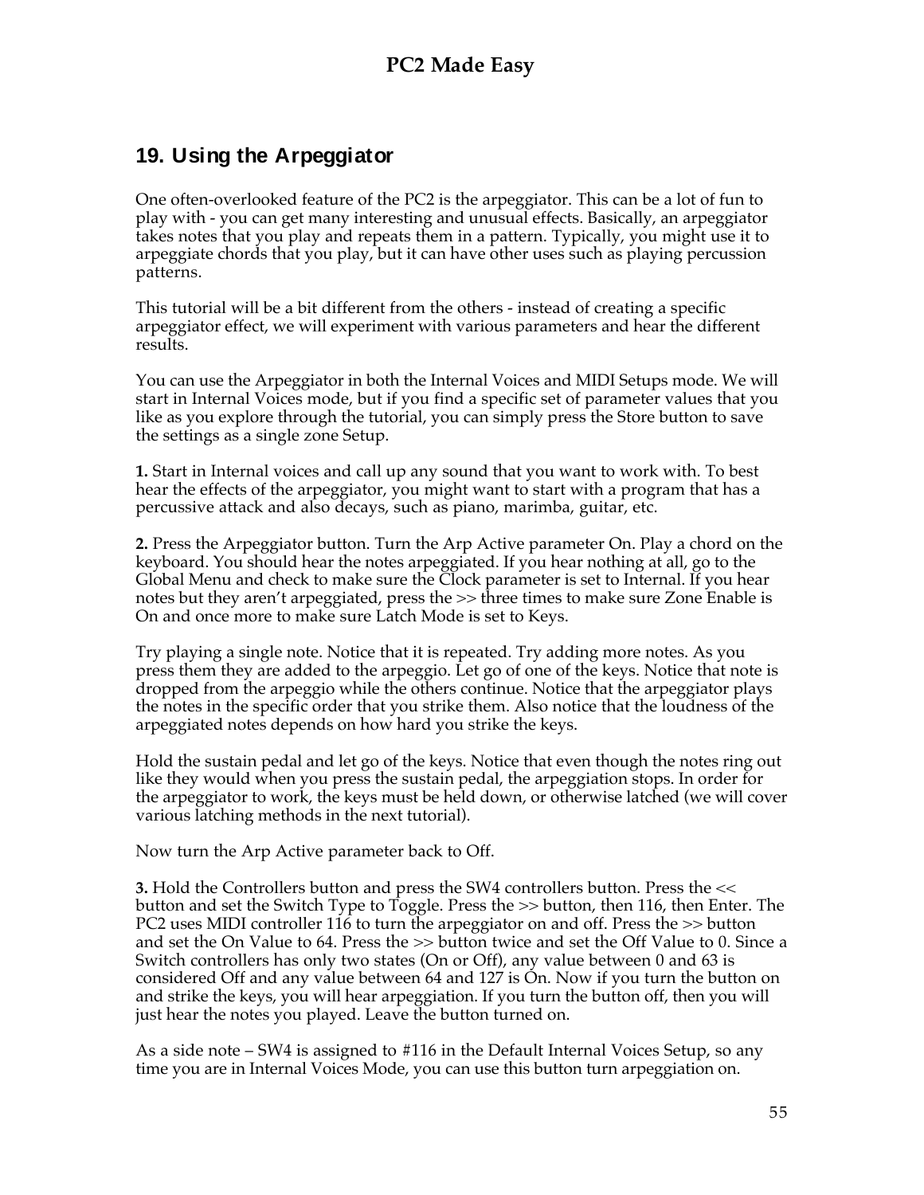## 19. Using the Arpeggiator

One often-overlooked feature of the PC2 is the arpeggiator. This can be a lot of fun to play with - you can get many interesting and unusual effects. Basically, an arpeggiator takes notes that you play and repeats them in a pattern. Typically, you might use it to arpeggiate chords that you play, but it can have other uses such as playing percussion patterns.

This tutorial will be a bit different from the others - instead of creating a specific arpeggiator effect, we will experiment with various parameters and hear the different results.

You can use the Arpeggiator in both the Internal Voices and MIDI Setups mode. We will start in Internal Voices mode, but if you find a specific set of parameter values that you like as you explore through the tutorial, you can simply press the Store button to save the settings as a single zone Setup.

**1.** Start in Internal voices and call up any sound that you want to work with. To best hear the effects of the arpeggiator, you might want to start with a program that has a percussive attack and also decays, such as piano, marimba, guitar, etc.

**2.** Press the Arpeggiator button. Turn the Arp Active parameter On. Play a chord on the keyboard. You should hear the notes arpeggiated. If you hear nothing at all, go to the Global Menu and check to make sure the Clock parameter is set to Internal. If you hear notes but they aren't arpeggiated, press the >> three times to make sure Zone Enable is On and once more to make sure Latch Mode is set to Keys.

Try playing a single note. Notice that it is repeated. Try adding more notes. As you press them they are added to the arpeggio. Let go of one of the keys. Notice that note is dropped from the arpeggio while the others continue. Notice that the arpeggiator plays the notes in the specific order that you strike them. Also notice that the loudness of the arpeggiated notes depends on how hard you strike the keys.

Hold the sustain pedal and let go of the keys. Notice that even though the notes ring out like they would when you press the sustain pedal, the arpeggiation stops. In order for the arpeggiator to work, the keys must be held down, or otherwise latched (we will cover various latching methods in the next tutorial).

Now turn the Arp Active parameter back to Off.

**3.** Hold the Controllers button and press the SW4 controllers button. Press the << button and set the Switch Type to Toggle. Press the >> button, then 116, then Enter. The PC2 uses MIDI controller 116 to turn the arpeggiator on and off. Press the >> button and set the On Value to 64. Press the >> button twice and set the Off Value to 0. Since a Switch controllers has only two states (On or Off), any value between 0 and 63 is considered Off and any value between 64 and 127 is On. Now if you turn the button on and strike the keys, you will hear arpeggiation. If you turn the button off, then you will just hear the notes you played. Leave the button turned on.

As a side note – SW4 is assigned to #116 in the Default Internal Voices Setup, so any time you are in Internal Voices Mode, you can use this button turn arpeggiation on.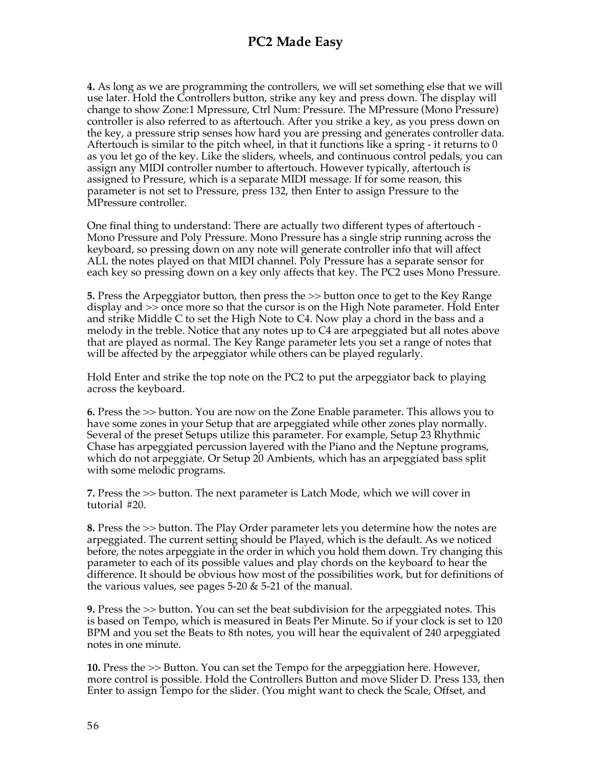**4.** As long as we are programming the controllers, we will set something else that we will use later. Hold the Controllers button, strike any key and press down. The display will change to show Zone:1 Mpressure, Ctrl Num: Pressure. The MPressure (Mono Pressure) controller is also referred to as aftertouch. After you strike a key, as you press down on the key, a pressure strip senses how hard you are pressing and generates controller data. Aftertouch is similar to the pitch wheel, in that it functions like a spring - it returns to 0 as you let go of the key. Like the sliders, wheels, and continuous control pedals, you can assign any MIDI controller number to aftertouch. However typically, aftertouch is assigned to Pressure, which is a separate MIDI message. If for some reason, this parameter is not set to Pressure, press 132, then Enter to assign Pressure to the MPressure controller.

One final thing to understand: There are actually two different types of aftertouch - Mono Pressure and Poly Pressure. Mono Pressure has a single strip running across the keyboard, so pressing down on any note will generate controller info that will affect ALL the notes played on that MIDI channel. Poly Pressure has a separate sensor for each key so pressing down on a key only affects that key. The PC2 uses Mono Pressure.

**5.** Press the Arpeggiator button, then press the >> button once to get to the Key Range display and >> once more so that the cursor is on the High Note parameter. Hold Enter and strike Middle C to set the High Note to C4. Now play a chord in the bass and a melody in the treble. Notice that any notes up to C4 are arpeggiated but all notes above that are played as normal. The Key Range parameter lets you set a range of notes that will be affected by the arpeggiator while others can be played regularly.

Hold Enter and strike the top note on the PC2 to put the arpeggiator back to playing across the keyboard.

**6.** Press the >> button. You are now on the Zone Enable parameter. This allows you to have some zones in your Setup that are arpeggiated while other zones play normally. Several of the preset Setups utilize this parameter. For example, Setup 23 Rhythmic Chase has arpeggiated percussion layered with the Piano and the Neptune programs, which do not arpeggiate. Or Setup 20 Ambients, which has an arpeggiated bass split with some melodic programs.

**7.** Press the >> button. The next parameter is Latch Mode, which we will cover in tutorial #20.

**8.** Press the >> button. The Play Order parameter lets you determine how the notes are arpeggiated. The current setting should be Played, which is the default. As we noticed before, the notes arpeggiate in the order in which you hold them down. Try changing this parameter to each of its possible values and play chords on the keyboard to hear the difference. It should be obvious how most of the possibilities work, but for definitions of the various values, see pages 5-20 & 5-21 of the manual.

**9.** Press the >> button. You can set the beat subdivision for the arpeggiated notes. This is based on Tempo, which is measured in Beats Per Minute. So if your clock is set to 120 BPM and you set the Beats to 8th notes, you will hear the equivalent of 240 arpeggiated notes in one minute.

**10.** Press the >> Button. You can set the Tempo for the arpeggiation here. However, more control is possible. Hold the Controllers Button and move Slider D. Press 133, then Enter to assign Tempo for the slider. (You might want to check the Scale, Offset, and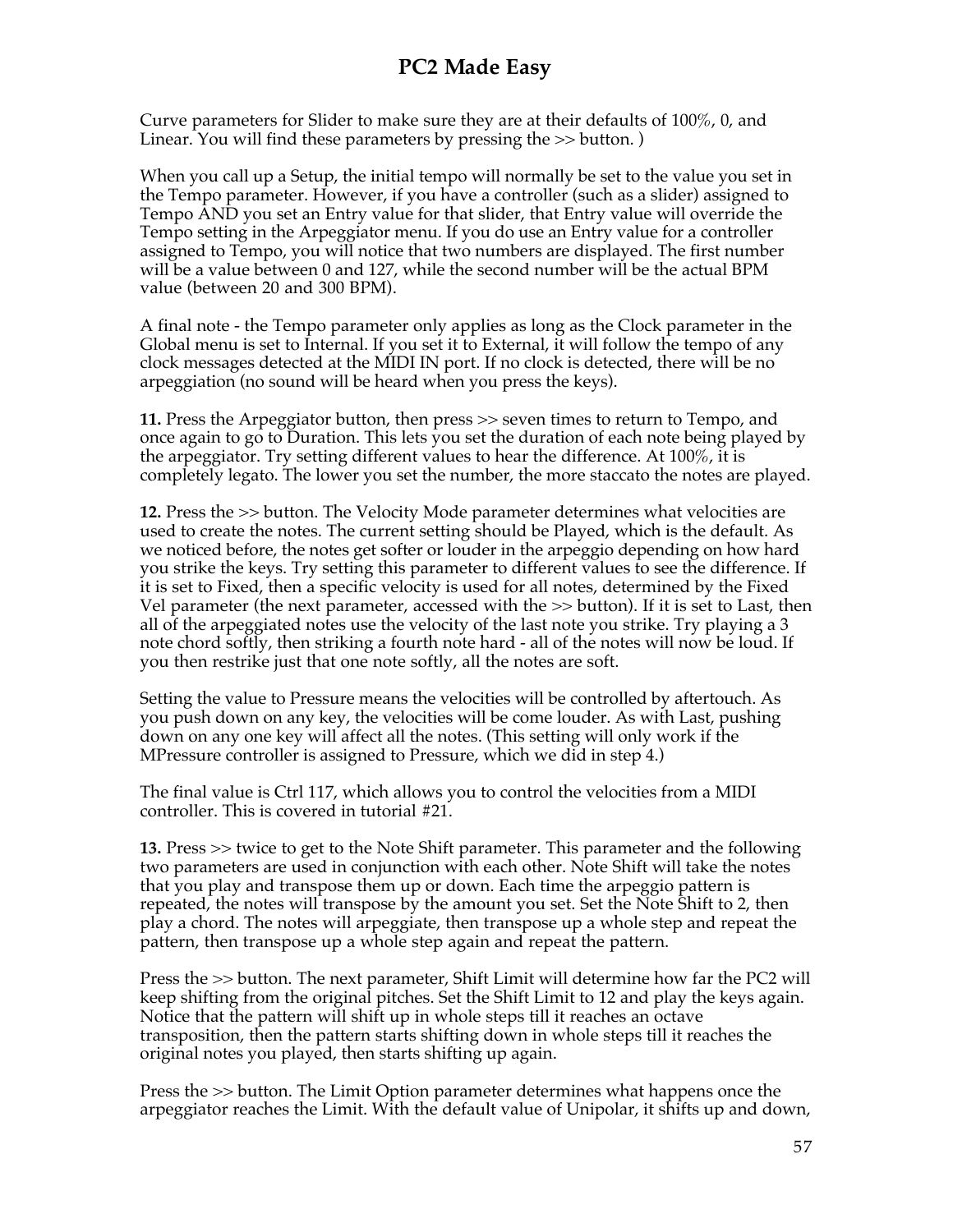Curve parameters for Slider to make sure they are at their defaults of 100%, 0, and Linear. You will find these parameters by pressing the >> button. )

When you call up a Setup, the initial tempo will normally be set to the value you set in the Tempo parameter. However, if you have a controller (such as a slider) assigned to Tempo AND you set an Entry value for that slider, that Entry value will override the Tempo setting in the Arpeggiator menu. If you do use an Entry value for a controller assigned to Tempo, you will notice that two numbers are displayed. The first number will be a value between 0 and 127, while the second number will be the actual BPM value (between 20 and 300 BPM).

A final note - the Tempo parameter only applies as long as the Clock parameter in the Global menu is set to Internal. If you set it to External, it will follow the tempo of any clock messages detected at the MIDI IN port. If no clock is detected, there will be no arpeggiation (no sound will be heard when you press the keys).

**11.** Press the Arpeggiator button, then press >> seven times to return to Tempo, and once again to go to Duration. This lets you set the duration of each note being played by the arpeggiator. Try setting different values to hear the difference. At 100%, it is completely legato. The lower you set the number, the more staccato the notes are played.

**12.** Press the >> button. The Velocity Mode parameter determines what velocities are used to create the notes. The current setting should be Played, which is the default. As we noticed before, the notes get softer or louder in the arpeggio depending on how hard you strike the keys. Try setting this parameter to different values to see the difference. If it is set to Fixed, then a specific velocity is used for all notes, determined by the Fixed Vel parameter (the next parameter, accessed with the >> button). If it is set to Last, then all of the arpeggiated notes use the velocity of the last note you strike. Try playing a 3 note chord softly, then striking a fourth note hard - all of the notes will now be loud. If you then restrike just that one note softly, all the notes are soft.

Setting the value to Pressure means the velocities will be controlled by aftertouch. As you push down on any key, the velocities will be come louder. As with Last, pushing down on any one key will affect all the notes. (This setting will only work if the MPressure controller is assigned to Pressure, which we did in step 4.)

The final value is Ctrl 117, which allows you to control the velocities from a MIDI controller. This is covered in tutorial #21.

**13.** Press >> twice to get to the Note Shift parameter. This parameter and the following two parameters are used in conjunction with each other. Note Shift will take the notes that you play and transpose them up or down. Each time the arpeggio pattern is repeated, the notes will transpose by the amount you set. Set the Note Shift to 2, then play a chord. The notes will arpeggiate, then transpose up a whole step and repeat the pattern, then transpose up a whole step again and repeat the pattern.

Press the >> button. The next parameter, Shift Limit will determine how far the PC2 will keep shifting from the original pitches. Set the Shift Limit to 12 and play the keys again. Notice that the pattern will shift up in whole steps till it reaches an octave transposition, then the pattern starts shifting down in whole steps till it reaches the original notes you played, then starts shifting up again.

Press the >> button. The Limit Option parameter determines what happens once the arpeggiator reaches the Limit. With the default value of Unipolar, it shifts up and down,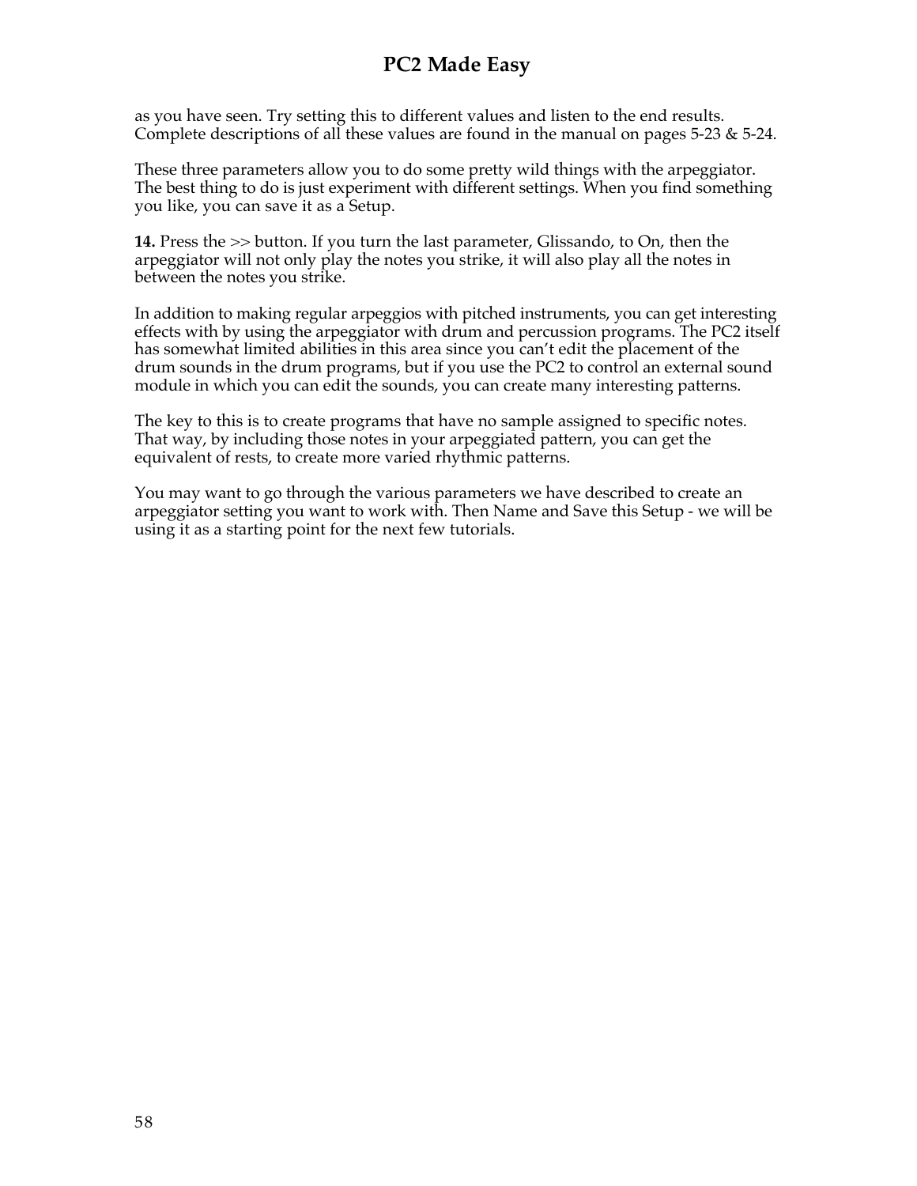as you have seen. Try setting this to different values and listen to the end results. Complete descriptions of all these values are found in the manual on pages 5-23 & 5-24.

These three parameters allow you to do some pretty wild things with the arpeggiator. The best thing to do is just experiment with different settings. When you find something you like, you can save it as a Setup.

**14.** Press the >> button. If you turn the last parameter, Glissando, to On, then the arpeggiator will not only play the notes you strike, it will also play all the notes in between the notes you strike.

In addition to making regular arpeggios with pitched instruments, you can get interesting effects with by using the arpeggiator with drum and percussion programs. The PC2 itself has somewhat limited abilities in this area since you can't edit the placement of the drum sounds in the drum programs, but if you use the PC2 to control an external sound module in which you can edit the sounds, you can create many interesting patterns.

The key to this is to create programs that have no sample assigned to specific notes. That way, by including those notes in your arpeggiated pattern, you can get the equivalent of rests, to create more varied rhythmic patterns.

You may want to go through the various parameters we have described to create an arpeggiator setting you want to work with. Then Name and Save this Setup - we will be using it as a starting point for the next few tutorials.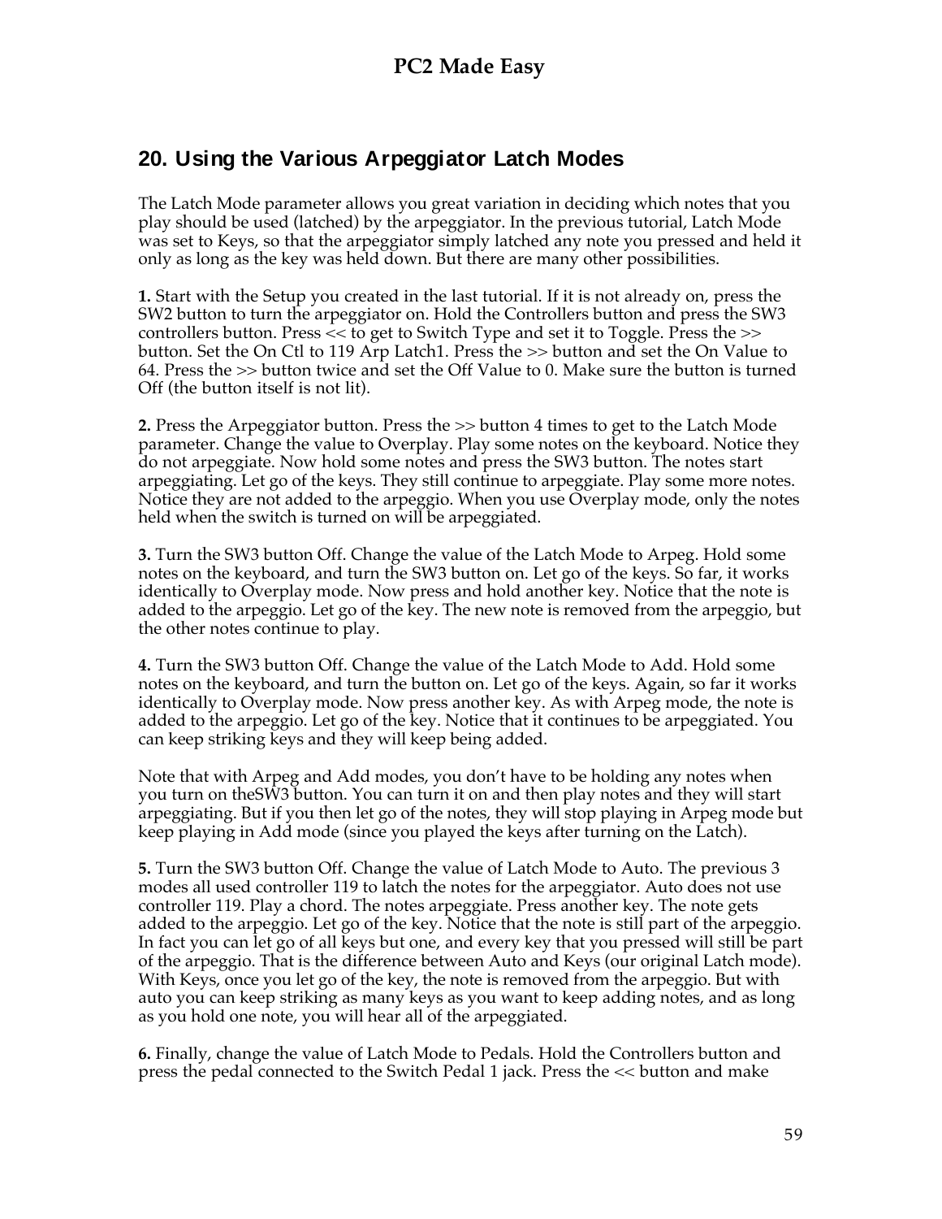## 20. Using the Various Arpeggiator Latch Modes

The Latch Mode parameter allows you great variation in deciding which notes that you play should be used (latched) by the arpeggiator. In the previous tutorial, Latch Mode was set to Keys, so that the arpeggiator simply latched any note you pressed and held it only as long as the key was held down. But there are many other possibilities.

**1.** Start with the Setup you created in the last tutorial. If it is not already on, press the SW2 button to turn the arpeggiator on. Hold the Controllers button and press the SW3 controllers button. Press << to get to Switch Type and set it to Toggle. Press the >> button. Set the On Ctl to 119 Arp Latch1. Press the >> button and set the On Value to 64. Press the >> button twice and set the Off Value to 0. Make sure the button is turned Off (the button itself is not lit).

**2.** Press the Arpeggiator button. Press the >> button 4 times to get to the Latch Mode parameter. Change the value to Overplay. Play some notes on the keyboard. Notice they do not arpeggiate. Now hold some notes and press the SW3 button. The notes start arpeggiating. Let go of the keys. They still continue to arpeggiate. Play some more notes. Notice they are not added to the arpeggio. When you use Overplay mode, only the notes held when the switch is turned on will be arpeggiated.

**3.** Turn the SW3 button Off. Change the value of the Latch Mode to Arpeg. Hold some notes on the keyboard, and turn the SW3 button on. Let go of the keys. So far, it works identically to Overplay mode. Now press and hold another key. Notice that the note is added to the arpeggio. Let go of the key. The new note is removed from the arpeggio, but the other notes continue to play.

**4.** Turn the SW3 button Off. Change the value of the Latch Mode to Add. Hold some notes on the keyboard, and turn the button on. Let go of the keys. Again, so far it works identically to Overplay mode. Now press another key. As with Arpeg mode, the note is added to the arpeggio. Let go of the key. Notice that it continues to be arpeggiated. You can keep striking keys and they will keep being added.

Note that with Arpeg and Add modes, you don't have to be holding any notes when you turn on theSW3 button. You can turn it on and then play notes and they will start arpeggiating. But if you then let go of the notes, they will stop playing in Arpeg mode but keep playing in Add mode (since you played the keys after turning on the Latch).

**5.** Turn the SW3 button Off. Change the value of Latch Mode to Auto. The previous 3 modes all used controller 119 to latch the notes for the arpeggiator. Auto does not use controller 119. Play a chord. The notes arpeggiate. Press another key. The note gets added to the arpeggio. Let go of the key. Notice that the note is still part of the arpeggio. In fact you can let go of all keys but one, and every key that you pressed will still be part of the arpeggio. That is the difference between Auto and Keys (our original Latch mode). With Keys, once you let go of the key, the note is removed from the arpeggio. But with auto you can keep striking as many keys as you want to keep adding notes, and as long as you hold one note, you will hear all of the arpeggiated.

**6.** Finally, change the value of Latch Mode to Pedals. Hold the Controllers button and press the pedal connected to the Switch Pedal 1 jack. Press the << button and make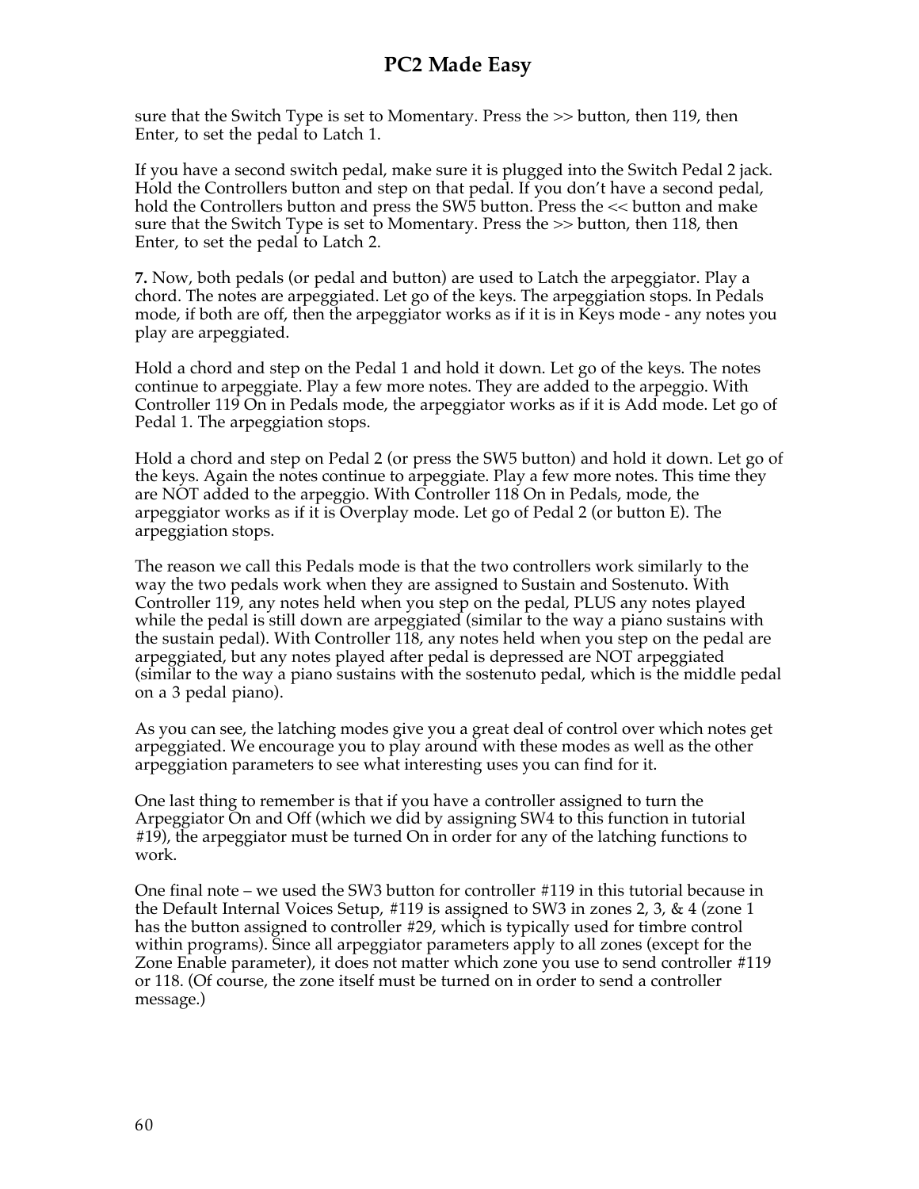sure that the Switch Type is set to Momentary. Press the >> button, then 119, then Enter, to set the pedal to Latch 1.

If you have a second switch pedal, make sure it is plugged into the Switch Pedal 2 jack. Hold the Controllers button and step on that pedal. If you don't have a second pedal, hold the Controllers button and press the SW5 button. Press the << button and make sure that the Switch Type is set to Momentary. Press the >> button, then 118, then Enter, to set the pedal to Latch 2.

**7.** Now, both pedals (or pedal and button) are used to Latch the arpeggiator. Play a chord. The notes are arpeggiated. Let go of the keys. The arpeggiation stops. In Pedals mode, if both are off, then the arpeggiator works as if it is in Keys mode - any notes you play are arpeggiated.

Hold a chord and step on the Pedal 1 and hold it down. Let go of the keys. The notes continue to arpeggiate. Play a few more notes. They are added to the arpeggio. With Controller 119 On in Pedals mode, the arpeggiator works as if it is Add mode. Let go of Pedal 1. The arpeggiation stops.

Hold a chord and step on Pedal 2 (or press the SW5 button) and hold it down. Let go of the keys. Again the notes continue to arpeggiate. Play a few more notes. This time they are NOT added to the arpeggio. With Controller 118 On in Pedals, mode, the arpeggiator works as if it is Overplay mode. Let go of Pedal 2 (or button E). The arpeggiation stops.

The reason we call this Pedals mode is that the two controllers work similarly to the way the two pedals work when they are assigned to Sustain and Sostenuto. With Controller 119, any notes held when you step on the pedal, PLUS any notes played while the pedal is still down are arpeggiated (similar to the way a piano sustains with the sustain pedal). With Controller 118, any notes held when you step on the pedal are arpeggiated, but any notes played after pedal is depressed are NOT arpeggiated (similar to the way a piano sustains with the sostenuto pedal, which is the middle pedal on a 3 pedal piano).

As you can see, the latching modes give you a great deal of control over which notes get arpeggiated. We encourage you to play around with these modes as well as the other arpeggiation parameters to see what interesting uses you can find for it.

One last thing to remember is that if you have a controller assigned to turn the Arpeggiator On and Off (which we did by assigning SW4 to this function in tutorial #19), the arpeggiator must be turned On in order for any of the latching functions to work.

One final note – we used the SW3 button for controller #119 in this tutorial because in the Default Internal Voices Setup, #119 is assigned to SW3 in zones 2, 3, & 4 (zone 1 has the button assigned to controller #29, which is typically used for timbre control within programs). Since all arpeggiator parameters apply to all zones (except for the Zone Enable parameter), it does not matter which zone you use to send controller #119 or 118. (Of course, the zone itself must be turned on in order to send a controller message.)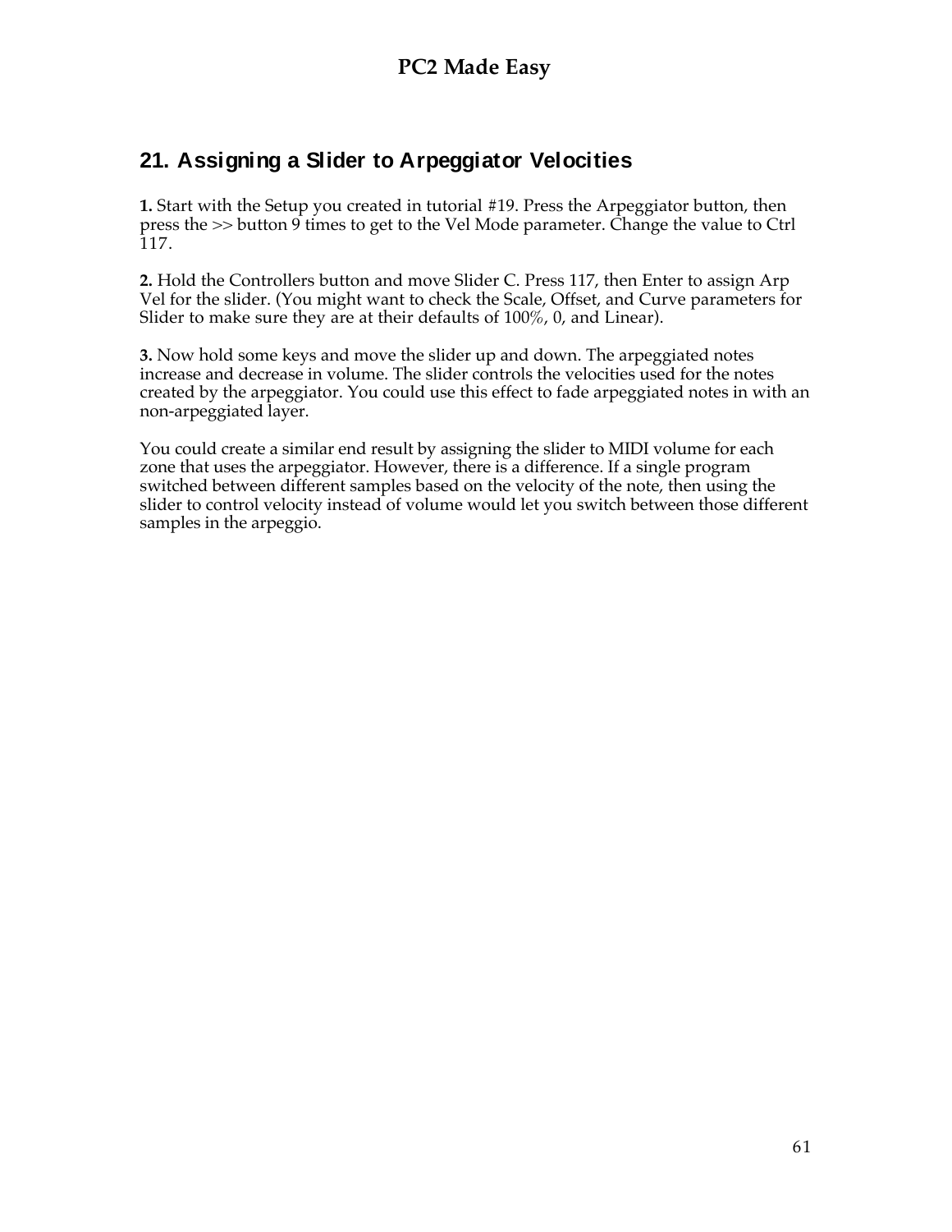## 21. Assigning a Slider to Arpeggiator Velocities

**1.** Start with the Setup you created in tutorial #19. Press the Arpeggiator button, then press the >> button 9 times to get to the Vel Mode parameter. Change the value to Ctrl 117.

**2.** Hold the Controllers button and move Slider C. Press 117, then Enter to assign Arp Vel for the slider. (You might want to check the Scale, Offset, and Curve parameters for Slider to make sure they are at their defaults of 100%, 0, and Linear).

**3.** Now hold some keys and move the slider up and down. The arpeggiated notes increase and decrease in volume. The slider controls the velocities used for the notes created by the arpeggiator. You could use this effect to fade arpeggiated notes in with an non-arpeggiated layer.

You could create a similar end result by assigning the slider to MIDI volume for each zone that uses the arpeggiator. However, there is a difference. If a single program switched between different samples based on the velocity of the note, then using the slider to control velocity instead of volume would let you switch between those different samples in the arpeggio.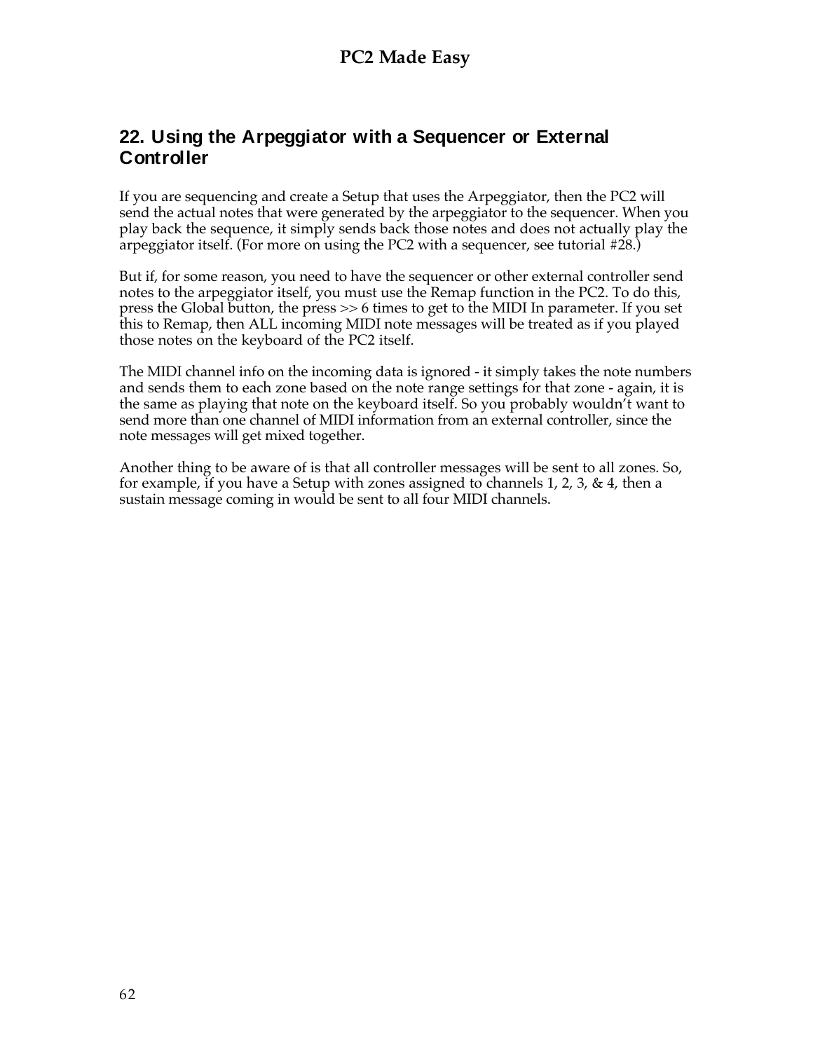## 22. Using the Arpeggiator with a Sequencer or External Controller

If you are sequencing and create a Setup that uses the Arpeggiator, then the PC2 will send the actual notes that were generated by the arpeggiator to the sequencer. When you play back the sequence, it simply sends back those notes and does not actually play the arpeggiator itself. (For more on using the PC2 with a sequencer, see tutorial #28.)

But if, for some reason, you need to have the sequencer or other external controller send notes to the arpeggiator itself, you must use the Remap function in the PC2. To do this, press the Global button, the press >> 6 times to get to the MIDI In parameter. If you set this to Remap, then ALL incoming MIDI note messages will be treated as if you played those notes on the keyboard of the PC2 itself.

The MIDI channel info on the incoming data is ignored - it simply takes the note numbers and sends them to each zone based on the note range settings for that zone - again, it is the same as playing that note on the keyboard itself. So you probably wouldn't want to send more than one channel of MIDI information from an external controller, since the note messages will get mixed together.

Another thing to be aware of is that all controller messages will be sent to all zones. So, for example, if you have a Setup with zones assigned to channels 1, 2, 3, & 4, then a sustain message coming in would be sent to all four MIDI channels.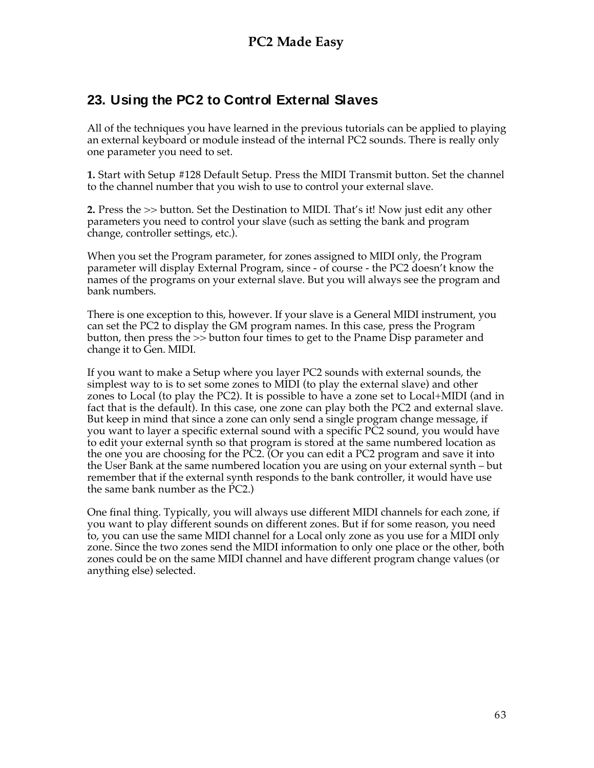## 23. Using the PC2 to Control External Slaves

All of the techniques you have learned in the previous tutorials can be applied to playing an external keyboard or module instead of the internal PC2 sounds. There is really only one parameter you need to set.

**1.** Start with Setup #128 Default Setup. Press the MIDI Transmit button. Set the channel to the channel number that you wish to use to control your external slave.

**2.** Press the >> button. Set the Destination to MIDI. That's it! Now just edit any other parameters you need to control your slave (such as setting the bank and program change, controller settings, etc.).

When you set the Program parameter, for zones assigned to MIDI only, the Program parameter will display External Program, since - of course - the PC2 doesn't know the names of the programs on your external slave. But you will always see the program and bank numbers.

There is one exception to this, however. If your slave is a General MIDI instrument, you can set the PC2 to display the GM program names. In this case, press the Program button, then press the >> button four times to get to the Pname Disp parameter and change it to Gen. MIDI.

If you want to make a Setup where you layer PC2 sounds with external sounds, the simplest way to is to set some zones to MIDI (to play the external slave) and other zones to Local (to play the PC2). It is possible to have a zone set to Local+MIDI (and in fact that is the default). In this case, one zone can play both the PC2 and external slave. But keep in mind that since a zone can only send a single program change message, if you want to layer a specific external sound with a specific PC2 sound, you would have to edit your external synth so that program is stored at the same numbered location as the one you are choosing for the PC2. (Or you can edit a PC2 program and save it into the User Bank at the same numbered location you are using on your external synth – but remember that if the external synth responds to the bank controller, it would have use the same bank number as the PC2.)

One final thing. Typically, you will always use different MIDI channels for each zone, if you want to play different sounds on different zones. But if for some reason, you need to, you can use the same MIDI channel for a Local only zone as you use for a MIDI only zone. Since the two zones send the MIDI information to only one place or the other, both zones could be on the same MIDI channel and have different program change values (or anything else) selected.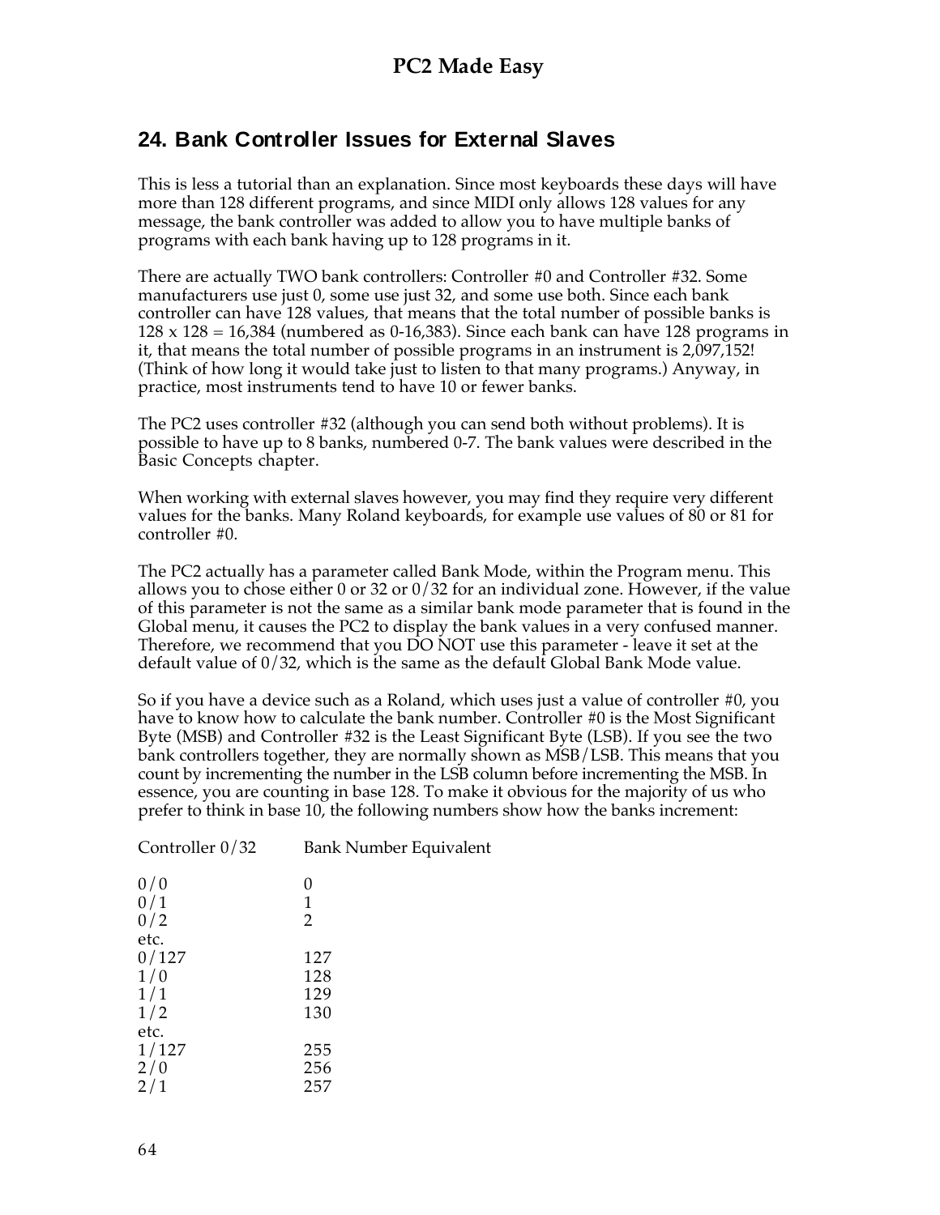## 24. Bank Controller Issues for External Slaves

This is less a tutorial than an explanation. Since most keyboards these days will have more than 128 different programs, and since MIDI only allows 128 values for any message, the bank controller was added to allow you to have multiple banks of programs with each bank having up to 128 programs in it.

There are actually TWO bank controllers: Controller #0 and Controller #32. Some manufacturers use just 0, some use just 32, and some use both. Since each bank controller can have 128 values, that means that the total number of possible banks is 128 x 128 = 16,384 (numbered as 0-16,383). Since each bank can have 128 programs in it, that means the total number of possible programs in an instrument is 2,097,152! (Think of how long it would take just to listen to that many programs.) Anyway, in practice, most instruments tend to have 10 or fewer banks.

The PC2 uses controller #32 (although you can send both without problems). It is possible to have up to 8 banks, numbered 0-7. The bank values were described in the Basic Concepts chapter.

When working with external slaves however, you may find they require very different values for the banks. Many Roland keyboards, for example use values of 80 or 81 for controller #0.

The PC2 actually has a parameter called Bank Mode, within the Program menu. This allows you to chose either 0 or 32 or 0/32 for an individual zone. However, if the value of this parameter is not the same as a similar bank mode parameter that is found in the Global menu, it causes the PC2 to display the bank values in a very confused manner. Therefore, we recommend that you DO NOT use this parameter - leave it set at the default value of 0/32, which is the same as the default Global Bank Mode value.

So if you have a device such as a Roland, which uses just a value of controller #0, you have to know how to calculate the bank number. Controller #0 is the Most Significant Byte (MSB) and Controller #32 is the Least Significant Byte (LSB). If you see the two bank controllers together, they are normally shown as MSB/LSB. This means that you count by incrementing the number in the LSB column before incrementing the MSB. In essence, you are counting in base 128. To make it obvious for the majority of us who prefer to think in base 10, the following numbers show how the banks increment:

| Controller 0/32 | Bank Number Equivalent |
|---|---|
| 0/0 | 0 |
| 0/1 | 1 |
| 0/2 | 2 |
| etc. | |
| 0/127 | 127 |
| 1/0 | 128 |
| 1/1 | 129 |
| 1/2 | 130 |
| etc. | |
| 1/127 | 255 |
| 2/0 | 256 |
| 2/1 | 257 |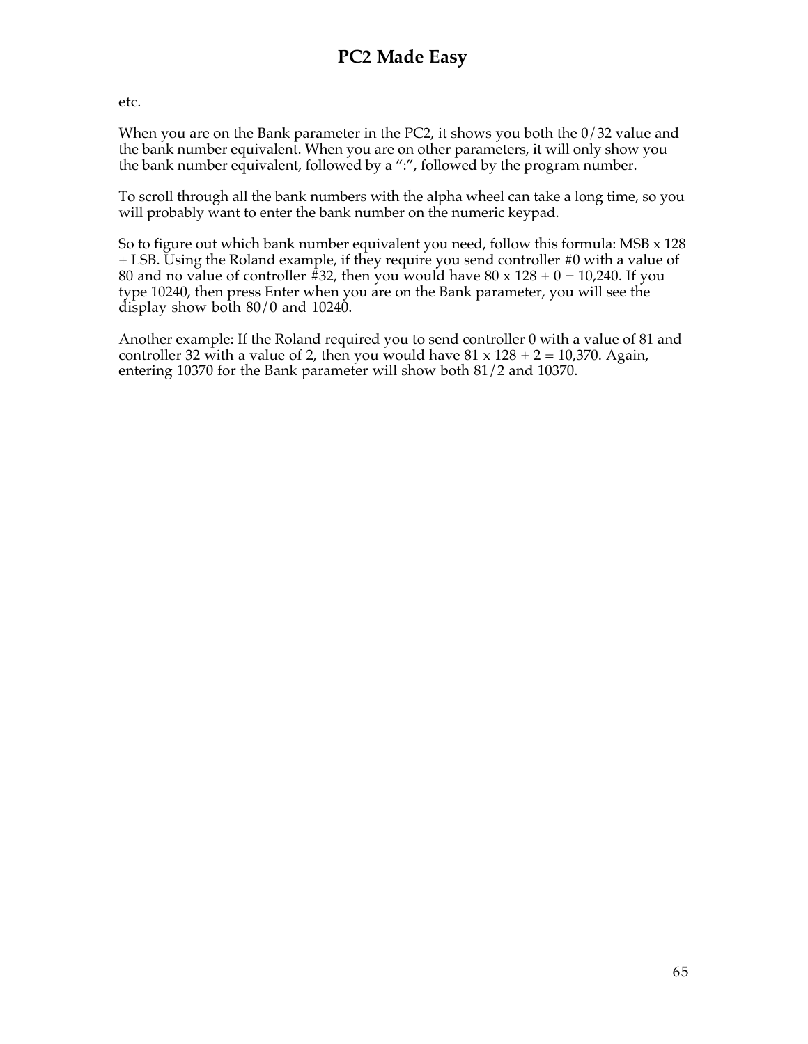etc.

When you are on the Bank parameter in the PC2, it shows you both the 0/32 value and the bank number equivalent. When you are on other parameters, it will only show you the bank number equivalent, followed by a ":", followed by the program number.

To scroll through all the bank numbers with the alpha wheel can take a long time, so you will probably want to enter the bank number on the numeric keypad.

So to figure out which bank number equivalent you need, follow this formula: MSB x 128 + LSB. Using the Roland example, if they require you send controller #0 with a value of 80 and no value of controller #32, then you would have 80 x 128 + 0 = 10,240. If you type 10240, then press Enter when you are on the Bank parameter, you will see the display show both 80/0 and 10240.

Another example: If the Roland required you to send controller 0 with a value of 81 and controller 32 with a value of 2, then you would have 81 x 128 + 2 = 10,370. Again, entering 10370 for the Bank parameter will show both 81/2 and 10370.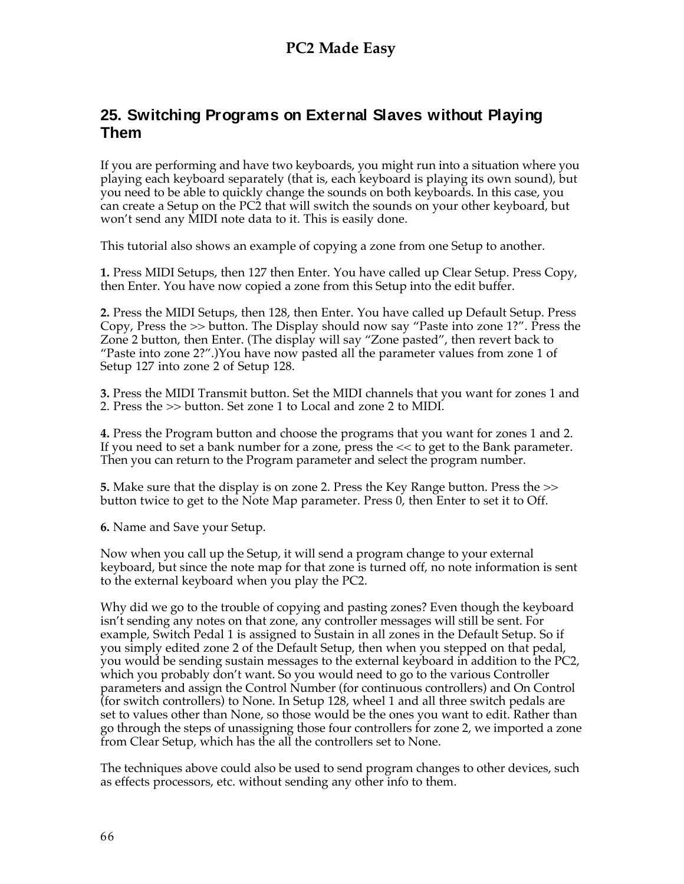## 25. Switching Programs on External Slaves without Playing Them

If you are performing and have two keyboards, you might run into a situation where you playing each keyboard separately (that is, each keyboard is playing its own sound), but you need to be able to quickly change the sounds on both keyboards. In this case, you can create a Setup on the PC2 that will switch the sounds on your other keyboard, but won't send any MIDI note data to it. This is easily done.

This tutorial also shows an example of copying a zone from one Setup to another.

**1.** Press MIDI Setups, then 127 then Enter. You have called up Clear Setup. Press Copy, then Enter. You have now copied a zone from this Setup into the edit buffer.

**2.** Press the MIDI Setups, then 128, then Enter. You have called up Default Setup. Press Copy, Press the >> button. The Display should now say "Paste into zone 1?". Press the Zone 2 button, then Enter. (The display will say "Zone pasted", then revert back to "Paste into zone 2?".)You have now pasted all the parameter values from zone 1 of Setup 127 into zone 2 of Setup 128.

**3.** Press the MIDI Transmit button. Set the MIDI channels that you want for zones 1 and 2. Press the >> button. Set zone 1 to Local and zone 2 to MIDI.

**4.** Press the Program button and choose the programs that you want for zones 1 and 2. If you need to set a bank number for a zone, press the << to get to the Bank parameter. Then you can return to the Program parameter and select the program number.

**5.** Make sure that the display is on zone 2. Press the Key Range button. Press the >> button twice to get to the Note Map parameter. Press 0, then Enter to set it to Off.

**6.** Name and Save your Setup.

Now when you call up the Setup, it will send a program change to your external keyboard, but since the note map for that zone is turned off, no note information is sent to the external keyboard when you play the PC2.

Why did we go to the trouble of copying and pasting zones? Even though the keyboard isn't sending any notes on that zone, any controller messages will still be sent. For example, Switch Pedal 1 is assigned to Sustain in all zones in the Default Setup. So if you simply edited zone 2 of the Default Setup, then when you stepped on that pedal, you would be sending sustain messages to the external keyboard in addition to the PC2, which you probably don't want. So you would need to go to the various Controller parameters and assign the Control Number (for continuous controllers) and On Control (for switch controllers) to None. In Setup 128, wheel 1 and all three switch pedals are set to values other than None, so those would be the ones you want to edit. Rather than go through the steps of unassigning those four controllers for zone 2, we imported a zone from Clear Setup, which has the all the controllers set to None.

The techniques above could also be used to send program changes to other devices, such as effects processors, etc. without sending any other info to them.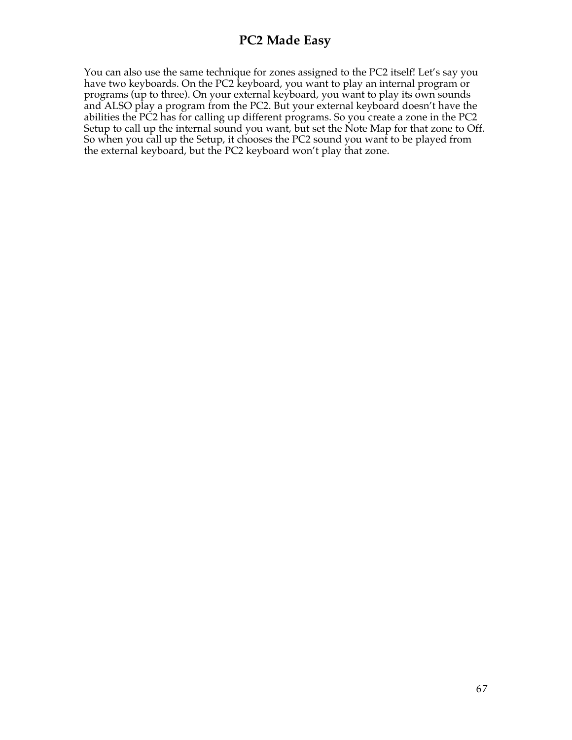You can also use the same technique for zones assigned to the PC2 itself! Let's say you have two keyboards. On the PC2 keyboard, you want to play an internal program or programs (up to three). On your external keyboard, you want to play its own sounds and ALSO play a program from the PC2. But your external keyboard doesn't have the abilities the PC2 has for calling up different programs. So you create a zone in the PC2 Setup to call up the internal sound you want, but set the Note Map for that zone to Off. So when you call up the Setup, it chooses the PC2 sound you want to be played from the external keyboard, but the PC2 keyboard won't play that zone.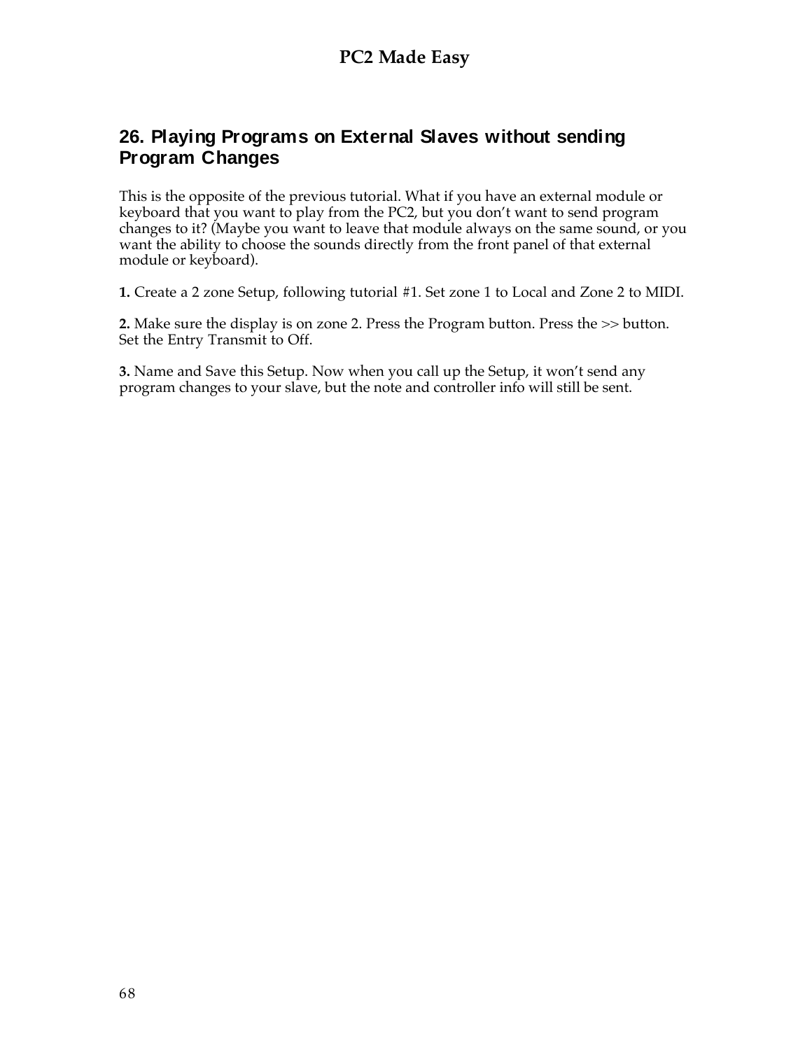## 26. Playing Programs on External Slaves without sending Program Changes

This is the opposite of the previous tutorial. What if you have an external module or keyboard that you want to play from the PC2, but you don't want to send program changes to it? (Maybe you want to leave that module always on the same sound, or you want the ability to choose the sounds directly from the front panel of that external module or keyboard).

**1.** Create a 2 zone Setup, following tutorial #1. Set zone 1 to Local and Zone 2 to MIDI.

**2.** Make sure the display is on zone 2. Press the Program button. Press the >> button. Set the Entry Transmit to Off.

**3.** Name and Save this Setup. Now when you call up the Setup, it won't send any program changes to your slave, but the note and controller info will still be sent.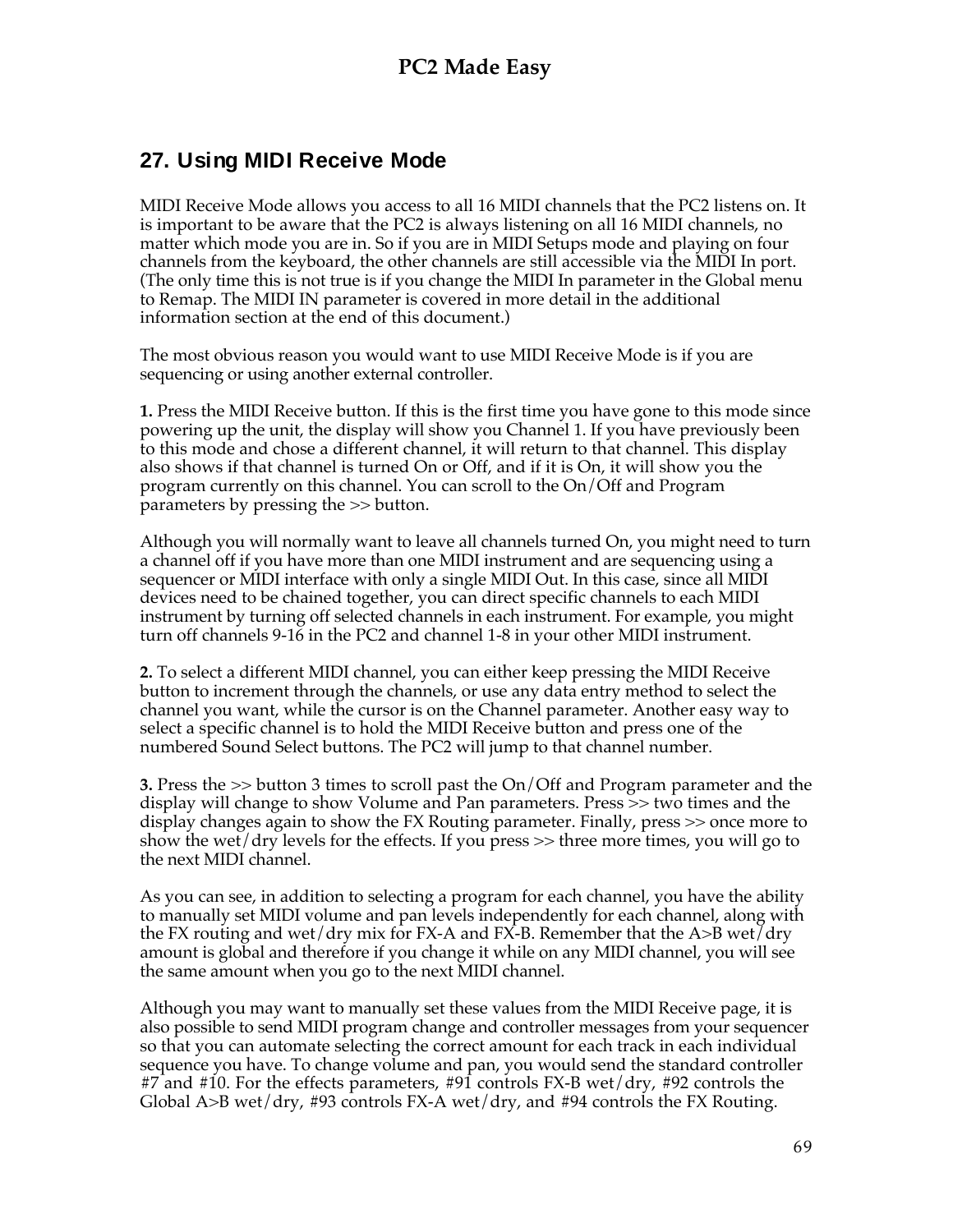## 27. Using MIDI Receive Mode

MIDI Receive Mode allows you access to all 16 MIDI channels that the PC2 listens on. It is important to be aware that the PC2 is always listening on all 16 MIDI channels, no matter which mode you are in. So if you are in MIDI Setups mode and playing on four channels from the keyboard, the other channels are still accessible via the MIDI In port. (The only time this is not true is if you change the MIDI In parameter in the Global menu to Remap. The MIDI IN parameter is covered in more detail in the additional information section at the end of this document.)

The most obvious reason you would want to use MIDI Receive Mode is if you are sequencing or using another external controller.

**1.** Press the MIDI Receive button. If this is the first time you have gone to this mode since powering up the unit, the display will show you Channel 1. If you have previously been to this mode and chose a different channel, it will return to that channel. This display also shows if that channel is turned On or Off, and if it is On, it will show you the program currently on this channel. You can scroll to the On/Off and Program parameters by pressing the >> button.

Although you will normally want to leave all channels turned On, you might need to turn a channel off if you have more than one MIDI instrument and are sequencing using a sequencer or MIDI interface with only a single MIDI Out. In this case, since all MIDI devices need to be chained together, you can direct specific channels to each MIDI instrument by turning off selected channels in each instrument. For example, you might turn off channels 9-16 in the PC2 and channel 1-8 in your other MIDI instrument.

**2.** To select a different MIDI channel, you can either keep pressing the MIDI Receive button to increment through the channels, or use any data entry method to select the channel you want, while the cursor is on the Channel parameter. Another easy way to select a specific channel is to hold the MIDI Receive button and press one of the numbered Sound Select buttons. The PC2 will jump to that channel number.

**3.** Press the >> button 3 times to scroll past the On/Off and Program parameter and the display will change to show Volume and Pan parameters. Press >> two times and the display changes again to show the FX Routing parameter. Finally, press >> once more to show the wet/dry levels for the effects. If you press >> three more times, you will go to the next MIDI channel.

As you can see, in addition to selecting a program for each channel, you have the ability to manually set MIDI volume and pan levels independently for each channel, along with the FX routing and wet/dry mix for FX-A and FX-B. Remember that the A>B wet/dry amount is global and therefore if you change it while on any MIDI channel, you will see the same amount when you go to the next MIDI channel.

Although you may want to manually set these values from the MIDI Receive page, it is also possible to send MIDI program change and controller messages from your sequencer so that you can automate selecting the correct amount for each track in each individual sequence you have. To change volume and pan, you would send the standard controller #7 and #10. For the effects parameters, #91 controls FX-B wet/dry, #92 controls the Global A>B wet/dry, #93 controls FX-A wet/dry, and #94 controls the FX Routing.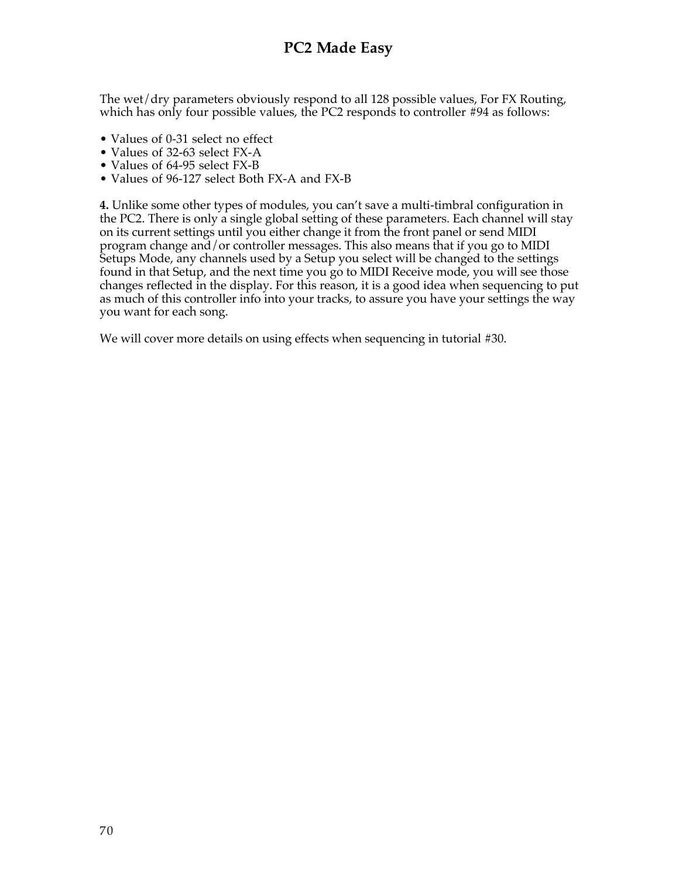The wet/dry parameters obviously respond to all 128 possible values, For FX Routing, which has only four possible values, the PC2 responds to controller #94 as follows:

- Values of 0-31 select no effect
- Values of 32-63 select FX-A
- Values of 64-95 select FX-B
- Values of 96-127 select Both FX-A and FX-B

**4.** Unlike some other types of modules, you can't save a multi-timbral configuration in the PC2. There is only a single global setting of these parameters. Each channel will stay on its current settings until you either change it from the front panel or send MIDI program change and/or controller messages. This also means that if you go to MIDI Setups Mode, any channels used by a Setup you select will be changed to the settings found in that Setup, and the next time you go to MIDI Receive mode, you will see those changes reflected in the display. For this reason, it is a good idea when sequencing to put as much of this controller info into your tracks, to assure you have your settings the way you want for each song.

We will cover more details on using effects when sequencing in tutorial #30.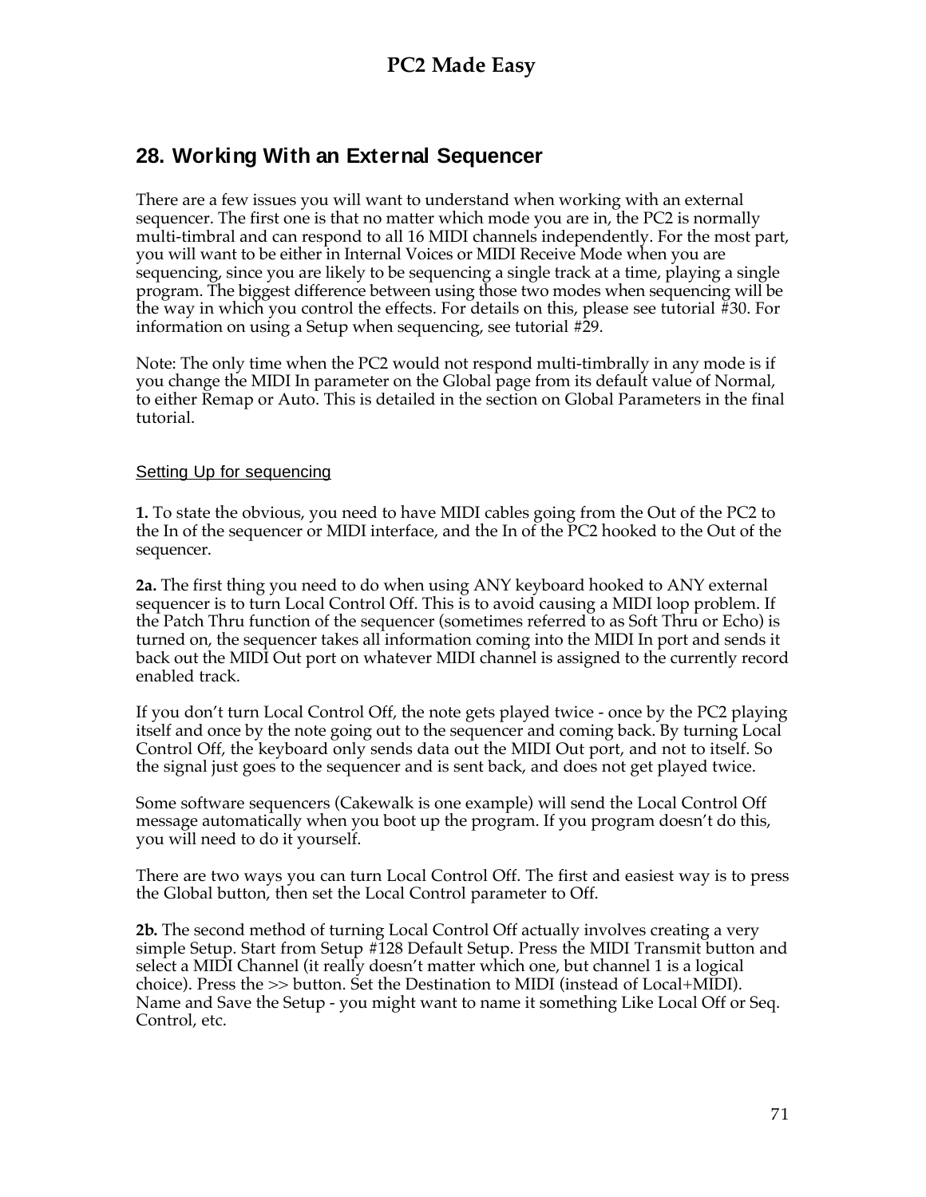## 28. Working With an External Sequencer

There are a few issues you will want to understand when working with an external sequencer. The first one is that no matter which mode you are in, the PC2 is normally multi-timbral and can respond to all 16 MIDI channels independently. For the most part, you will want to be either in Internal Voices or MIDI Receive Mode when you are sequencing, since you are likely to be sequencing a single track at a time, playing a single program. The biggest difference between using those two modes when sequencing will be the way in which you control the effects. For details on this, please see tutorial #30. For information on using a Setup when sequencing, see tutorial #29.

Note: The only time when the PC2 would not respond multi-timbrally in any mode is if you change the MIDI In parameter on the Global page from its default value of Normal, to either Remap or Auto. This is detailed in the section on Global Parameters in the final tutorial.

### Setting Up for sequencing

**1.** To state the obvious, you need to have MIDI cables going from the Out of the PC2 to the In of the sequencer or MIDI interface, and the In of the PC2 hooked to the Out of the sequencer.

**2a.** The first thing you need to do when using ANY keyboard hooked to ANY external sequencer is to turn Local Control Off. This is to avoid causing a MIDI loop problem. If the Patch Thru function of the sequencer (sometimes referred to as Soft Thru or Echo) is turned on, the sequencer takes all information coming into the MIDI In port and sends it back out the MIDI Out port on whatever MIDI channel is assigned to the currently record enabled track.

If you don't turn Local Control Off, the note gets played twice - once by the PC2 playing itself and once by the note going out to the sequencer and coming back. By turning Local Control Off, the keyboard only sends data out the MIDI Out port, and not to itself. So the signal just goes to the sequencer and is sent back, and does not get played twice.

Some software sequencers (Cakewalk is one example) will send the Local Control Off message automatically when you boot up the program. If you program doesn't do this, you will need to do it yourself.

There are two ways you can turn Local Control Off. The first and easiest way is to press the Global button, then set the Local Control parameter to Off.

**2b.** The second method of turning Local Control Off actually involves creating a very simple Setup. Start from Setup #128 Default Setup. Press the MIDI Transmit button and select a MIDI Channel (it really doesn't matter which one, but channel 1 is a logical choice). Press the >> button. Set the Destination to MIDI (instead of Local+MIDI). Name and Save the Setup - you might want to name it something Like Local Off or Seq. Control, etc.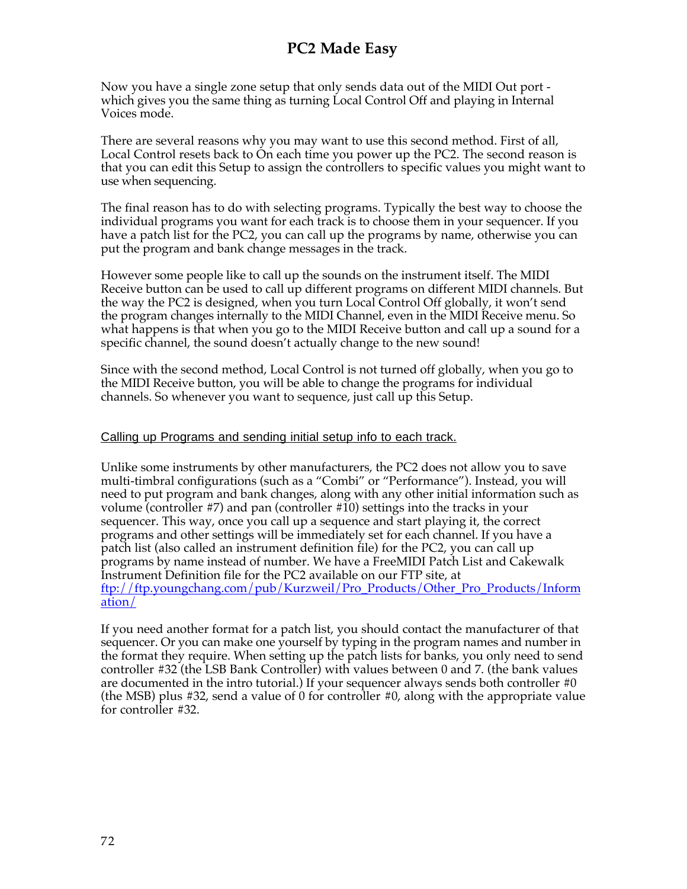Now you have a single zone setup that only sends data out of the MIDI Out port - which gives you the same thing as turning Local Control Off and playing in Internal Voices mode.

There are several reasons why you may want to use this second method. First of all, Local Control resets back to On each time you power up the PC2. The second reason is that you can edit this Setup to assign the controllers to specific values you might want to use when sequencing.

The final reason has to do with selecting programs. Typically the best way to choose the individual programs you want for each track is to choose them in your sequencer. If you have a patch list for the PC2, you can call up the programs by name, otherwise you can put the program and bank change messages in the track.

However some people like to call up the sounds on the instrument itself. The MIDI Receive button can be used to call up different programs on different MIDI channels. But the way the PC2 is designed, when you turn Local Control Off globally, it won't send the program changes internally to the MIDI Channel, even in the MIDI Receive menu. So what happens is that when you go to the MIDI Receive button and call up a sound for a specific channel, the sound doesn't actually change to the new sound!

Since with the second method, Local Control is not turned off globally, when you go to the MIDI Receive button, you will be able to change the programs for individual channels. So whenever you want to sequence, just call up this Setup.

## Calling up Programs and sending initial setup info to each track.

Unlike some instruments by other manufacturers, the PC2 does not allow you to save multi-timbral configurations (such as a "Combi" or "Performance"). Instead, you will need to put program and bank changes, along with any other initial information such as volume (controller #7) and pan (controller #10) settings into the tracks in your sequencer. This way, once you call up a sequence and start playing it, the correct programs and other settings will be immediately set for each channel. If you have a patch list (also called an instrument definition file) for the PC2, you can call up programs by name instead of number. We have a FreeMIDI Patch List and Cakewalk Instrument Definition file for the PC2 available on our FTP site, at ftp://ftp.youngchang.com/pub/Kurzweil/Pro_Products/Other_Pro_Products/Information/

If you need another format for a patch list, you should contact the manufacturer of that sequencer. Or you can make one yourself by typing in the program names and number in the format they require. When setting up the patch lists for banks, you only need to send controller #32 (the LSB Bank Controller) with values between 0 and 7. (the bank values are documented in the intro tutorial.) If your sequencer always sends both controller #0 (the MSB) plus #32, send a value of 0 for controller #0, along with the appropriate value for controller #32.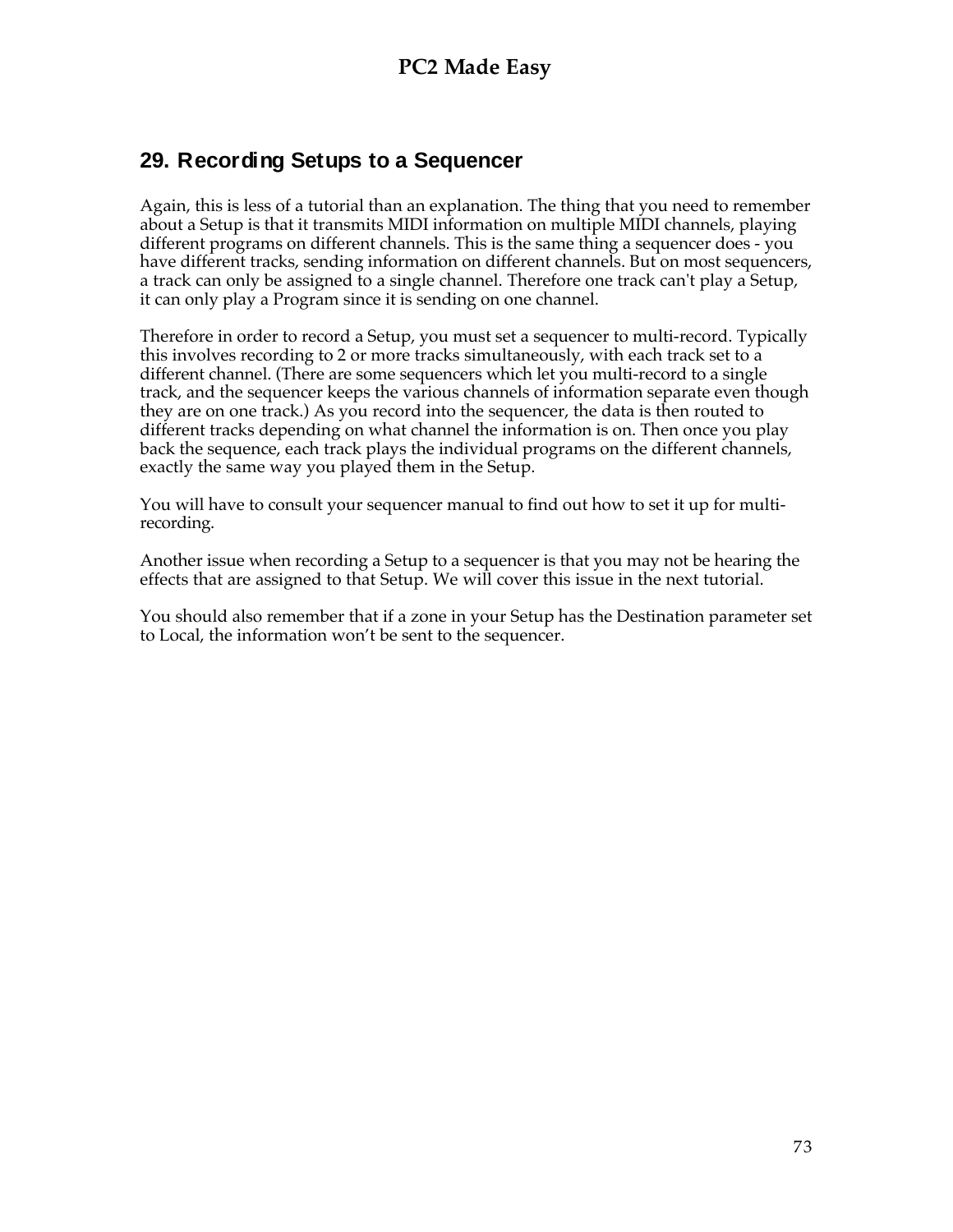## 29. Recording Setups to a Sequencer

Again, this is less of a tutorial than an explanation. The thing that you need to remember about a Setup is that it transmits MIDI information on multiple MIDI channels, playing different programs on different channels. This is the same thing a sequencer does - you have different tracks, sending information on different channels. But on most sequencers, a track can only be assigned to a single channel. Therefore one track can't play a Setup, it can only play a Program since it is sending on one channel.

Therefore in order to record a Setup, you must set a sequencer to multi-record. Typically this involves recording to 2 or more tracks simultaneously, with each track set to a different channel. (There are some sequencers which let you multi-record to a single track, and the sequencer keeps the various channels of information separate even though they are on one track.) As you record into the sequencer, the data is then routed to different tracks depending on what channel the information is on. Then once you play back the sequence, each track plays the individual programs on the different channels, exactly the same way you played them in the Setup.

You will have to consult your sequencer manual to find out how to set it up for multi-recording.

Another issue when recording a Setup to a sequencer is that you may not be hearing the effects that are assigned to that Setup. We will cover this issue in the next tutorial.

You should also remember that if a zone in your Setup has the Destination parameter set to Local, the information won't be sent to the sequencer.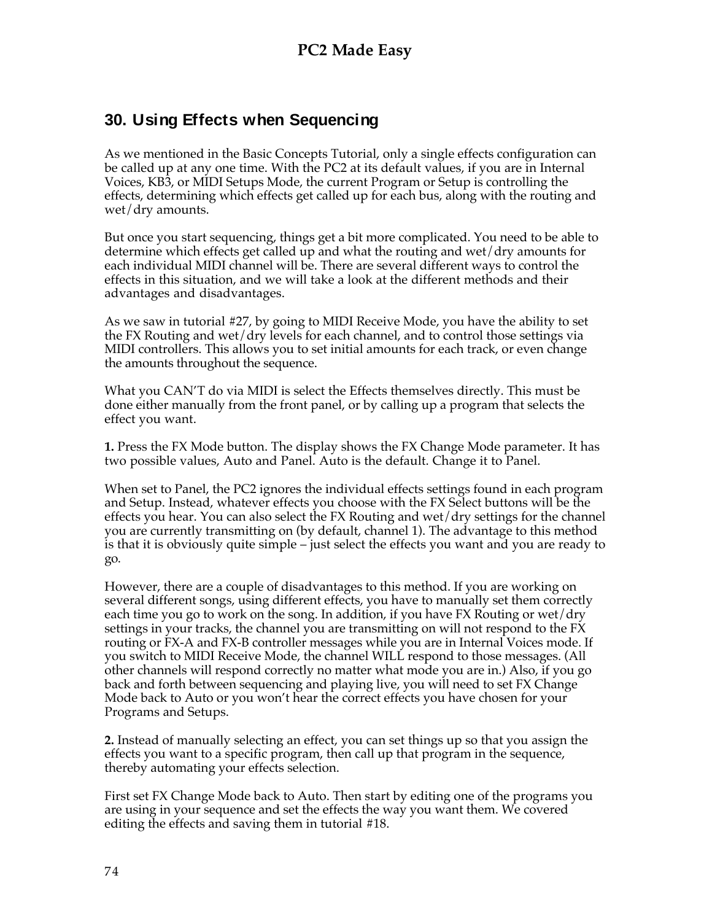## 30. Using Effects when Sequencing

As we mentioned in the Basic Concepts Tutorial, only a single effects configuration can be called up at any one time. With the PC2 at its default values, if you are in Internal Voices, KB3, or MIDI Setups Mode, the current Program or Setup is controlling the effects, determining which effects get called up for each bus, along with the routing and wet/dry amounts.

But once you start sequencing, things get a bit more complicated. You need to be able to determine which effects get called up and what the routing and wet/dry amounts for each individual MIDI channel will be. There are several different ways to control the effects in this situation, and we will take a look at the different methods and their advantages and disadvantages.

As we saw in tutorial #27, by going to MIDI Receive Mode, you have the ability to set the FX Routing and wet/dry levels for each channel, and to control those settings via MIDI controllers. This allows you to set initial amounts for each track, or even change the amounts throughout the sequence.

What you CAN'T do via MIDI is select the Effects themselves directly. This must be done either manually from the front panel, or by calling up a program that selects the effect you want.

**1.** Press the FX Mode button. The display shows the FX Change Mode parameter. It has two possible values, Auto and Panel. Auto is the default. Change it to Panel.

When set to Panel, the PC2 ignores the individual effects settings found in each program and Setup. Instead, whatever effects you choose with the FX Select buttons will be the effects you hear. You can also select the FX Routing and wet/dry settings for the channel you are currently transmitting on (by default, channel 1). The advantage to this method is that it is obviously quite simple – just select the effects you want and you are ready to go.

However, there are a couple of disadvantages to this method. If you are working on several different songs, using different effects, you have to manually set them correctly each time you go to work on the song. In addition, if you have FX Routing or wet/dry settings in your tracks, the channel you are transmitting on will not respond to the FX routing or FX-A and FX-B controller messages while you are in Internal Voices mode. If you switch to MIDI Receive Mode, the channel WILL respond to those messages. (All other channels will respond correctly no matter what mode you are in.) Also, if you go back and forth between sequencing and playing live, you will need to set FX Change Mode back to Auto or you won't hear the correct effects you have chosen for your Programs and Setups.

**2.** Instead of manually selecting an effect, you can set things up so that you assign the effects you want to a specific program, then call up that program in the sequence, thereby automating your effects selection.

First set FX Change Mode back to Auto. Then start by editing one of the programs you are using in your sequence and set the effects the way you want them. We covered editing the effects and saving them in tutorial #18.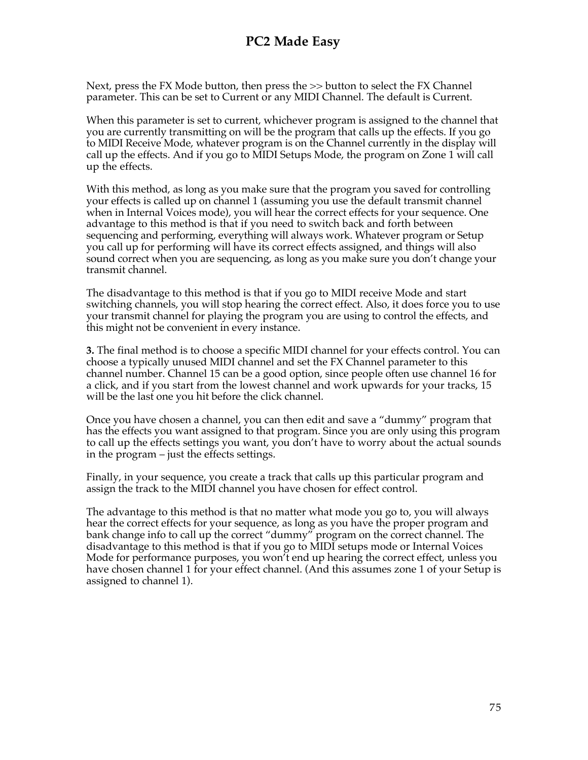Next, press the FX Mode button, then press the >> button to select the FX Channel parameter. This can be set to Current or any MIDI Channel. The default is Current.

When this parameter is set to current, whichever program is assigned to the channel that you are currently transmitting on will be the program that calls up the effects. If you go to MIDI Receive Mode, whatever program is on the Channel currently in the display will call up the effects. And if you go to MIDI Setups Mode, the program on Zone 1 will call up the effects.

With this method, as long as you make sure that the program you saved for controlling your effects is called up on channel 1 (assuming you use the default transmit channel when in Internal Voices mode), you will hear the correct effects for your sequence. One advantage to this method is that if you need to switch back and forth between sequencing and performing, everything will always work. Whatever program or Setup you call up for performing will have its correct effects assigned, and things will also sound correct when you are sequencing, as long as you make sure you don't change your transmit channel.

The disadvantage to this method is that if you go to MIDI receive Mode and start switching channels, you will stop hearing the correct effect. Also, it does force you to use your transmit channel for playing the program you are using to control the effects, and this might not be convenient in every instance.

**3.** The final method is to choose a specific MIDI channel for your effects control. You can choose a typically unused MIDI channel and set the FX Channel parameter to this channel number. Channel 15 can be a good option, since people often use channel 16 for a click, and if you start from the lowest channel and work upwards for your tracks, 15 will be the last one you hit before the click channel.

Once you have chosen a channel, you can then edit and save a "dummy" program that has the effects you want assigned to that program. Since you are only using this program to call up the effects settings you want, you don't have to worry about the actual sounds in the program – just the effects settings.

Finally, in your sequence, you create a track that calls up this particular program and assign the track to the MIDI channel you have chosen for effect control.

The advantage to this method is that no matter what mode you go to, you will always hear the correct effects for your sequence, as long as you have the proper program and bank change info to call up the correct "dummy" program on the correct channel. The disadvantage to this method is that if you go to MIDI setups mode or Internal Voices Mode for performance purposes, you won't end up hearing the correct effect, unless you have chosen channel 1 for your effect channel. (And this assumes zone 1 of your Setup is assigned to channel 1).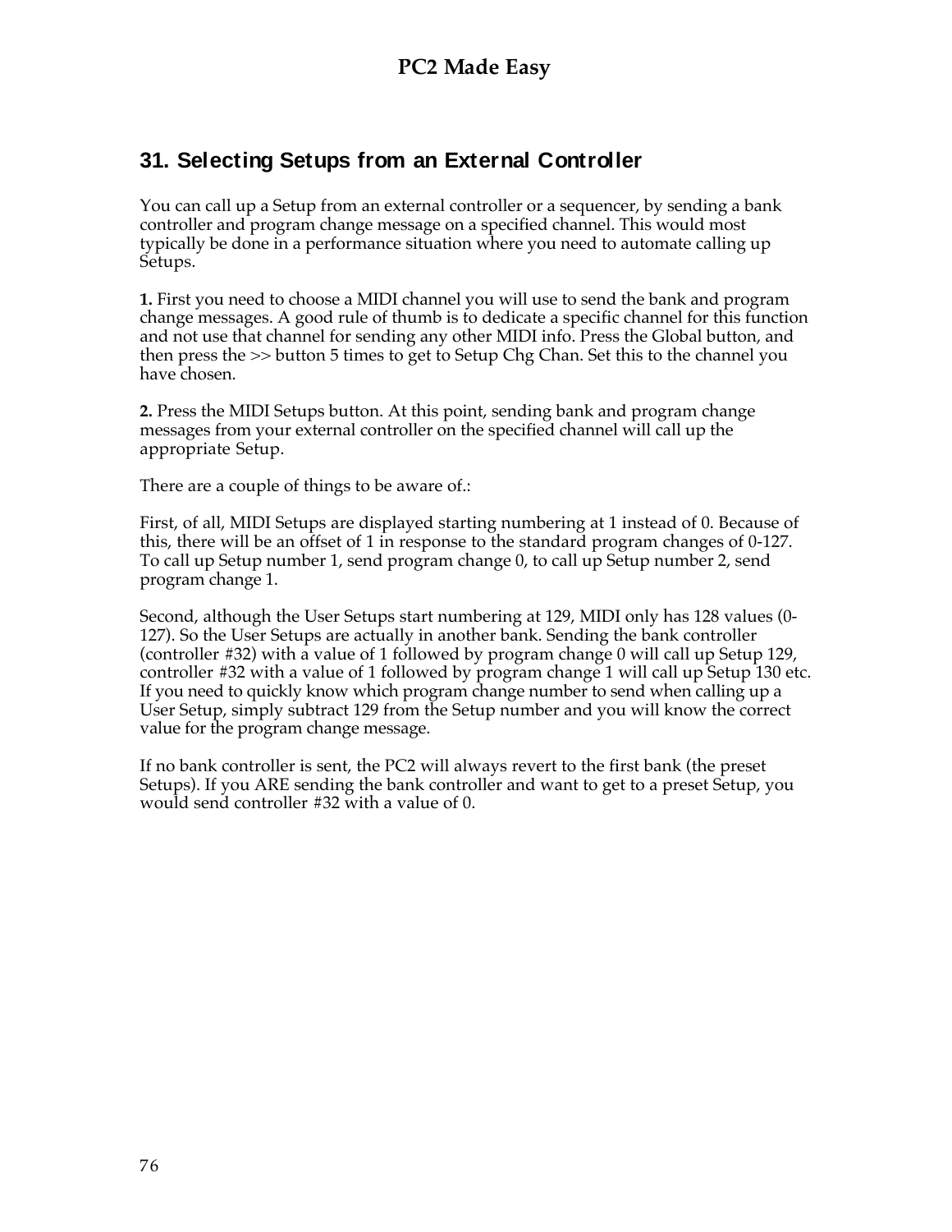## 31. Selecting Setups from an External Controller

You can call up a Setup from an external controller or a sequencer, by sending a bank controller and program change message on a specified channel. This would most typically be done in a performance situation where you need to automate calling up Setups.

**1.** First you need to choose a MIDI channel you will use to send the bank and program change messages. A good rule of thumb is to dedicate a specific channel for this function and not use that channel for sending any other MIDI info. Press the Global button, and then press the >> button 5 times to get to Setup Chg Chan. Set this to the channel you have chosen.

**2.** Press the MIDI Setups button. At this point, sending bank and program change messages from your external controller on the specified channel will call up the appropriate Setup.

There are a couple of things to be aware of.:

First, of all, MIDI Setups are displayed starting numbering at 1 instead of 0. Because of this, there will be an offset of 1 in response to the standard program changes of 0-127. To call up Setup number 1, send program change 0, to call up Setup number 2, send program change 1.

Second, although the User Setups start numbering at 129, MIDI only has 128 values (0-127). So the User Setups are actually in another bank. Sending the bank controller (controller #32) with a value of 1 followed by program change 0 will call up Setup 129, controller #32 with a value of 1 followed by program change 1 will call up Setup 130 etc. If you need to quickly know which program change number to send when calling up a User Setup, simply subtract 129 from the Setup number and you will know the correct value for the program change message.

If no bank controller is sent, the PC2 will always revert to the first bank (the preset Setups). If you ARE sending the bank controller and want to get to a preset Setup, you would send controller #32 with a value of 0.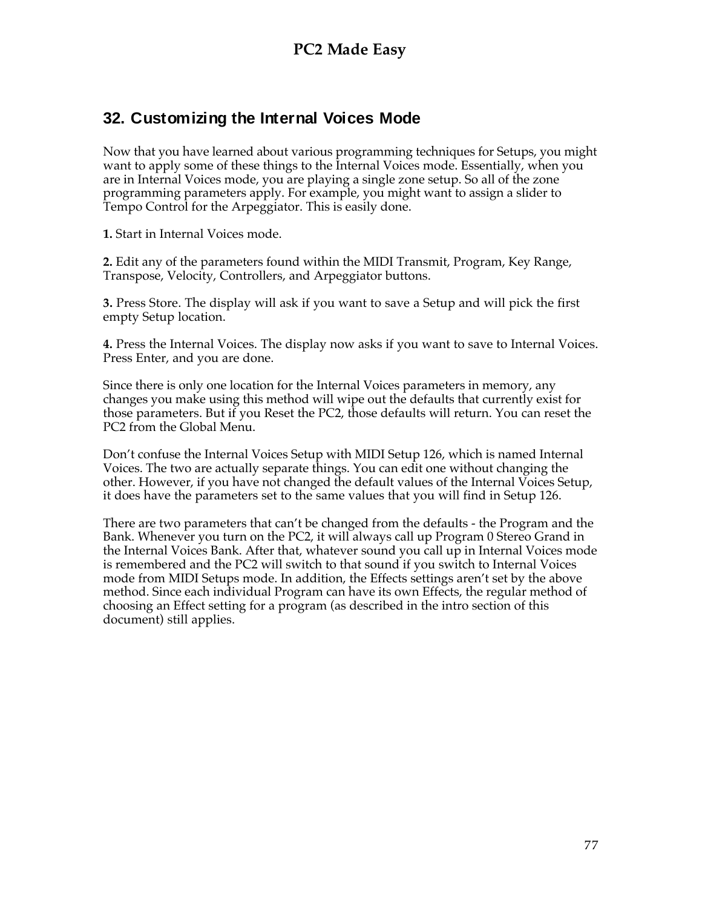## 32. Customizing the Internal Voices Mode

Now that you have learned about various programming techniques for Setups, you might want to apply some of these things to the Internal Voices mode. Essentially, when you are in Internal Voices mode, you are playing a single zone setup. So all of the zone programming parameters apply. For example, you might want to assign a slider to Tempo Control for the Arpeggiator. This is easily done.

**1.** Start in Internal Voices mode.

**2.** Edit any of the parameters found within the MIDI Transmit, Program, Key Range, Transpose, Velocity, Controllers, and Arpeggiator buttons.

**3.** Press Store. The display will ask if you want to save a Setup and will pick the first empty Setup location.

**4.** Press the Internal Voices. The display now asks if you want to save to Internal Voices. Press Enter, and you are done.

Since there is only one location for the Internal Voices parameters in memory, any changes you make using this method will wipe out the defaults that currently exist for those parameters. But if you Reset the PC2, those defaults will return. You can reset the PC2 from the Global Menu.

Don't confuse the Internal Voices Setup with MIDI Setup 126, which is named Internal Voices. The two are actually separate things. You can edit one without changing the other. However, if you have not changed the default values of the Internal Voices Setup, it does have the parameters set to the same values that you will find in Setup 126.

There are two parameters that can't be changed from the defaults - the Program and the Bank. Whenever you turn on the PC2, it will always call up Program 0 Stereo Grand in the Internal Voices Bank. After that, whatever sound you call up in Internal Voices mode is remembered and the PC2 will switch to that sound if you switch to Internal Voices mode from MIDI Setups mode. In addition, the Effects settings aren't set by the above method. Since each individual Program can have its own Effects, the regular method of choosing an Effect setting for a program (as described in the intro section of this document) still applies.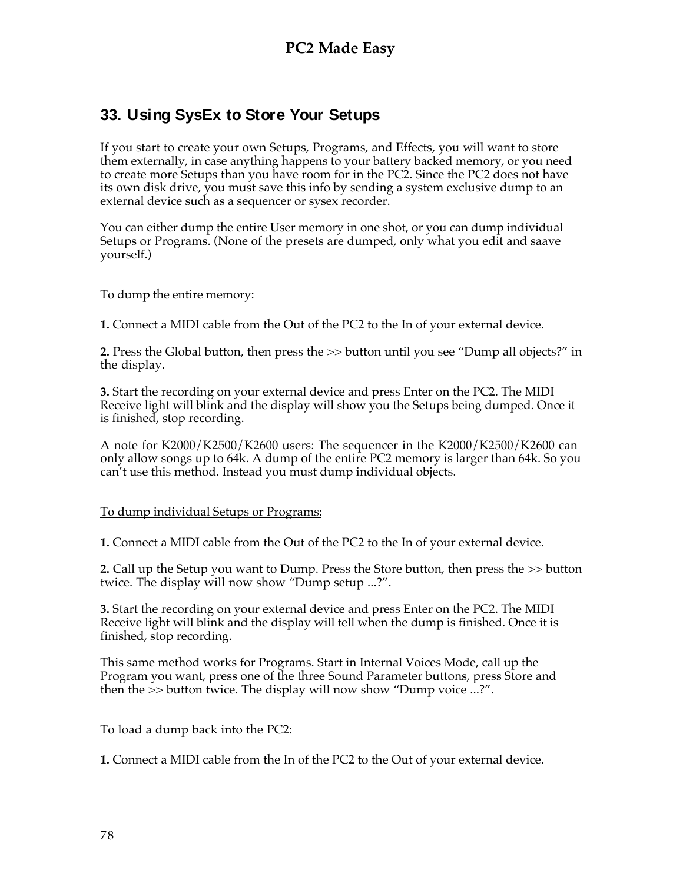## 33. Using SysEx to Store Your Setups

If you start to create your own Setups, Programs, and Effects, you will want to store them externally, in case anything happens to your battery backed memory, or you need to create more Setups than you have room for in the PC2. Since the PC2 does not have its own disk drive, you must save this info by sending a system exclusive dump to an external device such as a sequencer or sysex recorder.

You can either dump the entire User memory in one shot, or you can dump individual Setups or Programs. (None of the presets are dumped, only what you edit and saave yourself.)

To dump the entire memory:

**1.** Connect a MIDI cable from the Out of the PC2 to the In of your external device.

**2.** Press the Global button, then press the >> button until you see “Dump all objects?” in the display.

**3.** Start the recording on your external device and press Enter on the PC2. The MIDI Receive light will blink and the display will show you the Setups being dumped. Once it is finished, stop recording.

A note for K2000/K2500/K2600 users: The sequencer in the K2000/K2500/K2600 can only allow songs up to 64k. A dump of the entire PC2 memory is larger than 64k. So you can’t use this method. Instead you must dump individual objects.

To dump individual Setups or Programs:

**1.** Connect a MIDI cable from the Out of the PC2 to the In of your external device.

**2.** Call up the Setup you want to Dump. Press the Store button, then press the >> button twice. The display will now show “Dump setup ...?”.

**3.** Start the recording on your external device and press Enter on the PC2. The MIDI Receive light will blink and the display will tell when the dump is finished. Once it is finished, stop recording.

This same method works for Programs. Start in Internal Voices Mode, call up the Program you want, press one of the three Sound Parameter buttons, press Store and then the >> button twice. The display will now show “Dump voice ...?”.

To load a dump back into the PC2:

**1.** Connect a MIDI cable from the In of the PC2 to the Out of your external device.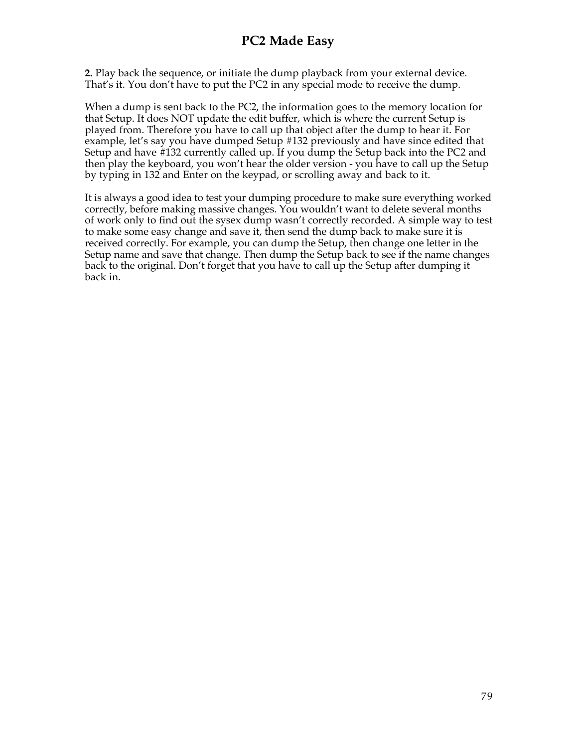**2.** Play back the sequence, or initiate the dump playback from your external device. That's it. You don't have to put the PC2 in any special mode to receive the dump.

When a dump is sent back to the PC2, the information goes to the memory location for that Setup. It does NOT update the edit buffer, which is where the current Setup is played from. Therefore you have to call up that object after the dump to hear it. For example, let's say you have dumped Setup #132 previously and have since edited that Setup and have #132 currently called up. If you dump the Setup back into the PC2 and then play the keyboard, you won't hear the older version - you have to call up the Setup by typing in 132 and Enter on the keypad, or scrolling away and back to it.

It is always a good idea to test your dumping procedure to make sure everything worked correctly, before making massive changes. You wouldn't want to delete several months of work only to find out the sysex dump wasn't correctly recorded. A simple way to test to make some easy change and save it, then send the dump back to make sure it is received correctly. For example, you can dump the Setup, then change one letter in the Setup name and save that change. Then dump the Setup back to see if the name changes back to the original. Don't forget that you have to call up the Setup after dumping it back in.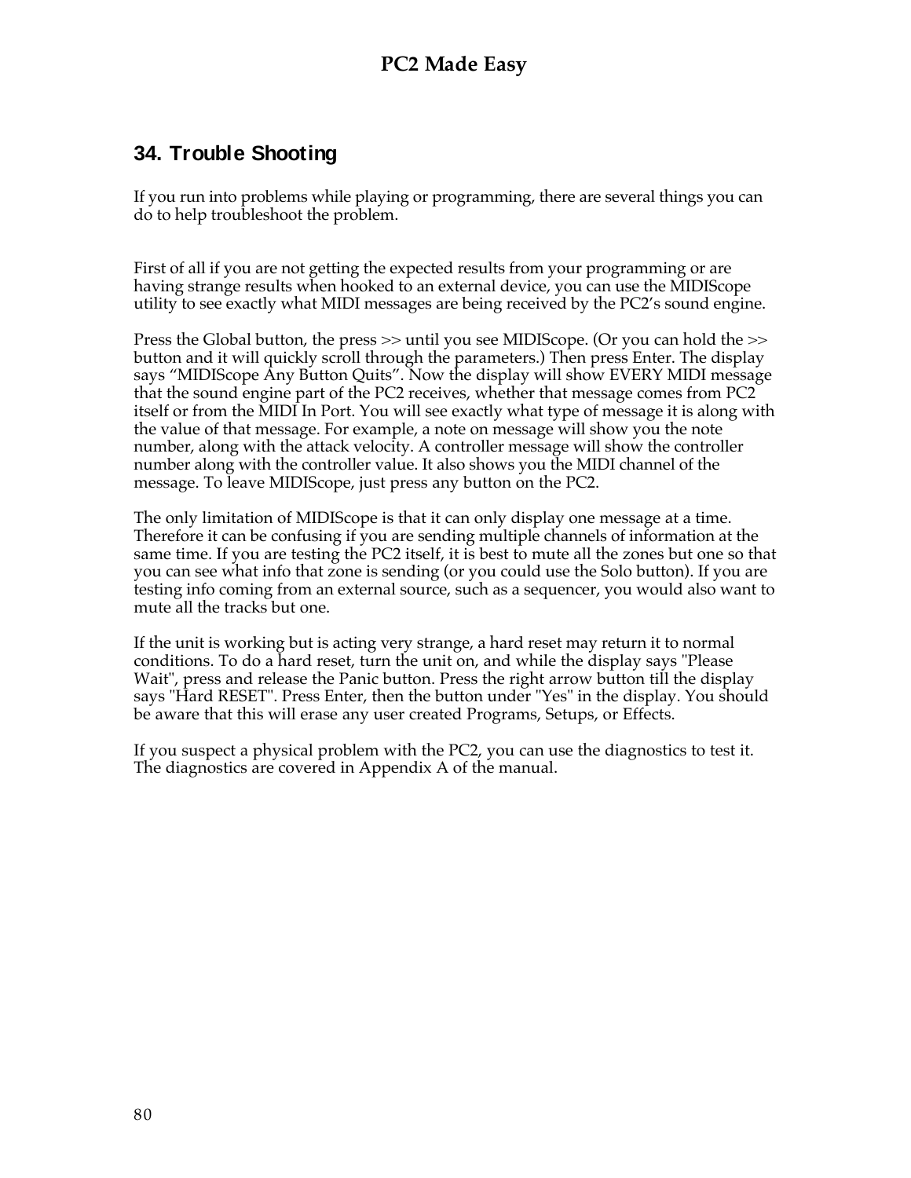## 34. Trouble Shooting

If you run into problems while playing or programming, there are several things you can do to help troubleshoot the problem.

First of all if you are not getting the expected results from your programming or are having strange results when hooked to an external device, you can use the MIDIScope utility to see exactly what MIDI messages are being received by the PC2's sound engine.

Press the Global button, the press >> until you see MIDIScope. (Or you can hold the >> button and it will quickly scroll through the parameters.) Then press Enter. The display says "MIDIScope Any Button Quits". Now the display will show EVERY MIDI message that the sound engine part of the PC2 receives, whether that message comes from PC2 itself or from the MIDI In Port. You will see exactly what type of message it is along with the value of that message. For example, a note on message will show you the note number, along with the attack velocity. A controller message will show the controller number along with the controller value. It also shows you the MIDI channel of the message. To leave MIDIScope, just press any button on the PC2.

The only limitation of MIDIScope is that it can only display one message at a time. Therefore it can be confusing if you are sending multiple channels of information at the same time. If you are testing the PC2 itself, it is best to mute all the zones but one so that you can see what info that zone is sending (or you could use the Solo button). If you are testing info coming from an external source, such as a sequencer, you would also want to mute all the tracks but one.

If the unit is working but is acting very strange, a hard reset may return it to normal conditions. To do a hard reset, turn the unit on, and while the display says "Please Wait", press and release the Panic button. Press the right arrow button till the display says "Hard RESET". Press Enter, then the button under "Yes" in the display. You should be aware that this will erase any user created Programs, Setups, or Effects.

If you suspect a physical problem with the PC2, you can use the diagnostics to test it. The diagnostics are covered in Appendix A of the manual.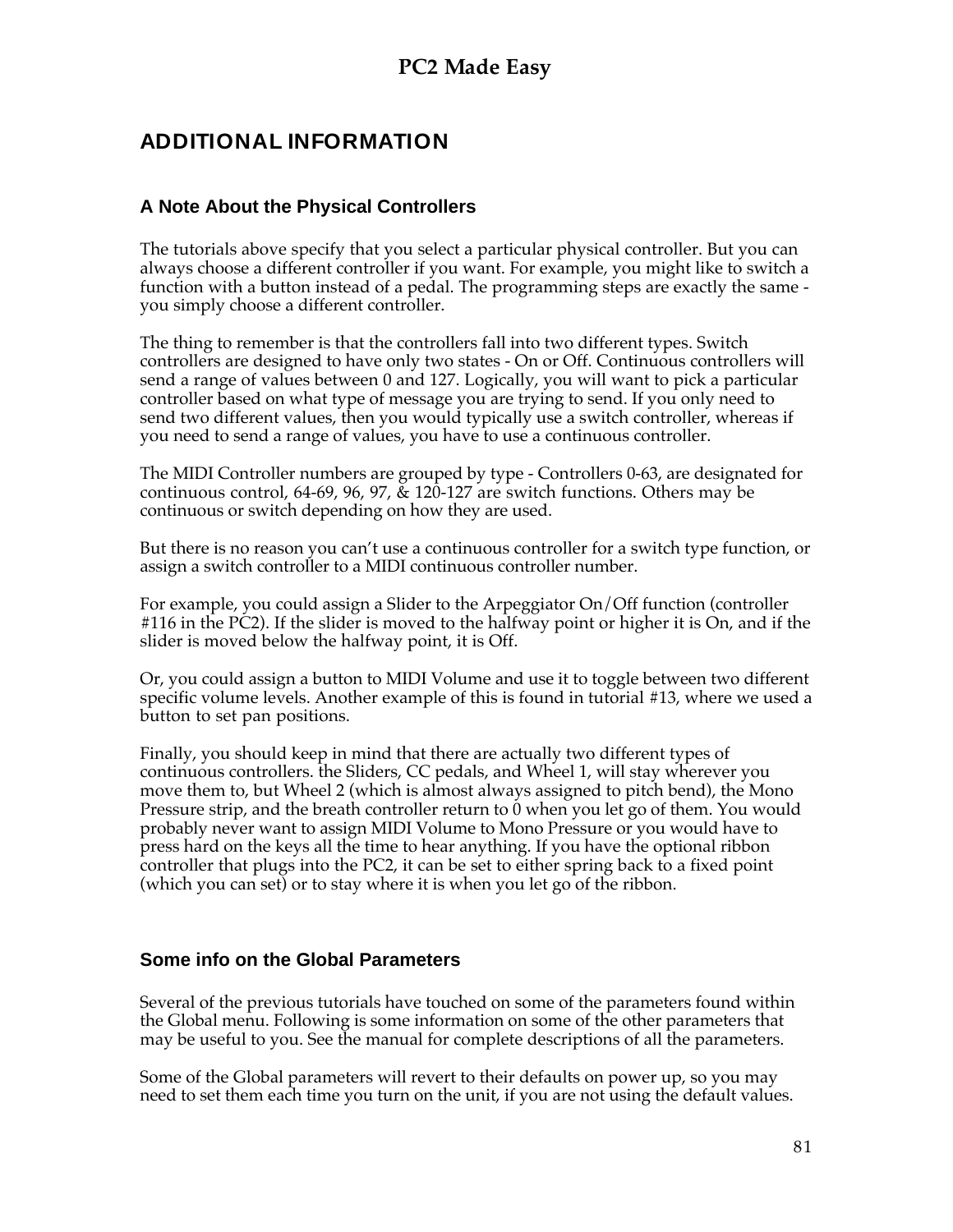# ADDITIONAL INFORMATION

## A Note About the Physical Controllers

The tutorials above specify that you select a particular physical controller. But you can always choose a different controller if you want. For example, you might like to switch a function with a button instead of a pedal. The programming steps are exactly the same - you simply choose a different controller.

The thing to remember is that the controllers fall into two different types. Switch controllers are designed to have only two states - On or Off. Continuous controllers will send a range of values between 0 and 127. Logically, you will want to pick a particular controller based on what type of message you are trying to send. If you only need to send two different values, then you would typically use a switch controller, whereas if you need to send a range of values, you have to use a continuous controller.

The MIDI Controller numbers are grouped by type - Controllers 0-63, are designated for continuous control, 64-69, 96, 97, & 120-127 are switch functions. Others may be continuous or switch depending on how they are used.

But there is no reason you can't use a continuous controller for a switch type function, or assign a switch controller to a MIDI continuous controller number.

For example, you could assign a Slider to the Arpeggiator On/Off function (controller #116 in the PC2). If the slider is moved to the halfway point or higher it is On, and if the slider is moved below the halfway point, it is Off.

Or, you could assign a button to MIDI Volume and use it to toggle between two different specific volume levels. Another example of this is found in tutorial #13, where we used a button to set pan positions.

Finally, you should keep in mind that there are actually two different types of continuous controllers. the Sliders, CC pedals, and Wheel 1, will stay wherever you move them to, but Wheel 2 (which is almost always assigned to pitch bend), the Mono Pressure strip, and the breath controller return to 0 when you let go of them. You would probably never want to assign MIDI Volume to Mono Pressure or you would have to press hard on the keys all the time to hear anything. If you have the optional ribbon controller that plugs into the PC2, it can be set to either spring back to a fixed point (which you can set) or to stay where it is when you let go of the ribbon.

## Some info on the Global Parameters

Several of the previous tutorials have touched on some of the parameters found within the Global menu. Following is some information on some of the other parameters that may be useful to you. See the manual for complete descriptions of all the parameters.

Some of the Global parameters will revert to their defaults on power up, so you may need to set them each time you turn on the unit, if you are not using the default values.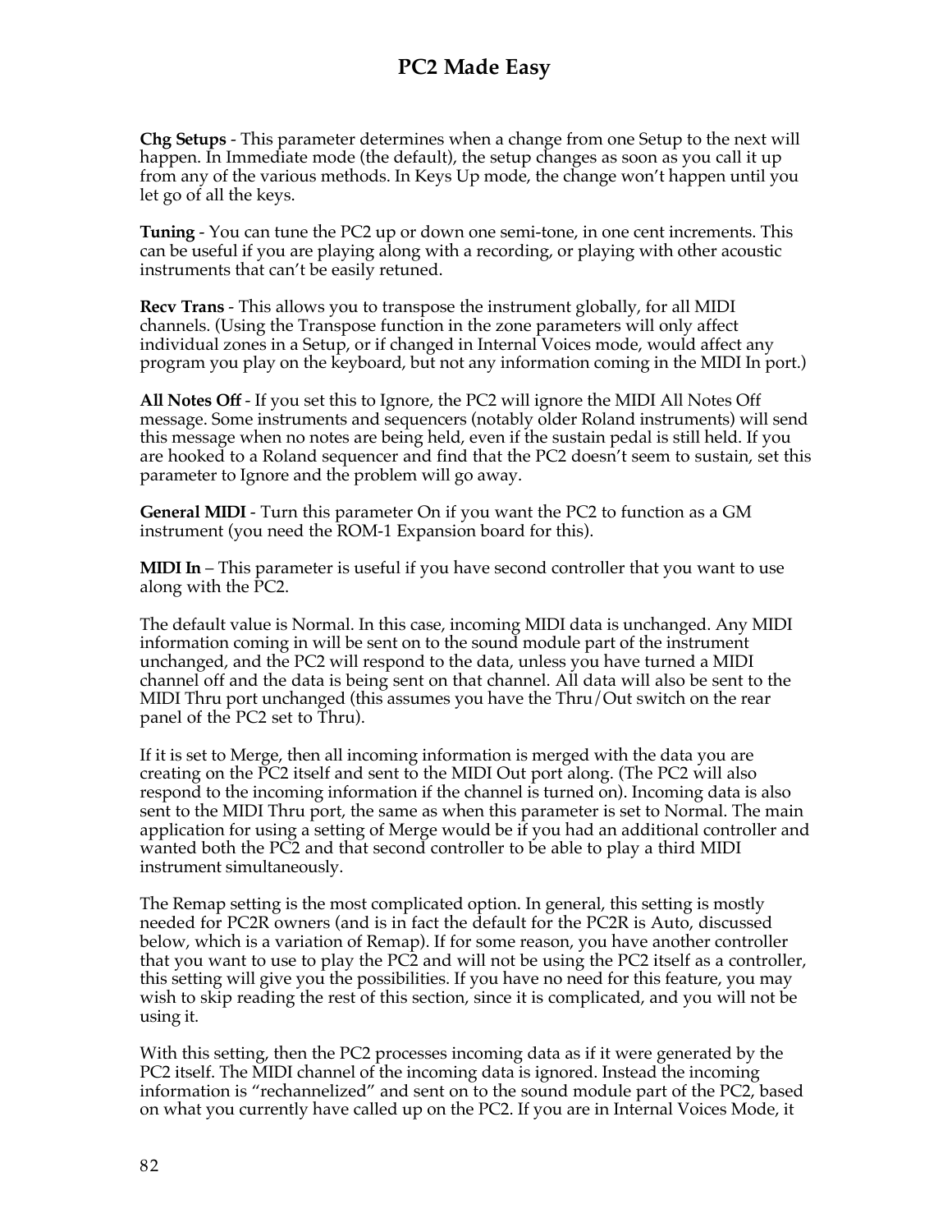**Chg Setups** - This parameter determines when a change from one Setup to the next will happen. In Immediate mode (the default), the setup changes as soon as you call it up from any of the various methods. In Keys Up mode, the change won't happen until you let go of all the keys.

**Tuning** - You can tune the PC2 up or down one semi-tone, in one cent increments. This can be useful if you are playing along with a recording, or playing with other acoustic instruments that can't be easily retuned.

**Recv Trans** - This allows you to transpose the instrument globally, for all MIDI channels. (Using the Transpose function in the zone parameters will only affect individual zones in a Setup, or if changed in Internal Voices mode, would affect any program you play on the keyboard, but not any information coming in the MIDI In port.)

**All Notes Off** - If you set this to Ignore, the PC2 will ignore the MIDI All Notes Off message. Some instruments and sequencers (notably older Roland instruments) will send this message when no notes are being held, even if the sustain pedal is still held. If you are hooked to a Roland sequencer and find that the PC2 doesn't seem to sustain, set this parameter to Ignore and the problem will go away.

**General MIDI** - Turn this parameter On if you want the PC2 to function as a GM instrument (you need the ROM-1 Expansion board for this).

**MIDI In** – This parameter is useful if you have second controller that you want to use along with the PC2.

The default value is Normal. In this case, incoming MIDI data is unchanged. Any MIDI information coming in will be sent on to the sound module part of the instrument unchanged, and the PC2 will respond to the data, unless you have turned a MIDI channel off and the data is being sent on that channel. All data will also be sent to the MIDI Thru port unchanged (this assumes you have the Thru/Out switch on the rear panel of the PC2 set to Thru).

If it is set to Merge, then all incoming information is merged with the data you are creating on the PC2 itself and sent to the MIDI Out port along. (The PC2 will also respond to the incoming information if the channel is turned on). Incoming data is also sent to the MIDI Thru port, the same as when this parameter is set to Normal. The main application for using a setting of Merge would be if you had an additional controller and wanted both the PC2 and that second controller to be able to play a third MIDI instrument simultaneously.

The Remap setting is the most complicated option. In general, this setting is mostly needed for PC2R owners (and is in fact the default for the PC2R is Auto, discussed below, which is a variation of Remap). If for some reason, you have another controller that you want to use to play the PC2 and will not be using the PC2 itself as a controller, this setting will give you the possibilities. If you have no need for this feature, you may wish to skip reading the rest of this section, since it is complicated, and you will not be using it.

With this setting, then the PC2 processes incoming data as if it were generated by the PC2 itself. The MIDI channel of the incoming data is ignored. Instead the incoming information is "rechannelized" and sent on to the sound module part of the PC2, based on what you currently have called up on the PC2. If you are in Internal Voices Mode, it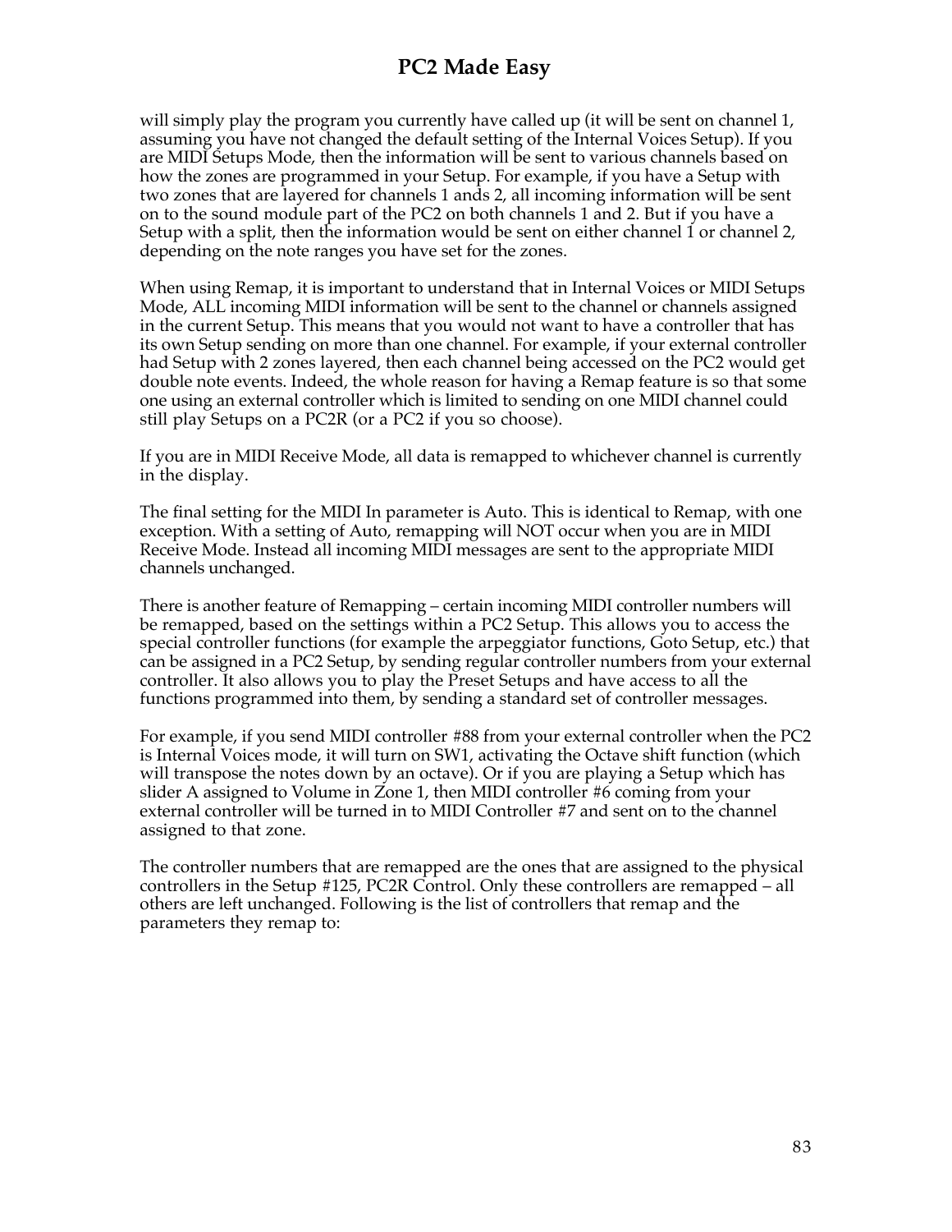will simply play the program you currently have called up (it will be sent on channel 1, assuming you have not changed the default setting of the Internal Voices Setup). If you are MIDI Setups Mode, then the information will be sent to various channels based on how the zones are programmed in your Setup. For example, if you have a Setup with two zones that are layered for channels 1 ands 2, all incoming information will be sent on to the sound module part of the PC2 on both channels 1 and 2. But if you have a Setup with a split, then the information would be sent on either channel 1 or channel 2, depending on the note ranges you have set for the zones.

When using Remap, it is important to understand that in Internal Voices or MIDI Setups Mode, ALL incoming MIDI information will be sent to the channel or channels assigned in the current Setup. This means that you would not want to have a controller that has its own Setup sending on more than one channel. For example, if your external controller had Setup with 2 zones layered, then each channel being accessed on the PC2 would get double note events. Indeed, the whole reason for having a Remap feature is so that some one using an external controller which is limited to sending on one MIDI channel could still play Setups on a PC2R (or a PC2 if you so choose).

If you are in MIDI Receive Mode, all data is remapped to whichever channel is currently in the display.

The final setting for the MIDI In parameter is Auto. This is identical to Remap, with one exception. With a setting of Auto, remapping will NOT occur when you are in MIDI Receive Mode. Instead all incoming MIDI messages are sent to the appropriate MIDI channels unchanged.

There is another feature of Remapping – certain incoming MIDI controller numbers will be remapped, based on the settings within a PC2 Setup. This allows you to access the special controller functions (for example the arpeggiator functions, Goto Setup, etc.) that can be assigned in a PC2 Setup, by sending regular controller numbers from your external controller. It also allows you to play the Preset Setups and have access to all the functions programmed into them, by sending a standard set of controller messages.

For example, if you send MIDI controller #88 from your external controller when the PC2 is Internal Voices mode, it will turn on SW1, activating the Octave shift function (which will transpose the notes down by an octave). Or if you are playing a Setup which has slider A assigned to Volume in Zone 1, then MIDI controller #6 coming from your external controller will be turned in to MIDI Controller #7 and sent on to the channel assigned to that zone.

The controller numbers that are remapped are the ones that are assigned to the physical controllers in the Setup #125, PC2R Control. Only these controllers are remapped – all others are left unchanged. Following is the list of controllers that remap and the parameters they remap to: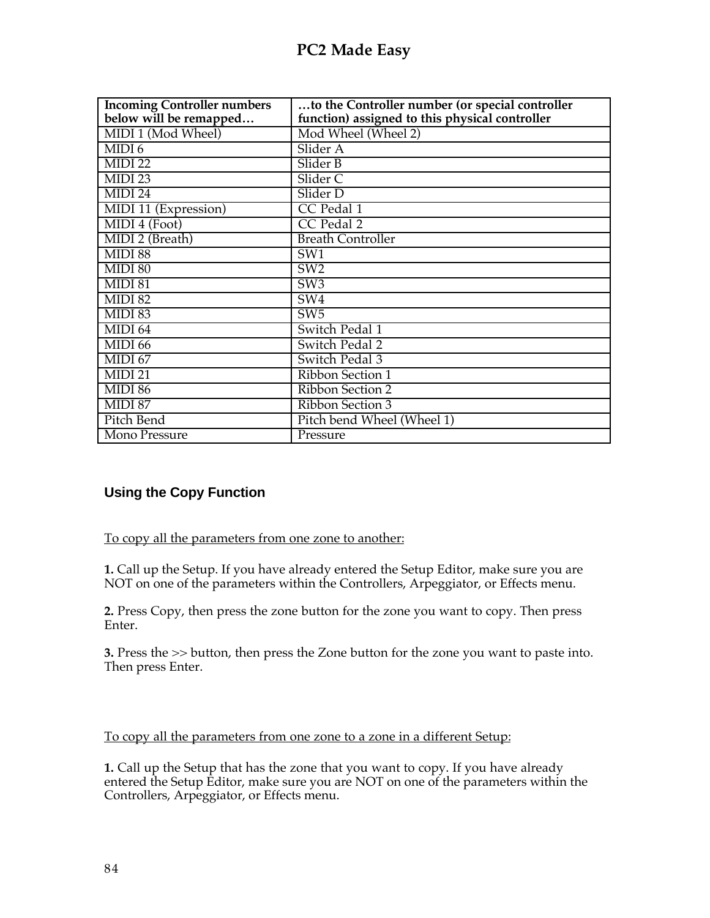| Incoming Controller numbers below will be remapped… | …to the Controller number (or special controller function) assigned to this physical controller |
|---|---|
| MIDI 1 (Mod Wheel) | Mod Wheel (Wheel 2) |
| MIDI 6 | Slider A |
| MIDI 22 | Slider B |
| MIDI 23 | Slider C |
| MIDI 24 | Slider D |
| MIDI 11 (Expression) | CC Pedal 1 |
| MIDI 4 (Foot) | CC Pedal 2 |
| MIDI 2 (Breath) | Breath Controller |
| MIDI 88 | SW1 |
| MIDI 80 | SW2 |
| MIDI 81 | SW3 |
| MIDI 82 | SW4 |
| MIDI 83 | SW5 |
| MIDI 64 | Switch Pedal 1 |
| MIDI 66 | Switch Pedal 2 |
| MIDI 67 | Switch Pedal 3 |
| MIDI 21 | Ribbon Section 1 |
| MIDI 86 | Ribbon Section 2 |
| MIDI 87 | Ribbon Section 3 |
| Pitch Bend | Pitch bend Wheel (Wheel 1) |
| Mono Pressure | Pressure |

### Using the Copy Function

To copy all the parameters from one zone to another:

**1.** Call up the Setup. If you have already entered the Setup Editor, make sure you are NOT on one of the parameters within the Controllers, Arpeggiator, or Effects menu.

**2.** Press Copy, then press the zone button for the zone you want to copy. Then press Enter.

**3.** Press the >> button, then press the Zone button for the zone you want to paste into. Then press Enter.

To copy all the parameters from one zone to a zone in a different Setup:

**1.** Call up the Setup that has the zone that you want to copy. If you have already entered the Setup Editor, make sure you are NOT on one of the parameters within the Controllers, Arpeggiator, or Effects menu.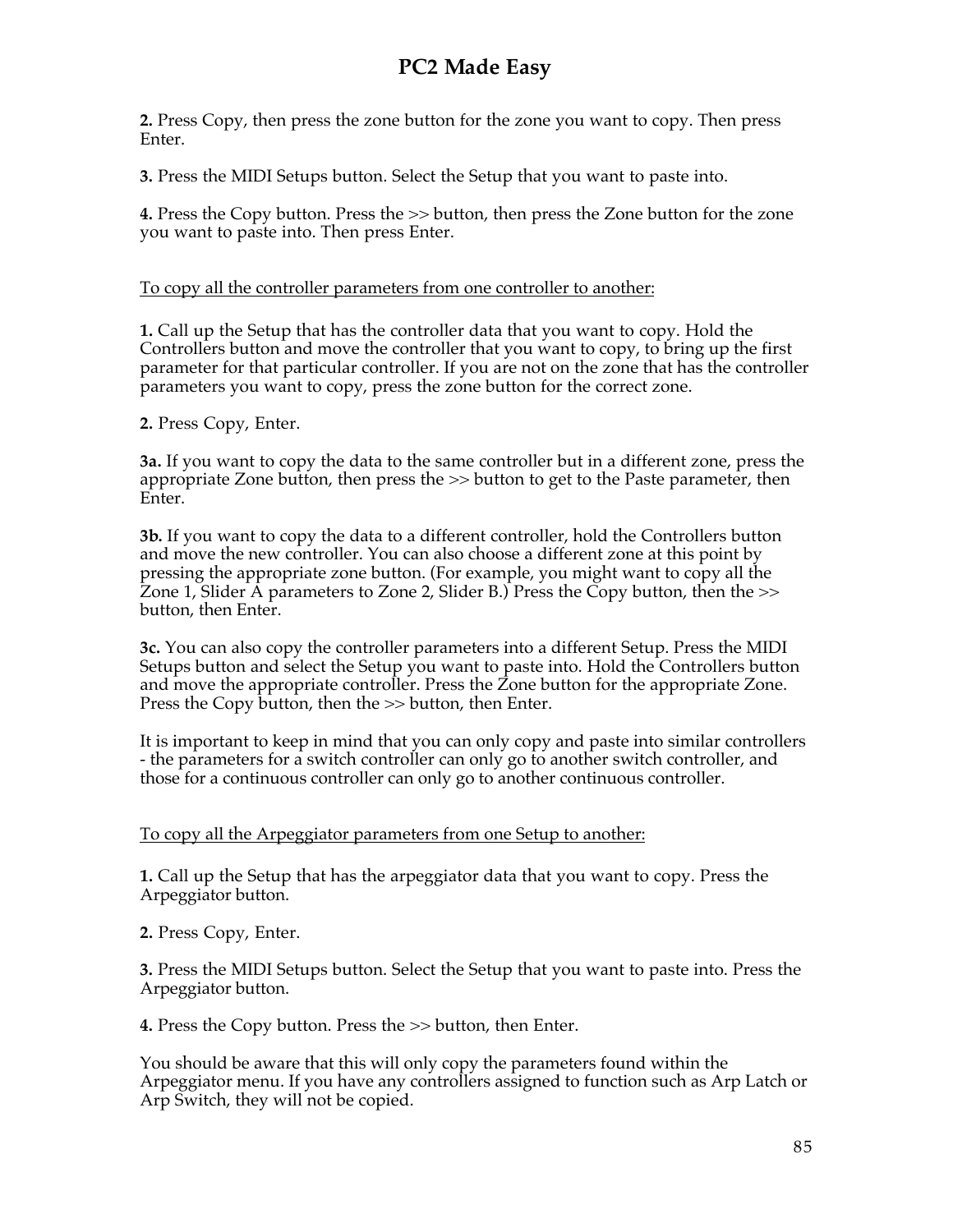**2.** Press Copy, then press the zone button for the zone you want to copy. Then press Enter.

**3.** Press the MIDI Setups button. Select the Setup that you want to paste into.

**4.** Press the Copy button. Press the >> button, then press the Zone button for the zone you want to paste into. Then press Enter.

<u>To copy all the controller parameters from one controller to another:</u>

**1.** Call up the Setup that has the controller data that you want to copy. Hold the Controllers button and move the controller that you want to copy, to bring up the first parameter for that particular controller. If you are not on the zone that has the controller parameters you want to copy, press the zone button for the correct zone.

**2.** Press Copy, Enter.

**3a.** If you want to copy the data to the same controller but in a different zone, press the appropriate Zone button, then press the >> button to get to the Paste parameter, then Enter.

**3b.** If you want to copy the data to a different controller, hold the Controllers button and move the new controller. You can also choose a different zone at this point by pressing the appropriate zone button. (For example, you might want to copy all the Zone 1, Slider A parameters to Zone 2, Slider B.) Press the Copy button, then the >> button, then Enter.

**3c.** You can also copy the controller parameters into a different Setup. Press the MIDI Setups button and select the Setup you want to paste into. Hold the Controllers button and move the appropriate controller. Press the Zone button for the appropriate Zone. Press the Copy button, then the >> button, then Enter.

It is important to keep in mind that you can only copy and paste into similar controllers - the parameters for a switch controller can only go to another switch controller, and those for a continuous controller can only go to another continuous controller.

<u>To copy all the Arpeggiator parameters from one Setup to another:</u>

**1.** Call up the Setup that has the arpeggiator data that you want to copy. Press the Arpeggiator button.

**2.** Press Copy, Enter.

**3.** Press the MIDI Setups button. Select the Setup that you want to paste into. Press the Arpeggiator button.

**4.** Press the Copy button. Press the >> button, then Enter.

You should be aware that this will only copy the parameters found within the Arpeggiator menu. If you have any controllers assigned to function such as Arp Latch or Arp Switch, they will not be copied.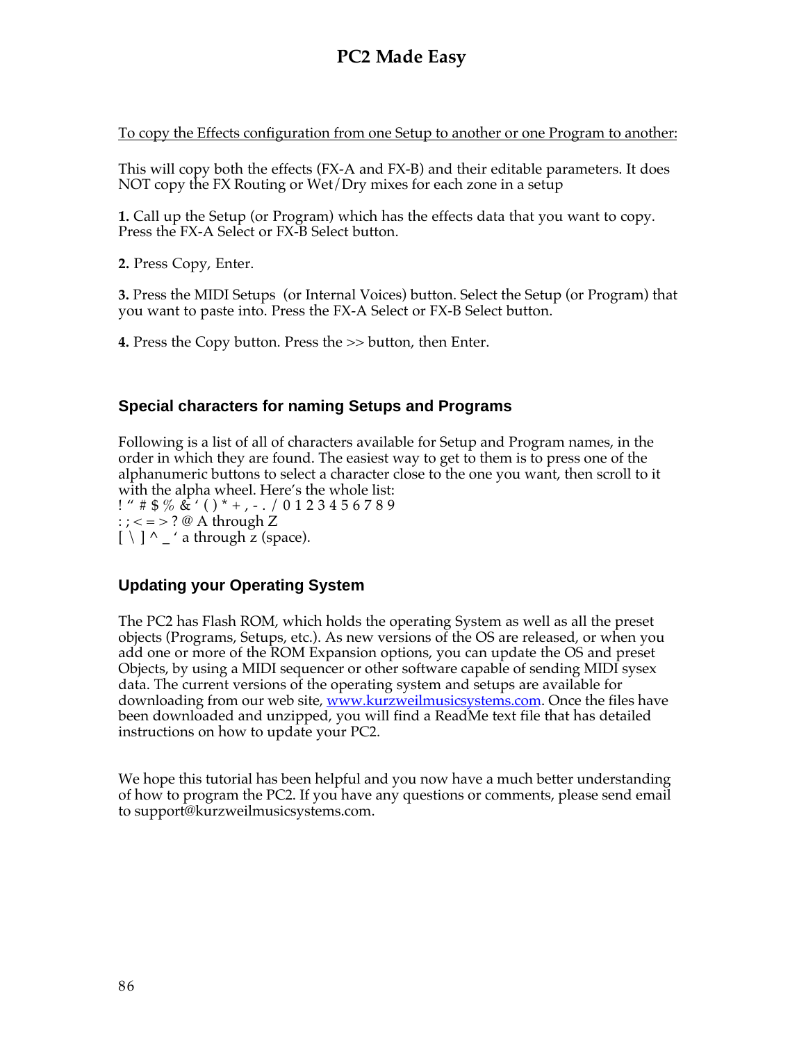To copy the Effects configuration from one Setup to another or one Program to another:

This will copy both the effects (FX-A and FX-B) and their editable parameters. It does NOT copy the FX Routing or Wet/Dry mixes for each zone in a setup

**1.** Call up the Setup (or Program) which has the effects data that you want to copy. Press the FX-A Select or FX-B Select button.

**2.** Press Copy, Enter.

**3.** Press the MIDI Setups (or Internal Voices) button. Select the Setup (or Program) that you want to paste into. Press the FX-A Select or FX-B Select button.

**4.** Press the Copy button. Press the >> button, then Enter.

## Special characters for naming Setups and Programs

Following is a list of all of characters available for Setup and Program names, in the order in which they are found. The easiest way to get to them is to press one of the alphanumeric buttons to select a character close to the one you want, then scroll to it with the alpha wheel. Here's the whole list:
! " # $ % & ' ( ) * + , - . / 0 1 2 3 4 5 6 7 8 9
: ; < = > ? @ A through Z
[ \ ] ^ _ ' a through z (space).

## Updating your Operating System

The PC2 has Flash ROM, which holds the operating System as well as all the preset objects (Programs, Setups, etc.). As new versions of the OS are released, or when you add one or more of the ROM Expansion options, you can update the OS and preset Objects, by using a MIDI sequencer or other software capable of sending MIDI sysex data. The current versions of the operating system and setups are available for downloading from our web site, www.kurzweilmusicsystems.com. Once the files have been downloaded and unzipped, you will find a ReadMe text file that has detailed instructions on how to update your PC2.

We hope this tutorial has been helpful and you now have a much better understanding of how to program the PC2. If you have any questions or comments, please send email to support@kurzweilmusicsystems.com.